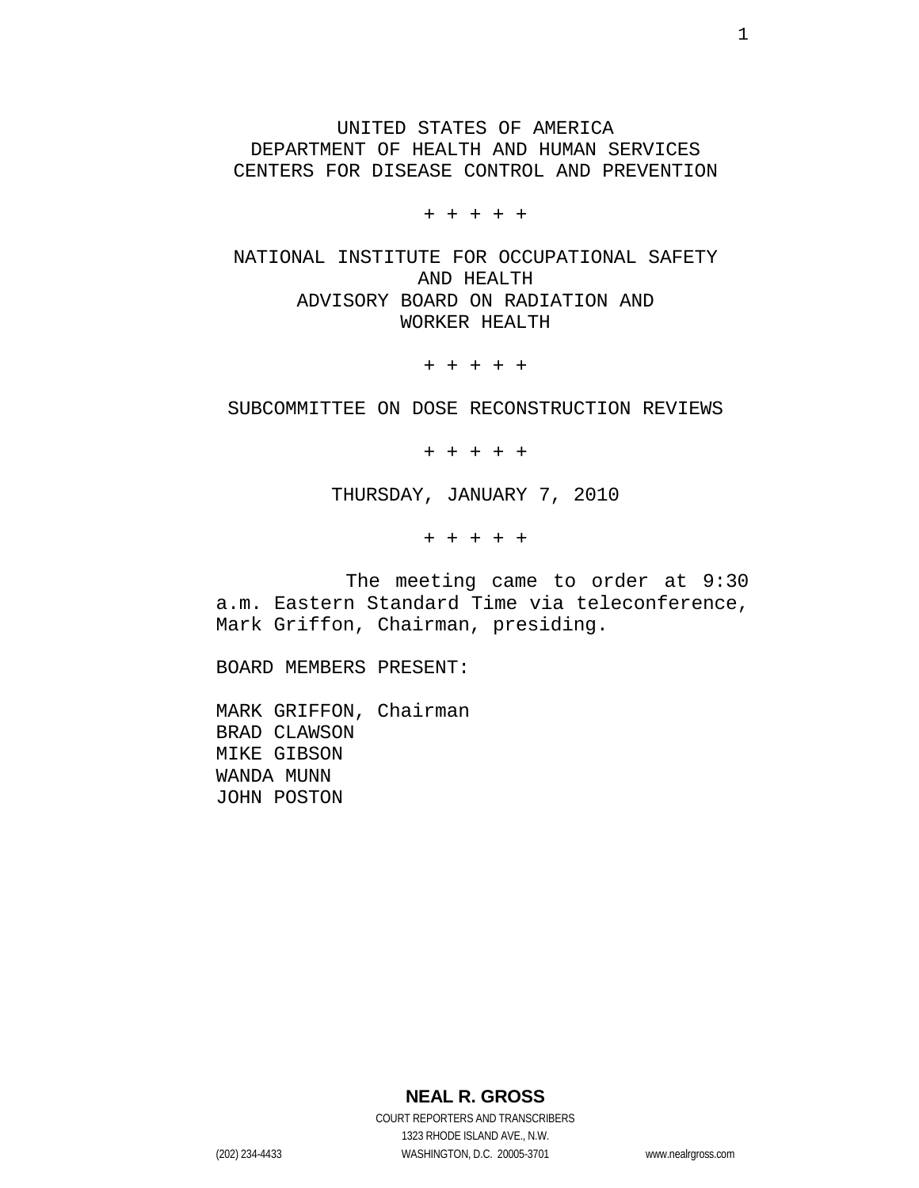UNITED STATES OF AMERICA
DEPARTMENT OF HEALTH AND HUMAN SERVICES
CENTERS FOR DISEASE CONTROL AND PREVENTION

+ + + + +

NATIONAL INSTITUTE FOR OCCUPATIONAL SAFETY AND HEALTH
ADVISORY BOARD ON RADIATION AND WORKER HEALTH

+ + + + +

SUBCOMMITTEE ON DOSE RECONSTRUCTION REVIEWS

+ + + + +

THURSDAY, JANUARY 7, 2010

+ + + + +

The meeting came to order at 9:30 a.m. Eastern Standard Time via teleconference, Mark Griffon, Chairman, presiding.

BOARD MEMBERS PRESENT:

MARK GRIFFON, Chairman
BRAD CLAWSON
MIKE GIBSON
WANDA MUNN
JOHN POSTON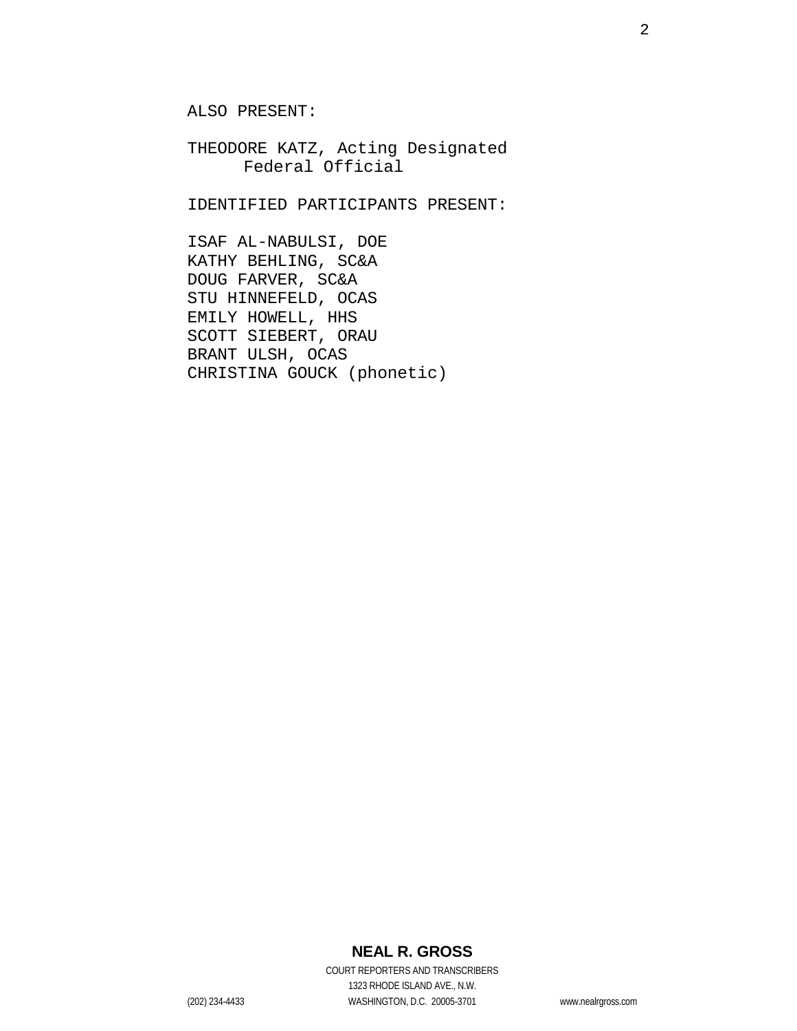ALSO PRESENT:

THEODORE KATZ, Acting Designated
Federal Official

IDENTIFIED PARTICIPANTS PRESENT:

ISAF AL-NABULSI, DOE
KATHY BEHLING, SC&A
DOUG FARVER, SC&A
STU HINNEFELD, OCAS
EMILY HOWELL, HHS
SCOTT SIEBERT, ORAU
BRANT ULSH, OCAS
CHRISTINA GOUCK (phonetic)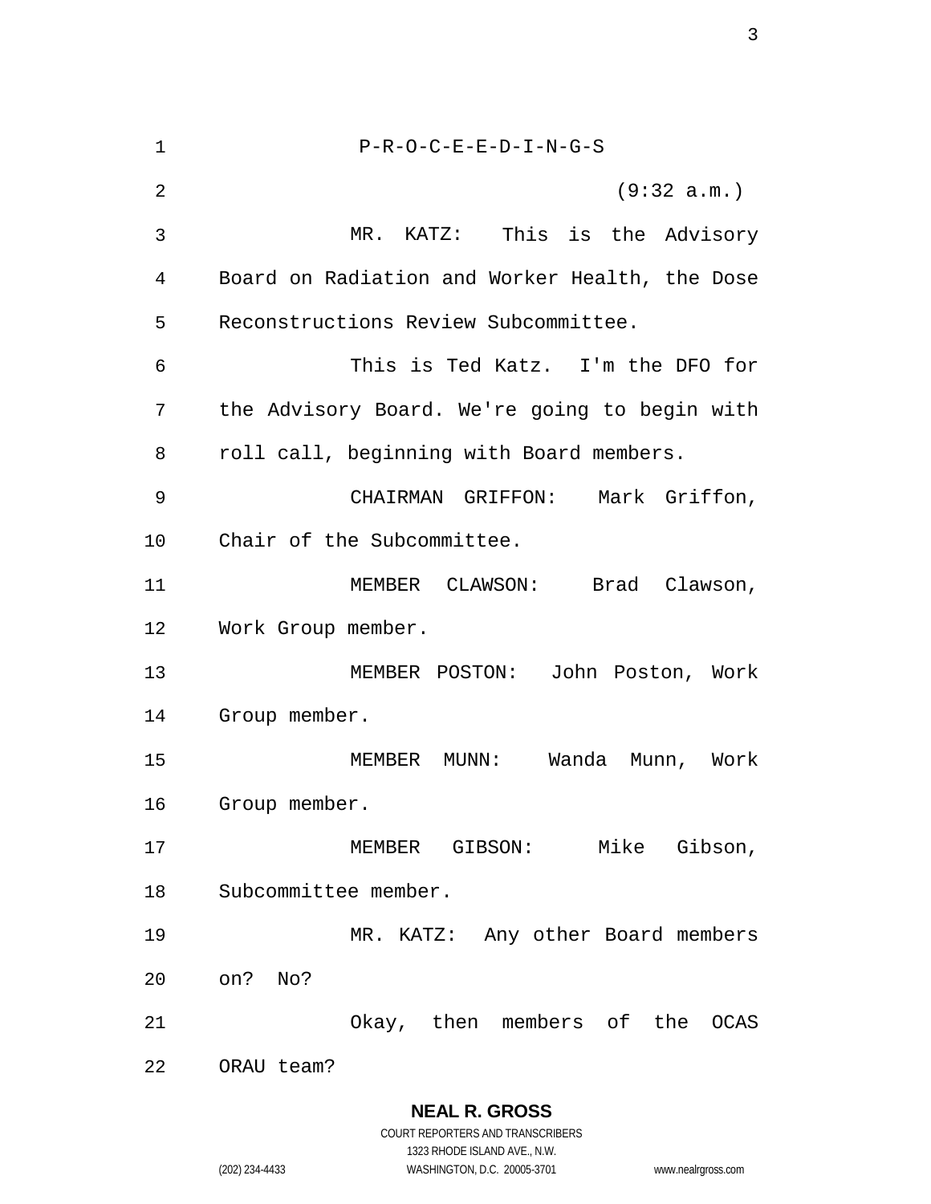P-R-O-C-E-E-D-I-N-G-S

(9:32 a.m.)

MR. KATZ: This is the Advisory Board on Radiation and Worker Health, the Dose Reconstructions Review Subcommittee.

This is Ted Katz. I'm the DFO for the Advisory Board. We're going to begin with roll call, beginning with Board members.

CHAIRMAN GRIFFON: Mark Griffon, Chair of the Subcommittee.

MEMBER CLAWSON: Brad Clawson, Work Group member.

MEMBER POSTON: John Poston, Work Group member.

MEMBER MUNN: Wanda Munn, Work Group member.

MEMBER GIBSON: Mike Gibson, Subcommittee member.

MR. KATZ: Any other Board members on? No?

Okay, then members of the OCAS ORAU team?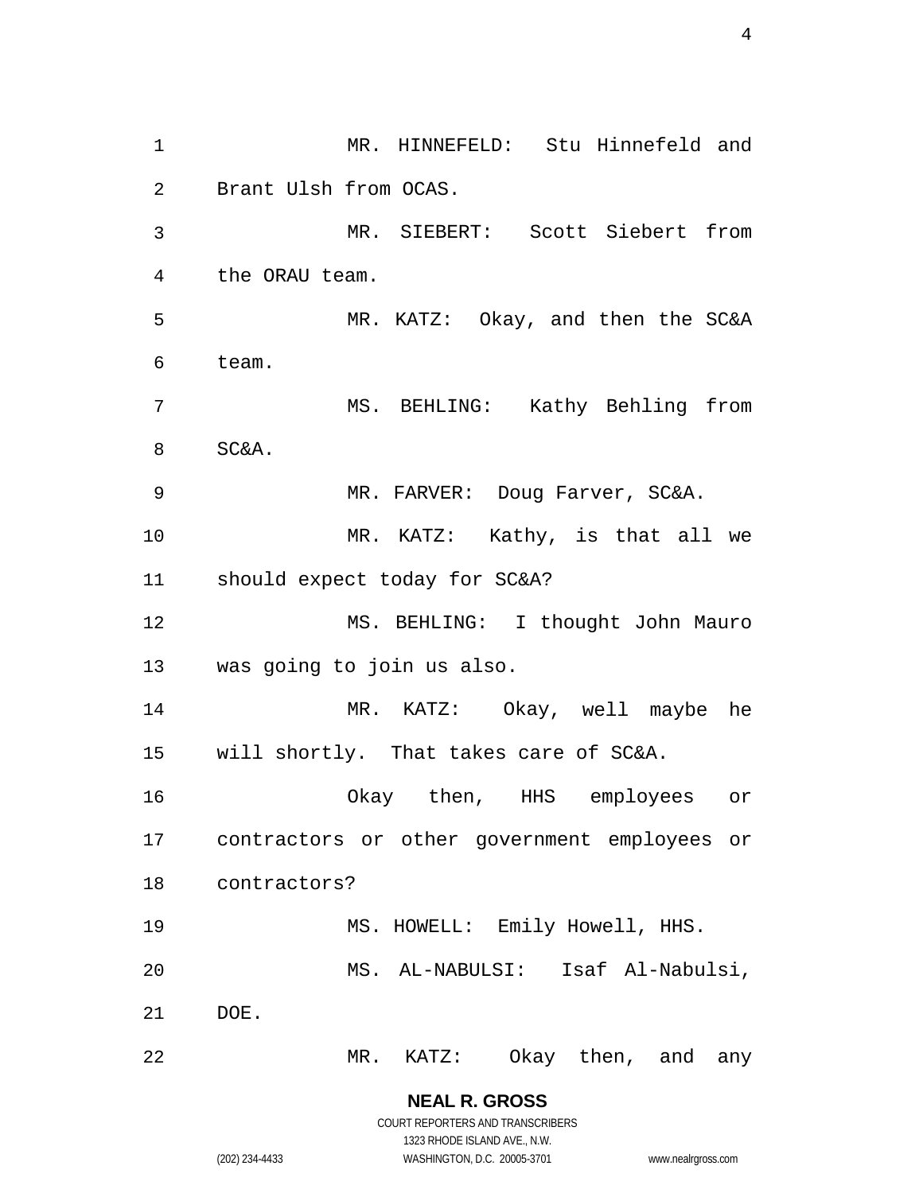MR. HINNEFELD: Stu Hinnefeld and Brant Ulsh from OCAS.

MR. SIEBERT: Scott Siebert from the ORAU team.

MR. KATZ: Okay, and then the SC&A team.

MS. BEHLING: Kathy Behling from SC&A.

MR. FARVER: Doug Farver, SC&A.

MR. KATZ: Kathy, is that all we should expect today for SC&A?

MS. BEHLING: I thought John Mauro was going to join us also.

MR. KATZ: Okay, well maybe he will shortly. That takes care of SC&A.

Okay then, HHS employees or contractors or other government employees or contractors?

MS. HOWELL: Emily Howell, HHS.

MS. AL-NABULSI: Isaf Al-Nabulsi, DOE.

MR. KATZ: Okay then, and any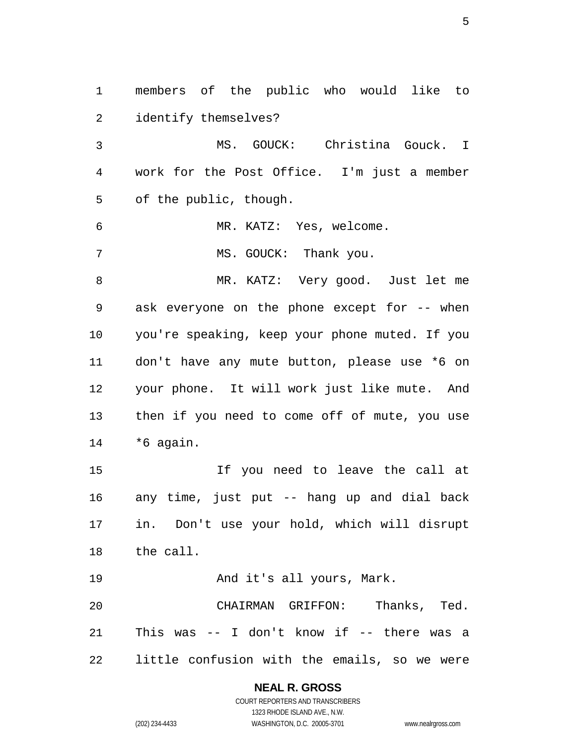members of the public who would like to identify themselves?

MS. GOUCK: Christina Gouck. I work for the Post Office. I'm just a member of the public, though.

MR. KATZ: Yes, welcome.

MS. GOUCK: Thank you.

MR. KATZ: Very good. Just let me ask everyone on the phone except for -- when you're speaking, keep your phone muted. If you don't have any mute button, please use *6 on your phone. It will work just like mute. And then if you need to come off of mute, you use *6 again.

If you need to leave the call at any time, just put -- hang up and dial back in. Don't use your hold, which will disrupt the call.

And it's all yours, Mark.

CHAIRMAN GRIFFON: Thanks, Ted. This was -- I don't know if -- there was a little confusion with the emails, so we were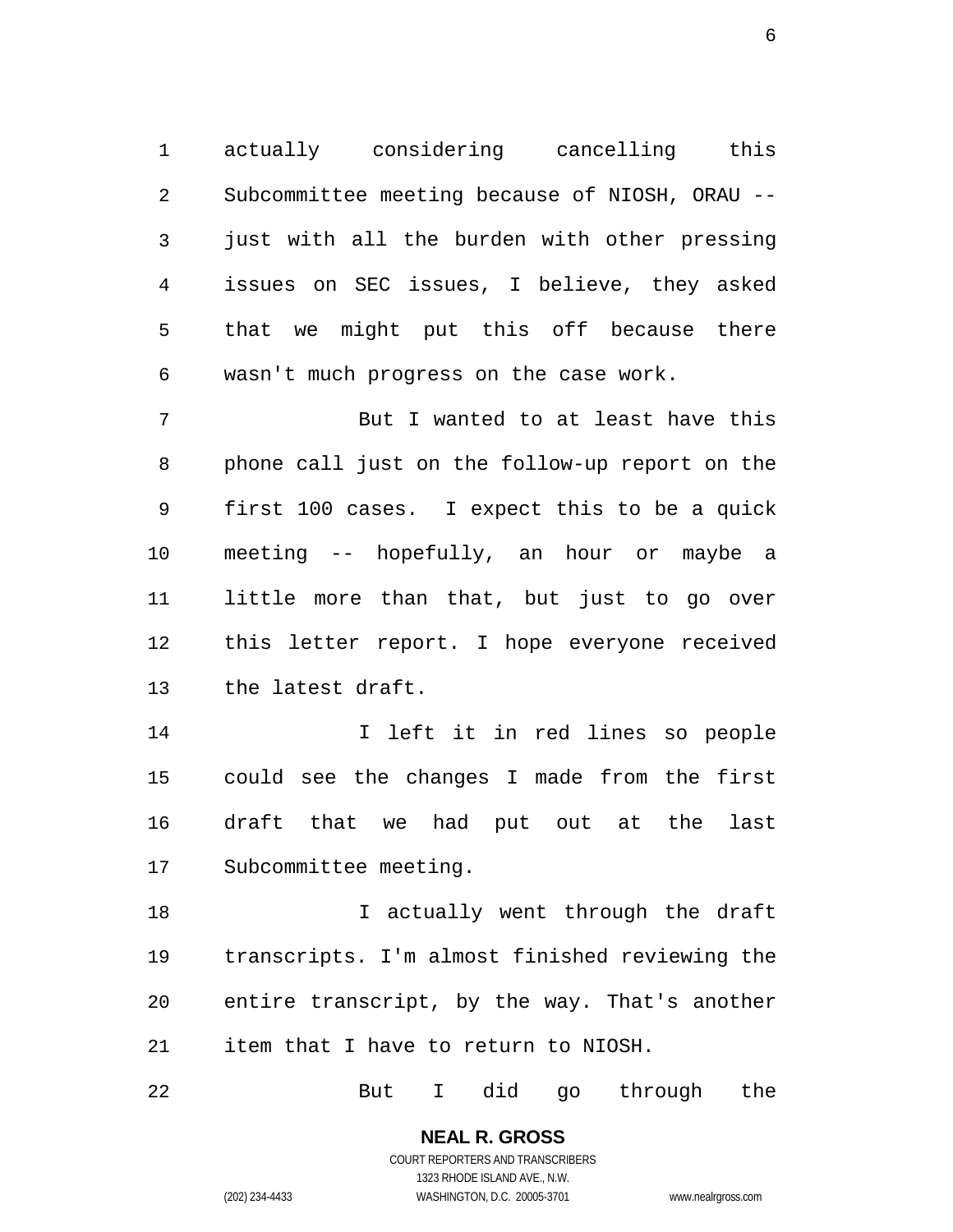actually considering cancelling this Subcommittee meeting because of NIOSH, ORAU -- just with all the burden with other pressing issues on SEC issues, I believe, they asked that we might put this off because there wasn't much progress on the case work.

But I wanted to at least have this phone call just on the follow-up report on the first 100 cases. I expect this to be a quick meeting -- hopefully, an hour or maybe a little more than that, but just to go over this letter report. I hope everyone received the latest draft.

I left it in red lines so people could see the changes I made from the first draft that we had put out at the last Subcommittee meeting.

I actually went through the draft transcripts. I'm almost finished reviewing the entire transcript, by the way. That's another item that I have to return to NIOSH.

But I did go through the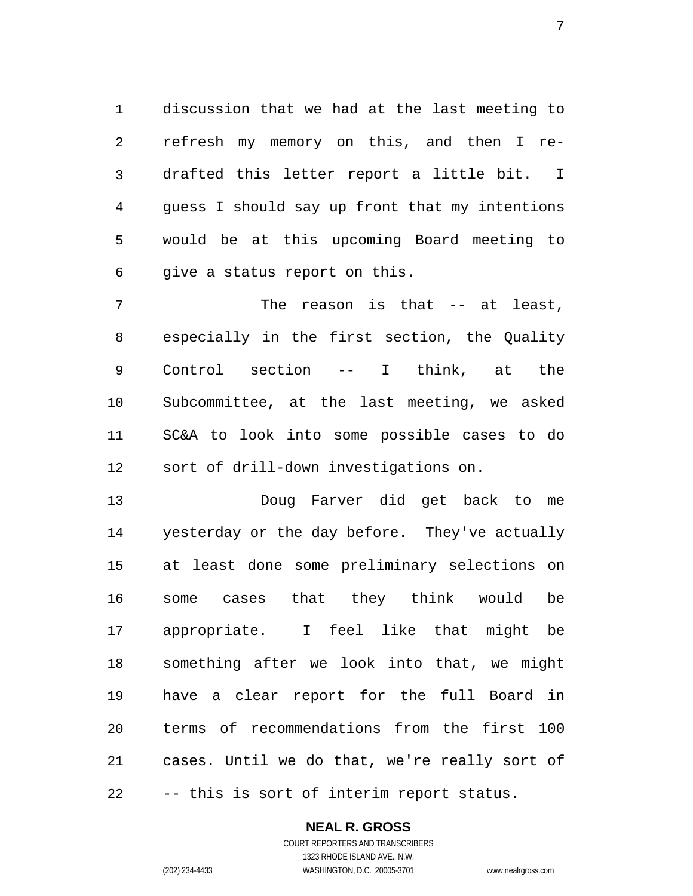discussion that we had at the last meeting to refresh my memory on this, and then I re-drafted this letter report a little bit. I guess I should say up front that my intentions would be at this upcoming Board meeting to give a status report on this.

The reason is that -- at least, especially in the first section, the Quality Control section -- I think, at the Subcommittee, at the last meeting, we asked SC&A to look into some possible cases to do sort of drill-down investigations on.

Doug Farver did get back to me yesterday or the day before. They've actually at least done some preliminary selections on some cases that they think would be appropriate. I feel like that might be something after we look into that, we might have a clear report for the full Board in terms of recommendations from the first 100 cases. Until we do that, we're really sort of -- this is sort of interim report status.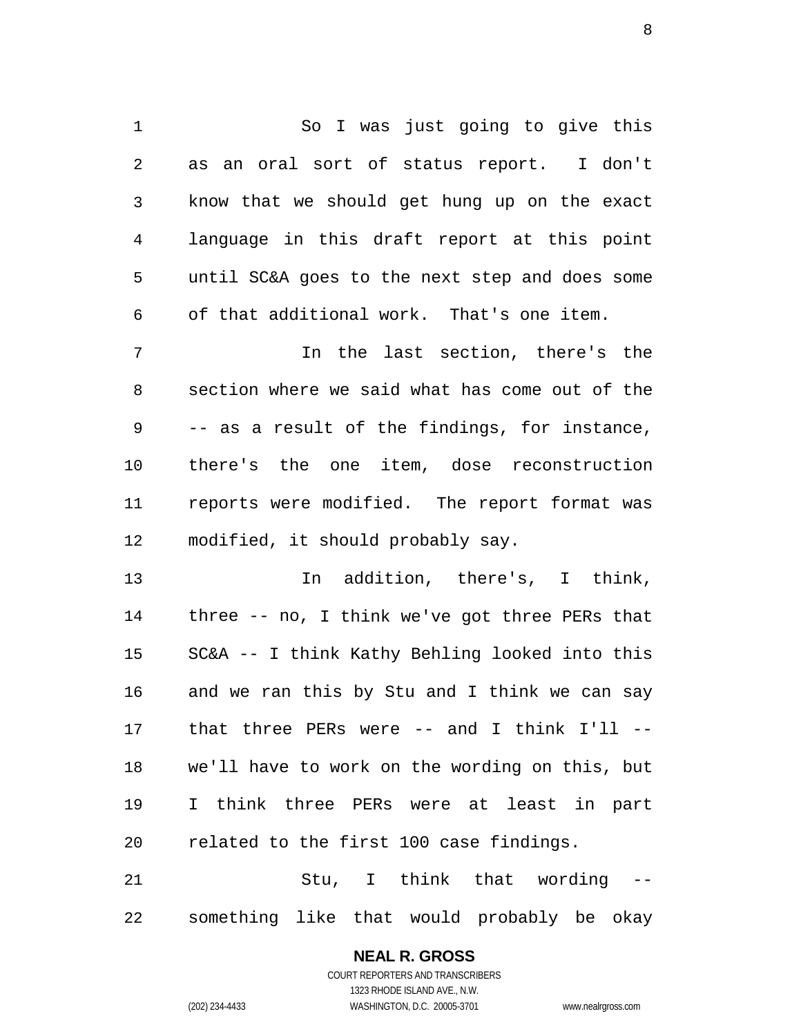So I was just going to give this as an oral sort of status report. I don't know that we should get hung up on the exact language in this draft report at this point until SC&A goes to the next step and does some of that additional work. That's one item.

In the last section, there's the section where we said what has come out of the -- as a result of the findings, for instance, there's the one item, dose reconstruction reports were modified. The report format was modified, it should probably say.

In addition, there's, I think, three -- no, I think we've got three PERs that SC&A -- I think Kathy Behling looked into this and we ran this by Stu and I think we can say that three PERs were -- and I think I'll -- we'll have to work on the wording on this, but I think three PERs were at least in part related to the first 100 case findings.

Stu, I think that wording -- something like that would probably be okay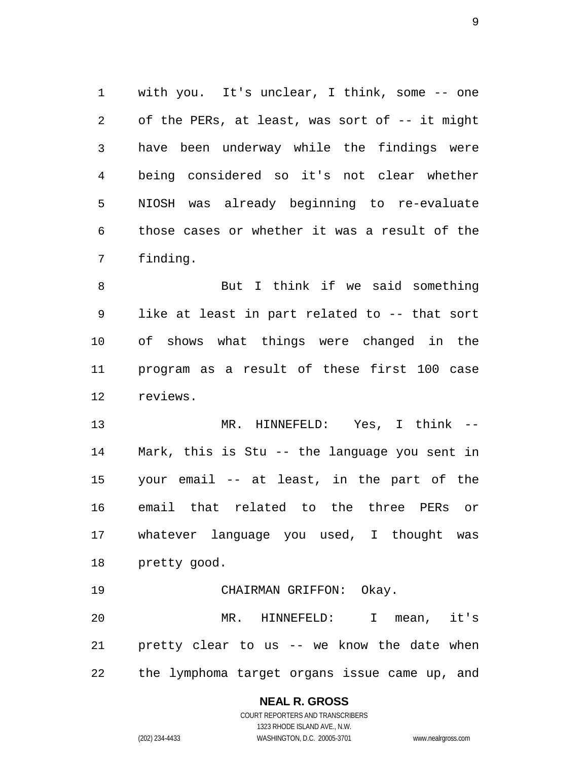with you. It's unclear, I think, some -- one of the PERs, at least, was sort of -- it might have been underway while the findings were being considered so it's not clear whether NIOSH was already beginning to re-evaluate those cases or whether it was a result of the finding.

But I think if we said something like at least in part related to -- that sort of shows what things were changed in the program as a result of these first 100 case reviews.

MR. HINNEFELD: Yes, I think -- Mark, this is Stu -- the language you sent in your email -- at least, in the part of the email that related to the three PERs or whatever language you used, I thought was pretty good.

CHAIRMAN GRIFFON: Okay.

MR. HINNEFELD: I mean, it's pretty clear to us -- we know the date when the lymphoma target organs issue came up, and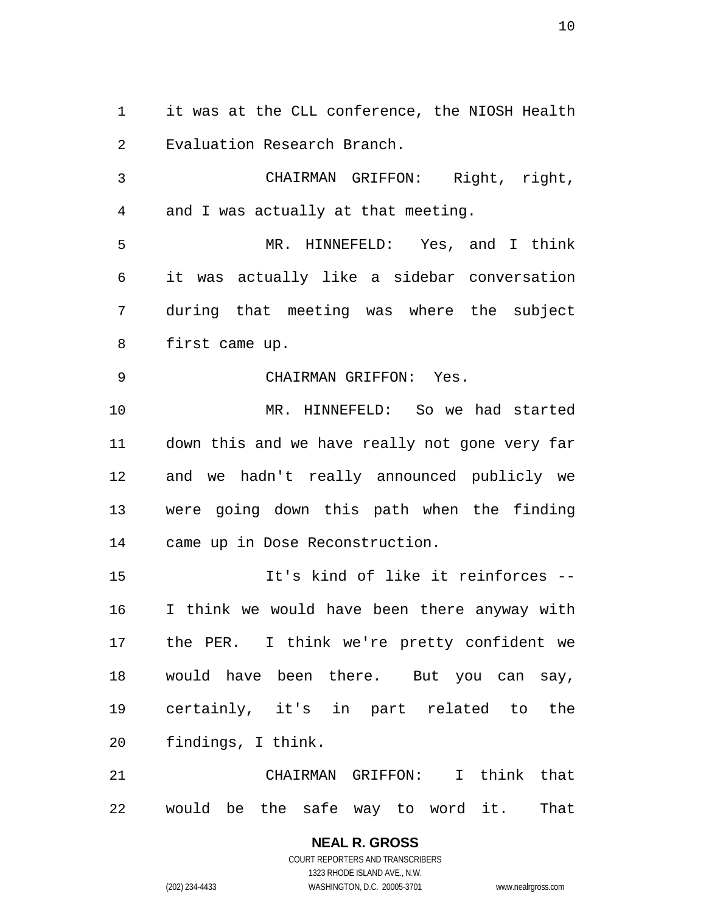it was at the CLL conference, the NIOSH Health Evaluation Research Branch.

CHAIRMAN GRIFFON: Right, right, and I was actually at that meeting.

MR. HINNEFELD: Yes, and I think it was actually like a sidebar conversation during that meeting was where the subject first came up.

CHAIRMAN GRIFFON: Yes.

MR. HINNEFELD: So we had started down this and we have really not gone very far and we hadn't really announced publicly we were going down this path when the finding came up in Dose Reconstruction.

It's kind of like it reinforces -- I think we would have been there anyway with the PER. I think we're pretty confident we would have been there. But you can say, certainly, it's in part related to the findings, I think.

CHAIRMAN GRIFFON: I think that would be the safe way to word it. That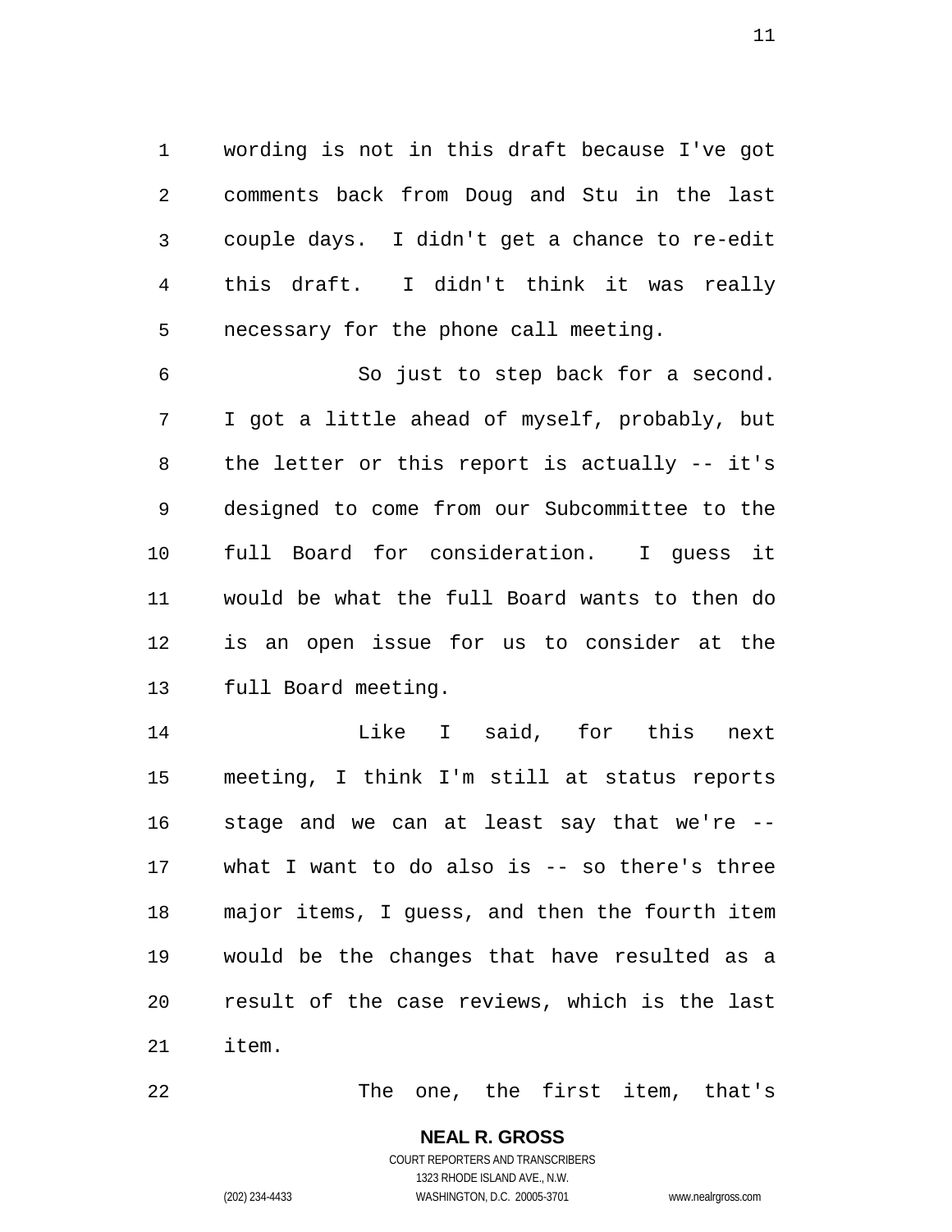wording is not in this draft because I've got comments back from Doug and Stu in the last couple days. I didn't get a chance to re-edit this draft. I didn't think it was really necessary for the phone call meeting.

So just to step back for a second. I got a little ahead of myself, probably, but the letter or this report is actually -- it's designed to come from our Subcommittee to the full Board for consideration. I guess it would be what the full Board wants to then do is an open issue for us to consider at the full Board meeting.

Like I said, for this next meeting, I think I'm still at status reports stage and we can at least say that we're -- what I want to do also is -- so there's three major items, I guess, and then the fourth item would be the changes that have resulted as a result of the case reviews, which is the last item.

The one, the first item, that's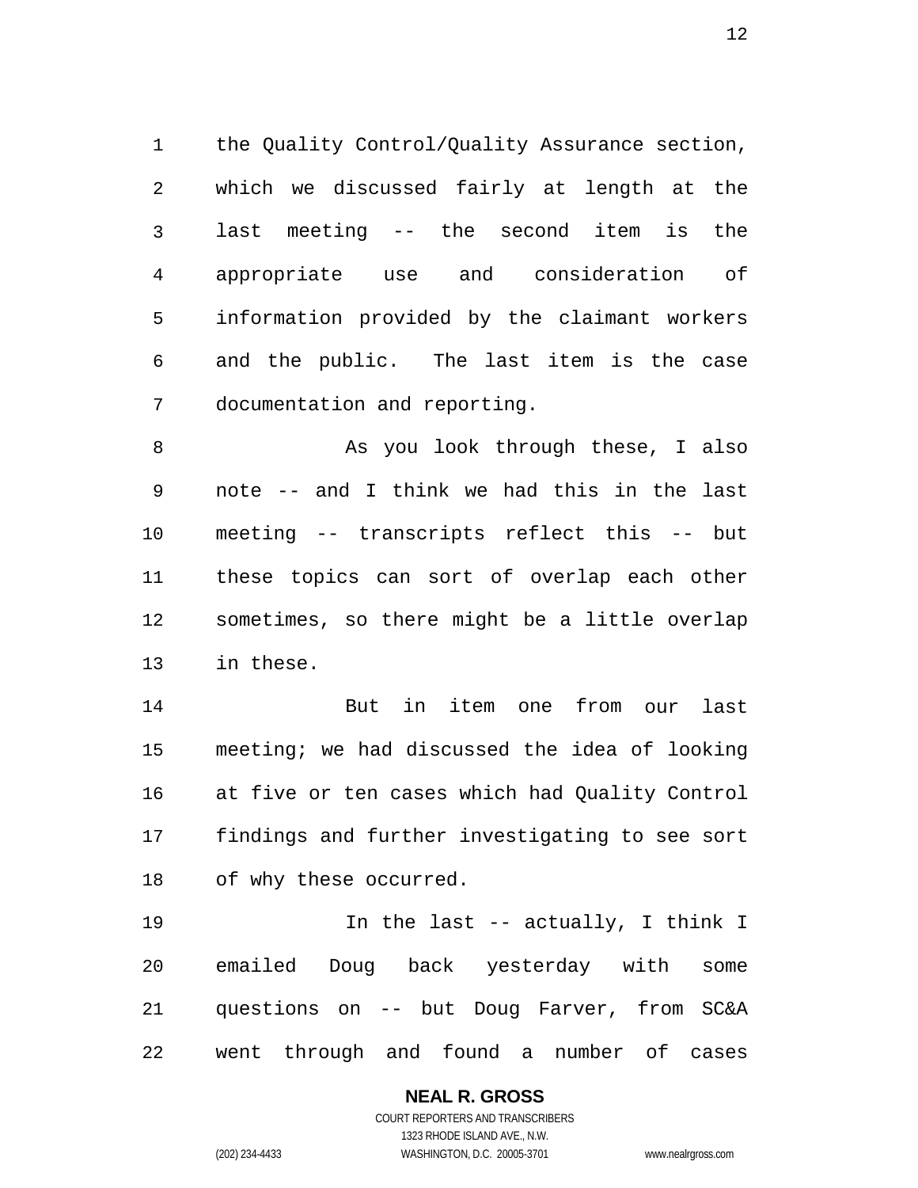the Quality Control/Quality Assurance section, which we discussed fairly at length at the last meeting -- the second item is the appropriate use and consideration of information provided by the claimant workers and the public. The last item is the case documentation and reporting.

As you look through these, I also note -- and I think we had this in the last meeting -- transcripts reflect this -- but these topics can sort of overlap each other sometimes, so there might be a little overlap in these.

But in item one from our last meeting; we had discussed the idea of looking at five or ten cases which had Quality Control findings and further investigating to see sort of why these occurred.

In the last -- actually, I think I emailed Doug back yesterday with some questions on -- but Doug Farver, from SC&A went through and found a number of cases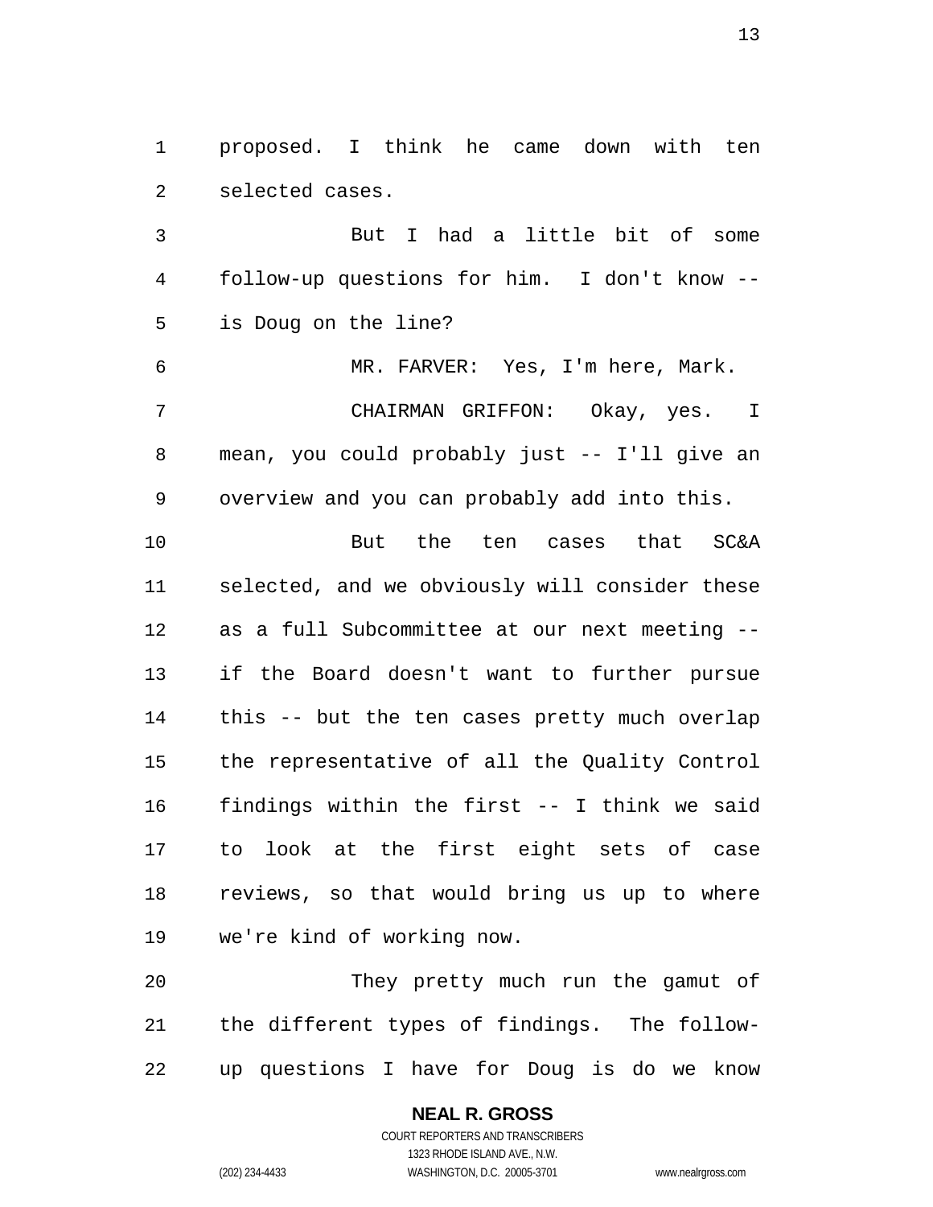proposed. I think he came down with ten selected cases.

But I had a little bit of some follow-up questions for him. I don't know -- is Doug on the line?

MR. FARVER: Yes, I'm here, Mark.

CHAIRMAN GRIFFON: Okay, yes. I mean, you could probably just -- I'll give an overview and you can probably add into this.

But the ten cases that SC&A selected, and we obviously will consider these as a full Subcommittee at our next meeting -- if the Board doesn't want to further pursue this -- but the ten cases pretty much overlap the representative of all the Quality Control findings within the first -- I think we said to look at the first eight sets of case reviews, so that would bring us up to where we're kind of working now.

They pretty much run the gamut of the different types of findings. The follow-up questions I have for Doug is do we know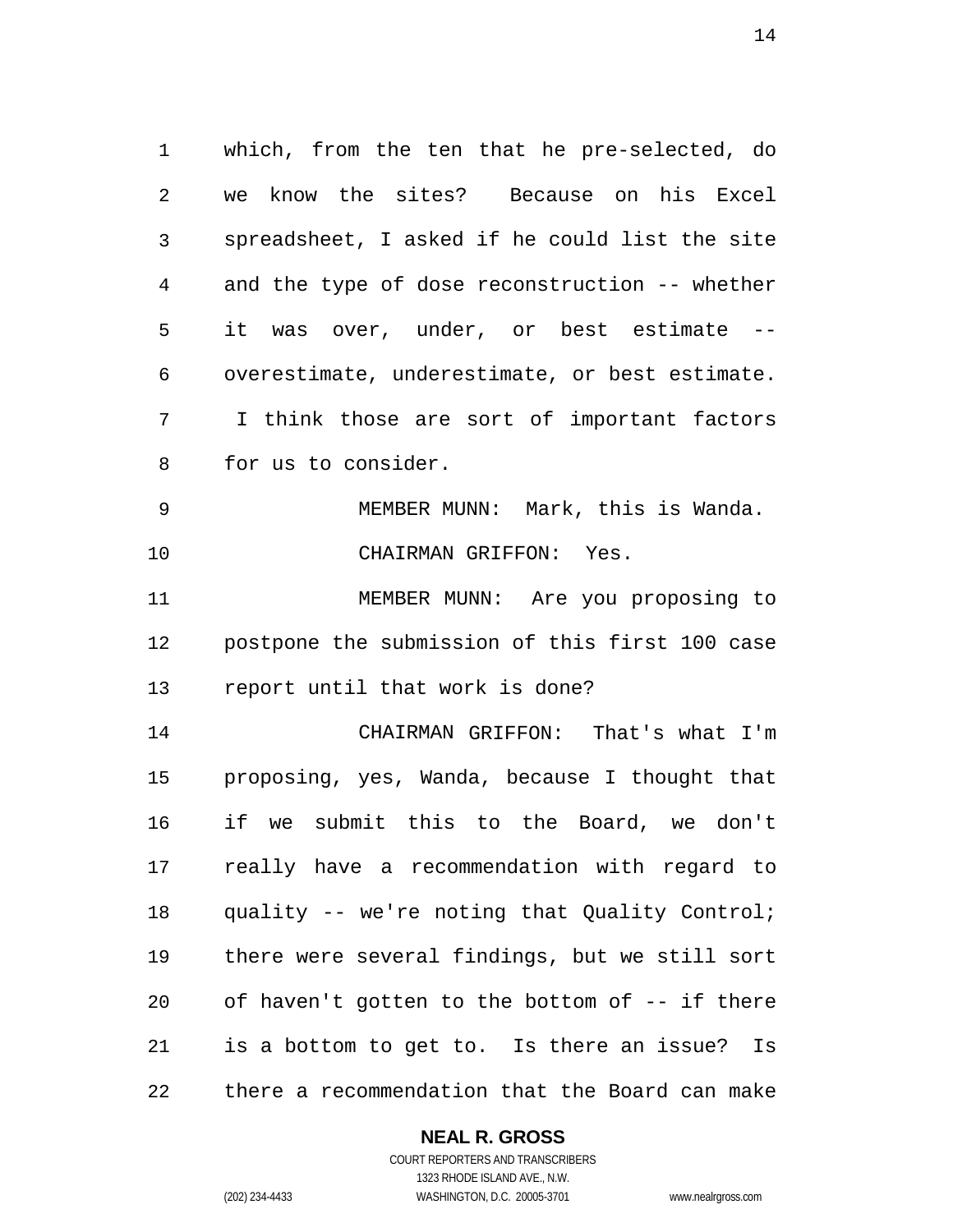which, from the ten that he pre-selected, do we know the sites? Because on his Excel spreadsheet, I asked if he could list the site and the type of dose reconstruction -- whether it was over, under, or best estimate -- overestimate, underestimate, or best estimate. I think those are sort of important factors for us to consider.

MEMBER MUNN: Mark, this is Wanda.

CHAIRMAN GRIFFON: Yes.

MEMBER MUNN: Are you proposing to postpone the submission of this first 100 case report until that work is done?

CHAIRMAN GRIFFON: That's what I'm proposing, yes, Wanda, because I thought that if we submit this to the Board, we don't really have a recommendation with regard to quality -- we're noting that Quality Control; there were several findings, but we still sort of haven't gotten to the bottom of -- if there is a bottom to get to. Is there an issue? Is there a recommendation that the Board can make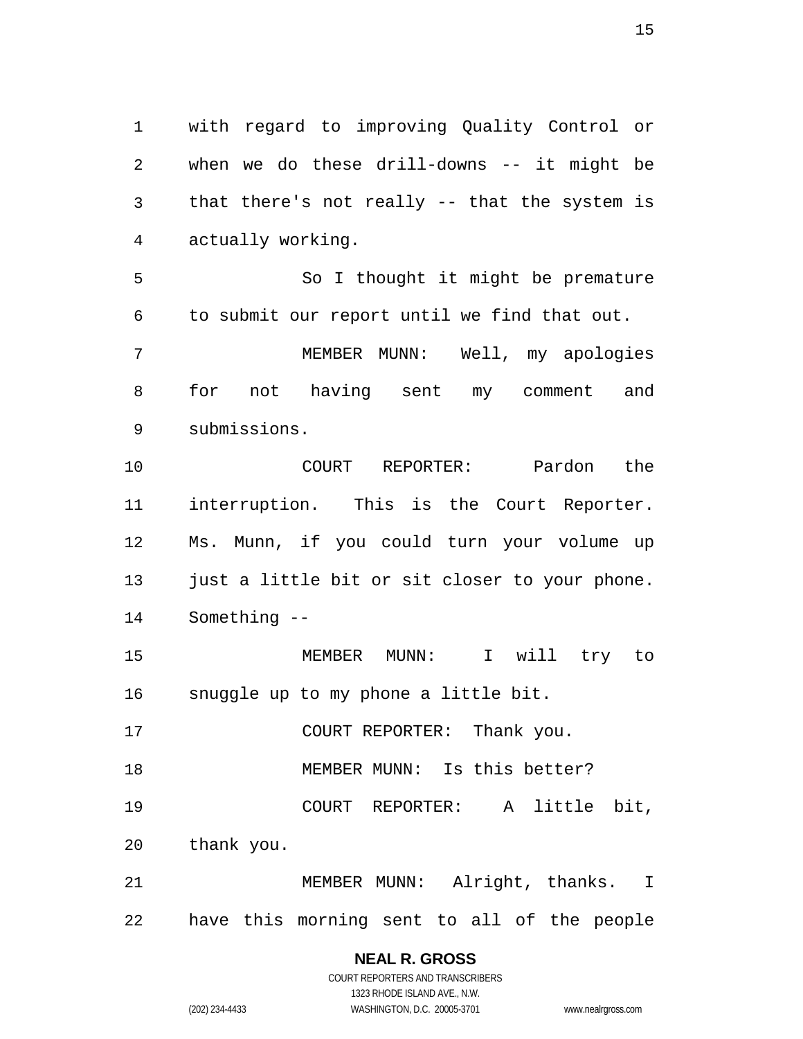with regard to improving Quality Control or when we do these drill-downs -- it might be that there's not really -- that the system is actually working.

So I thought it might be premature to submit our report until we find that out.

MEMBER MUNN: Well, my apologies for not having sent my comment and submissions.

COURT REPORTER: Pardon the interruption. This is the Court Reporter. Ms. Munn, if you could turn your volume up just a little bit or sit closer to your phone. Something --

MEMBER MUNN: I will try to snuggle up to my phone a little bit.

COURT REPORTER: Thank you.

MEMBER MUNN: Is this better?

COURT REPORTER: A little bit, thank you.

MEMBER MUNN: Alright, thanks. I have this morning sent to all of the people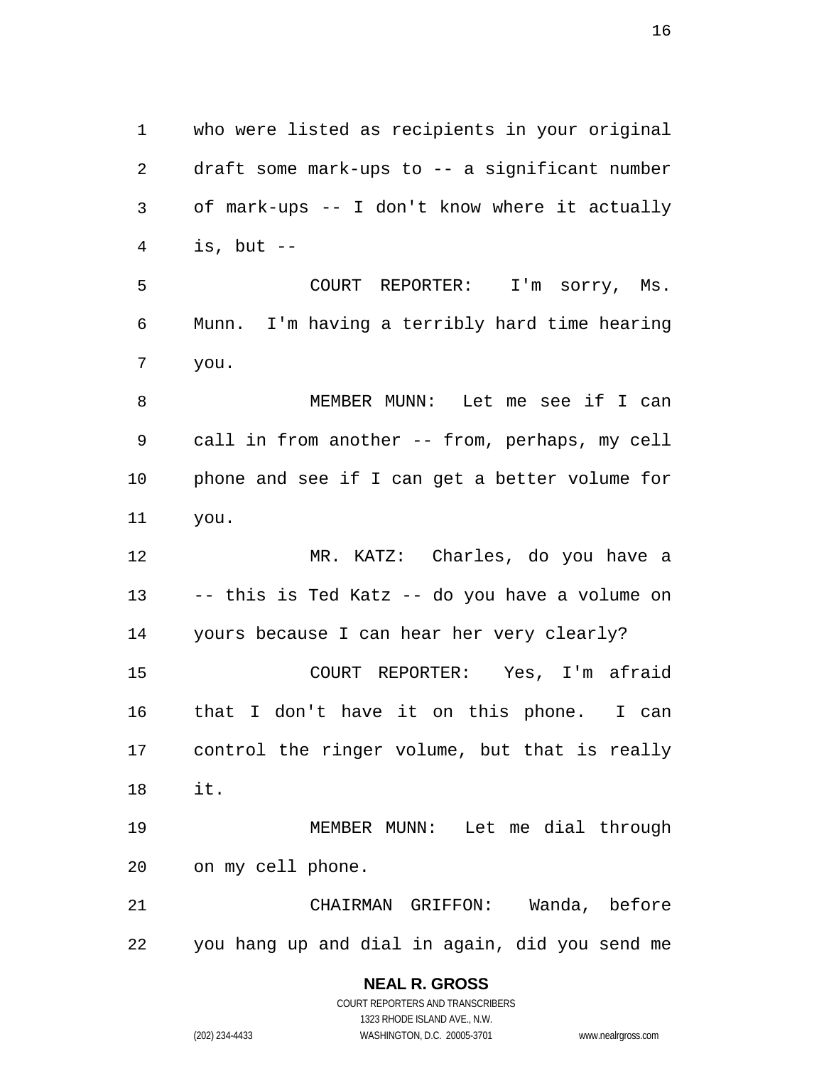who were listed as recipients in your original draft some mark-ups to -- a significant number of mark-ups -- I don't know where it actually is, but --

COURT REPORTER: I'm sorry, Ms. Munn. I'm having a terribly hard time hearing you.

MEMBER MUNN: Let me see if I can call in from another -- from, perhaps, my cell phone and see if I can get a better volume for you.

MR. KATZ: Charles, do you have a -- this is Ted Katz -- do you have a volume on yours because I can hear her very clearly?

COURT REPORTER: Yes, I'm afraid that I don't have it on this phone. I can control the ringer volume, but that is really it.

MEMBER MUNN: Let me dial through on my cell phone.

CHAIRMAN GRIFFON: Wanda, before you hang up and dial in again, did you send me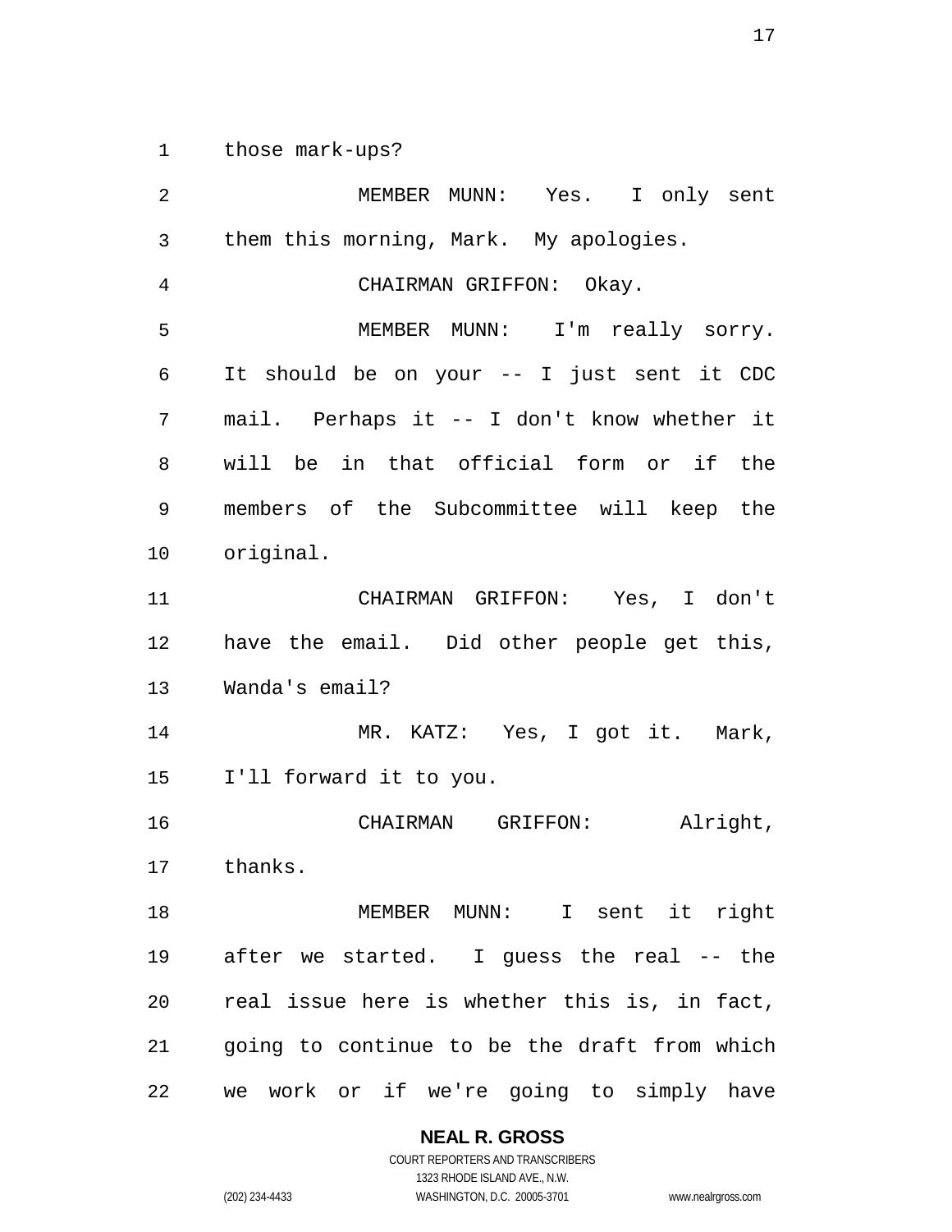those mark-ups?

MEMBER MUNN: Yes. I only sent them this morning, Mark. My apologies.

CHAIRMAN GRIFFON: Okay.

MEMBER MUNN: I'm really sorry. It should be on your -- I just sent it CDC mail. Perhaps it -- I don't know whether it will be in that official form or if the members of the Subcommittee will keep the original.

CHAIRMAN GRIFFON: Yes, I don't have the email. Did other people get this, Wanda's email?

MR. KATZ: Yes, I got it. Mark, I'll forward it to you.

CHAIRMAN GRIFFON: Alright, thanks.

MEMBER MUNN: I sent it right after we started. I guess the real -- the real issue here is whether this is, in fact, going to continue to be the draft from which we work or if we're going to simply have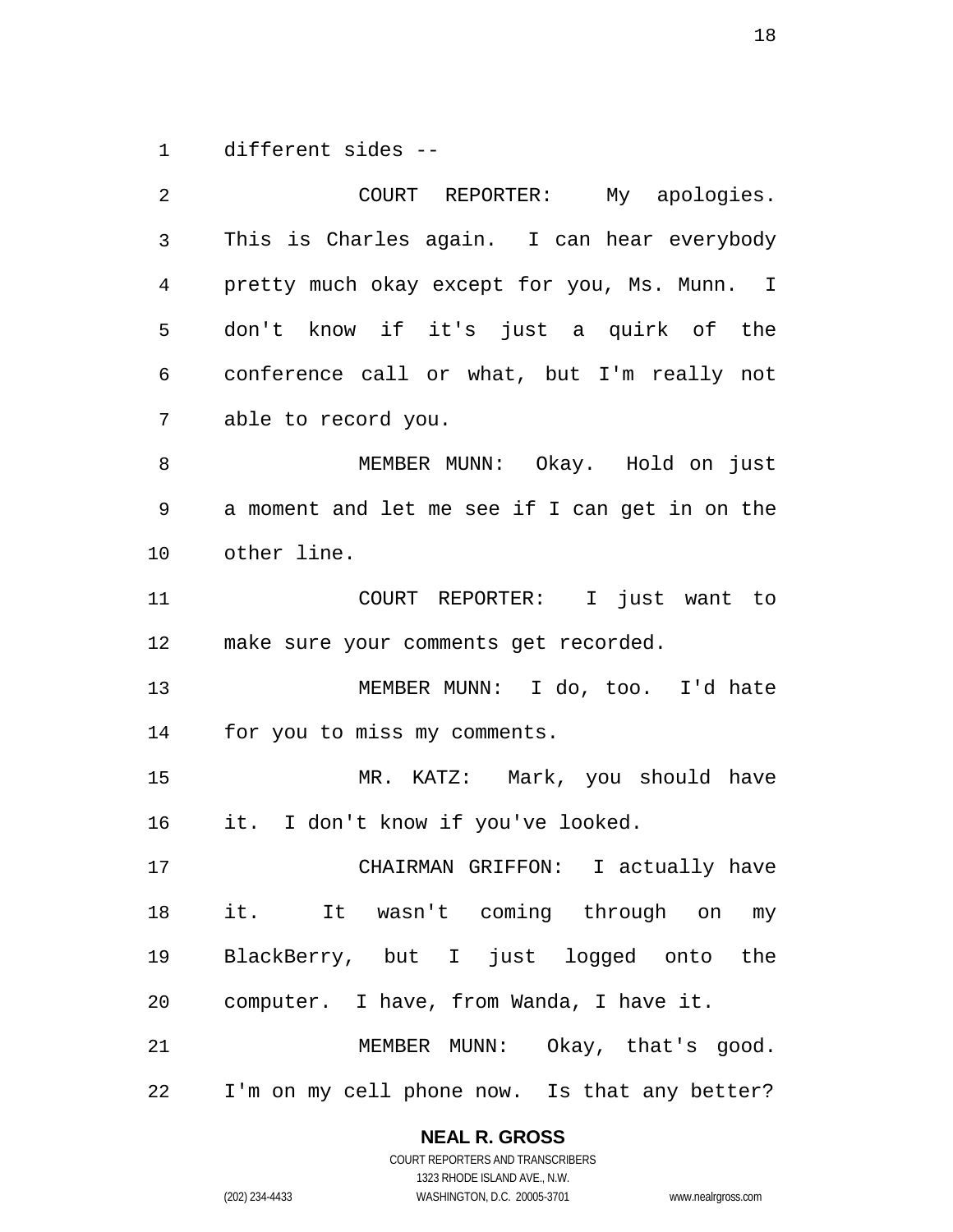different sides --

COURT REPORTER: My apologies. This is Charles again. I can hear everybody pretty much okay except for you, Ms. Munn. I don't know if it's just a quirk of the conference call or what, but I'm really not able to record you.

MEMBER MUNN: Okay. Hold on just a moment and let me see if I can get in on the other line.

COURT REPORTER: I just want to make sure your comments get recorded.

MEMBER MUNN: I do, too. I'd hate for you to miss my comments.

MR. KATZ: Mark, you should have it. I don't know if you've looked.

CHAIRMAN GRIFFON: I actually have it. It wasn't coming through on my BlackBerry, but I just logged onto the computer. I have, from Wanda, I have it.

MEMBER MUNN: Okay, that's good. I'm on my cell phone now. Is that any better?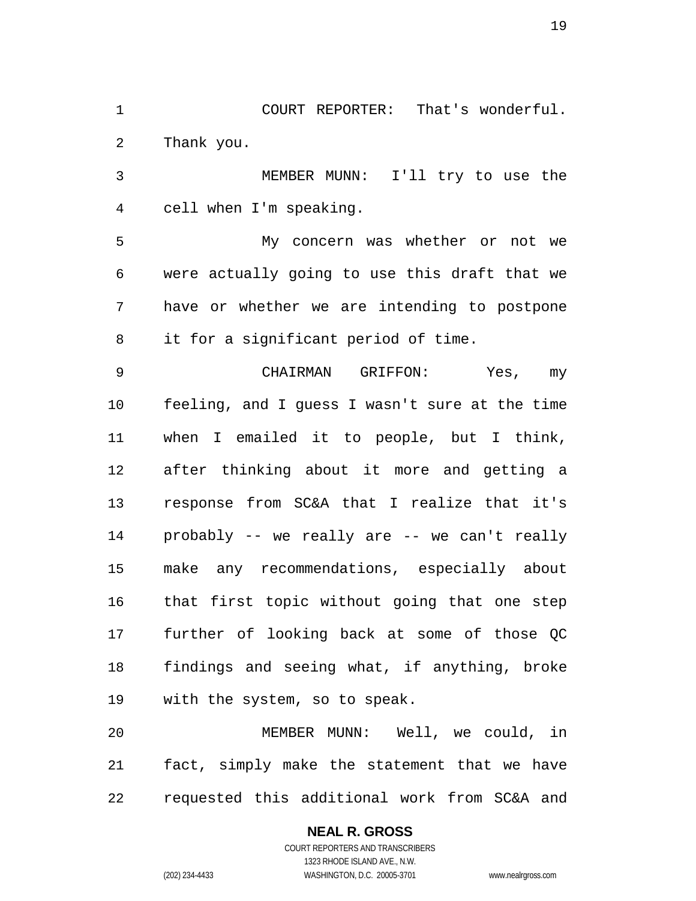COURT REPORTER: That's wonderful. Thank you.

MEMBER MUNN: I'll try to use the cell when I'm speaking.

My concern was whether or not we were actually going to use this draft that we have or whether we are intending to postpone it for a significant period of time.

CHAIRMAN GRIFFON: Yes, my feeling, and I guess I wasn't sure at the time when I emailed it to people, but I think, after thinking about it more and getting a response from SC&A that I realize that it's probably -- we really are -- we can't really make any recommendations, especially about that first topic without going that one step further of looking back at some of those QC findings and seeing what, if anything, broke with the system, so to speak.

MEMBER MUNN: Well, we could, in fact, simply make the statement that we have requested this additional work from SC&A and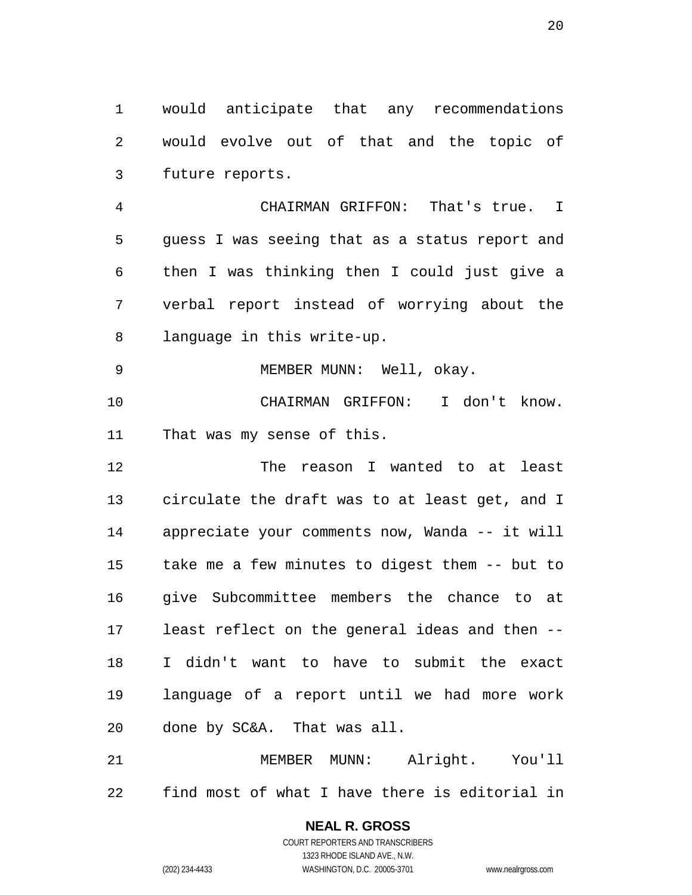would anticipate that any recommendations would evolve out of that and the topic of future reports.

CHAIRMAN GRIFFON: That's true. I guess I was seeing that as a status report and then I was thinking then I could just give a verbal report instead of worrying about the language in this write-up.

MEMBER MUNN: Well, okay.

CHAIRMAN GRIFFON: I don't know. That was my sense of this.

The reason I wanted to at least circulate the draft was to at least get, and I appreciate your comments now, Wanda -- it will take me a few minutes to digest them -- but to give Subcommittee members the chance to at least reflect on the general ideas and then -- I didn't want to have to submit the exact language of a report until we had more work done by SC&A. That was all.

MEMBER MUNN: Alright. You'll find most of what I have there is editorial in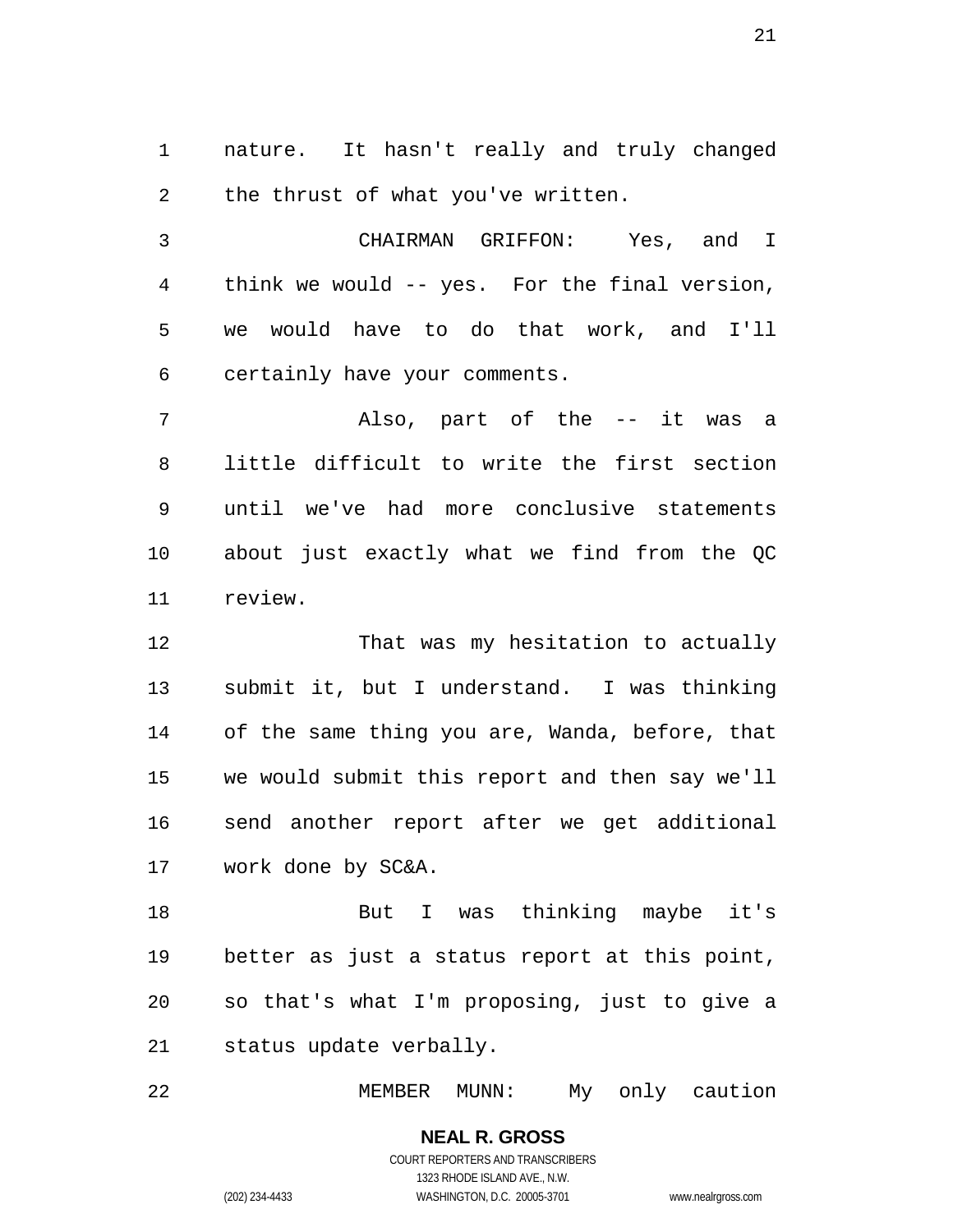nature. It hasn't really and truly changed the thrust of what you've written.

CHAIRMAN GRIFFON: Yes, and I think we would -- yes. For the final version, we would have to do that work, and I'll certainly have your comments.

Also, part of the -- it was a little difficult to write the first section until we've had more conclusive statements about just exactly what we find from the QC review.

That was my hesitation to actually submit it, but I understand. I was thinking of the same thing you are, Wanda, before, that we would submit this report and then say we'll send another report after we get additional work done by SC&A.

But I was thinking maybe it's better as just a status report at this point, so that's what I'm proposing, just to give a status update verbally.

MEMBER MUNN: My only caution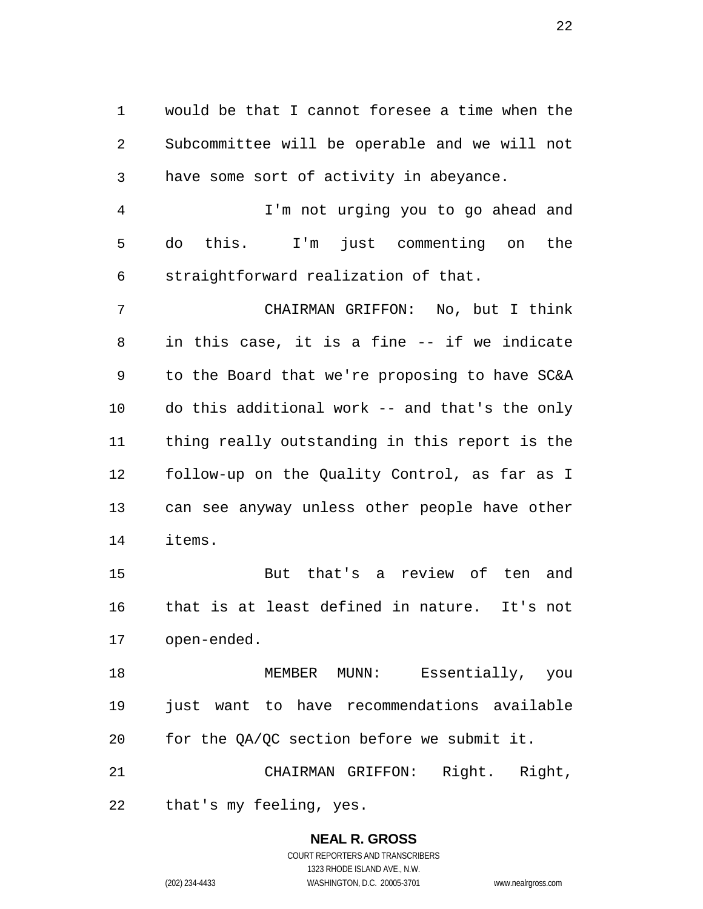would be that I cannot foresee a time when the Subcommittee will be operable and we will not have some sort of activity in abeyance.

I'm not urging you to go ahead and do this. I'm just commenting on the straightforward realization of that.

CHAIRMAN GRIFFON: No, but I think in this case, it is a fine -- if we indicate to the Board that we're proposing to have SC&A do this additional work -- and that's the only thing really outstanding in this report is the follow-up on the Quality Control, as far as I can see anyway unless other people have other items.

But that's a review of ten and that is at least defined in nature. It's not open-ended.

MEMBER MUNN: Essentially, you just want to have recommendations available for the QA/QC section before we submit it.

CHAIRMAN GRIFFON: Right. Right, that's my feeling, yes.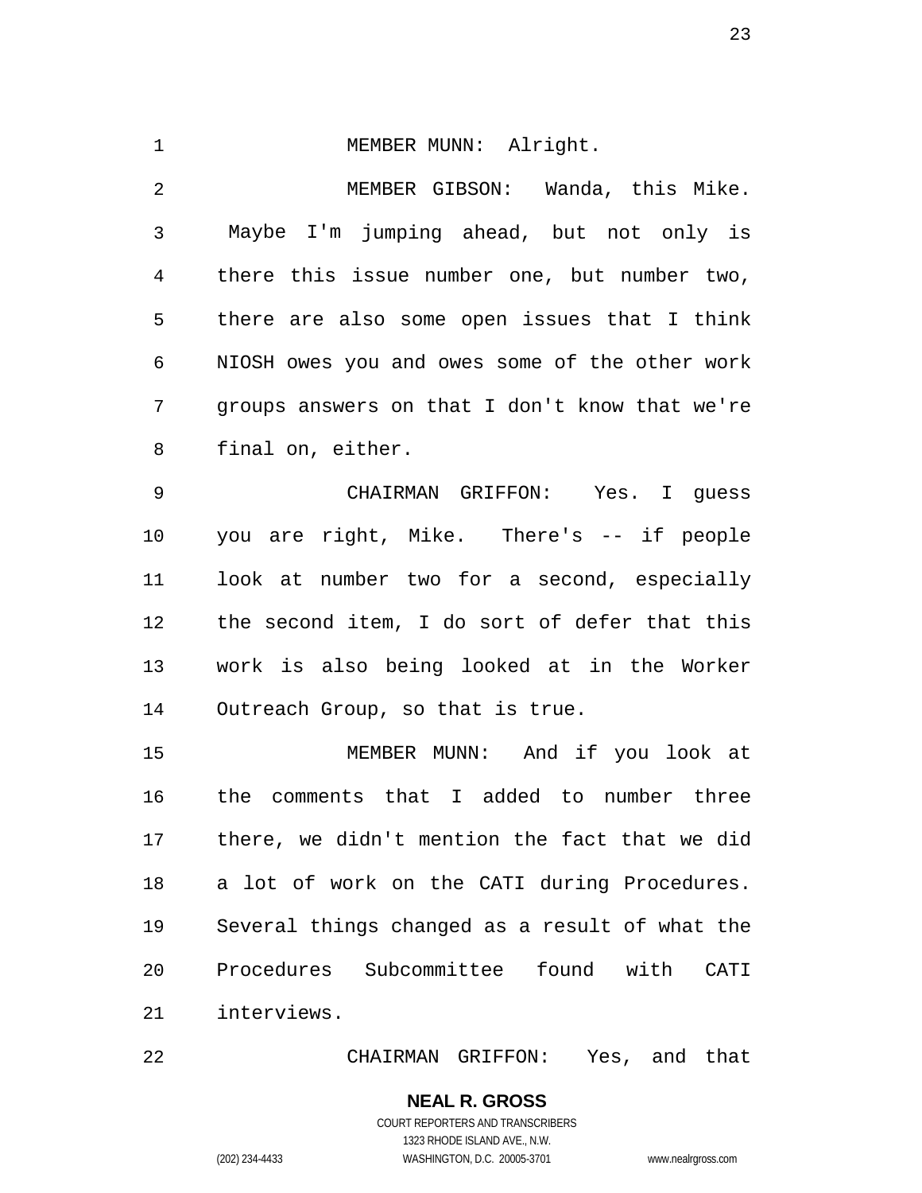MEMBER MUNN: Alright.

MEMBER GIBSON: Wanda, this Mike. Maybe I'm jumping ahead, but not only is there this issue number one, but number two, there are also some open issues that I think NIOSH owes you and owes some of the other work groups answers on that I don't know that we're final on, either.

CHAIRMAN GRIFFON: Yes. I guess you are right, Mike. There's -- if people look at number two for a second, especially the second item, I do sort of defer that this work is also being looked at in the Worker Outreach Group, so that is true.

MEMBER MUNN: And if you look at the comments that I added to number three there, we didn't mention the fact that we did a lot of work on the CATI during Procedures. Several things changed as a result of what the Procedures Subcommittee found with CATI interviews.

CHAIRMAN GRIFFON: Yes, and that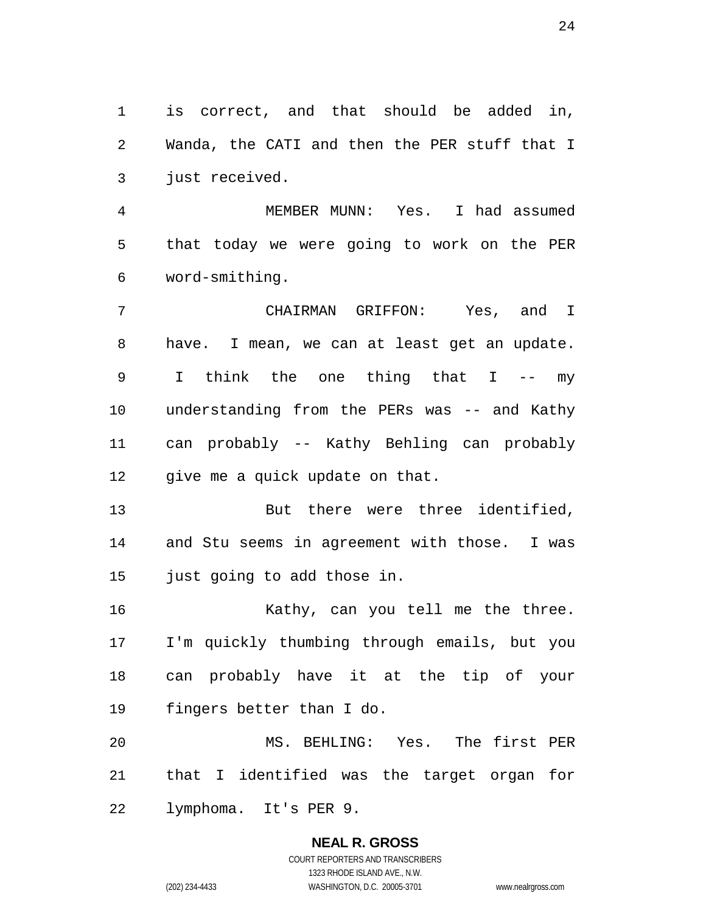is correct, and that should be added in, Wanda, the CATI and then the PER stuff that I just received.

MEMBER MUNN: Yes. I had assumed that today we were going to work on the PER word-smithing.

CHAIRMAN GRIFFON: Yes, and I have. I mean, we can at least get an update. I think the one thing that I -- my understanding from the PERs was -- and Kathy can probably -- Kathy Behling can probably give me a quick update on that.

But there were three identified, and Stu seems in agreement with those. I was just going to add those in.

Kathy, can you tell me the three. I'm quickly thumbing through emails, but you can probably have it at the tip of your fingers better than I do.

MS. BEHLING: Yes. The first PER that I identified was the target organ for lymphoma. It's PER 9.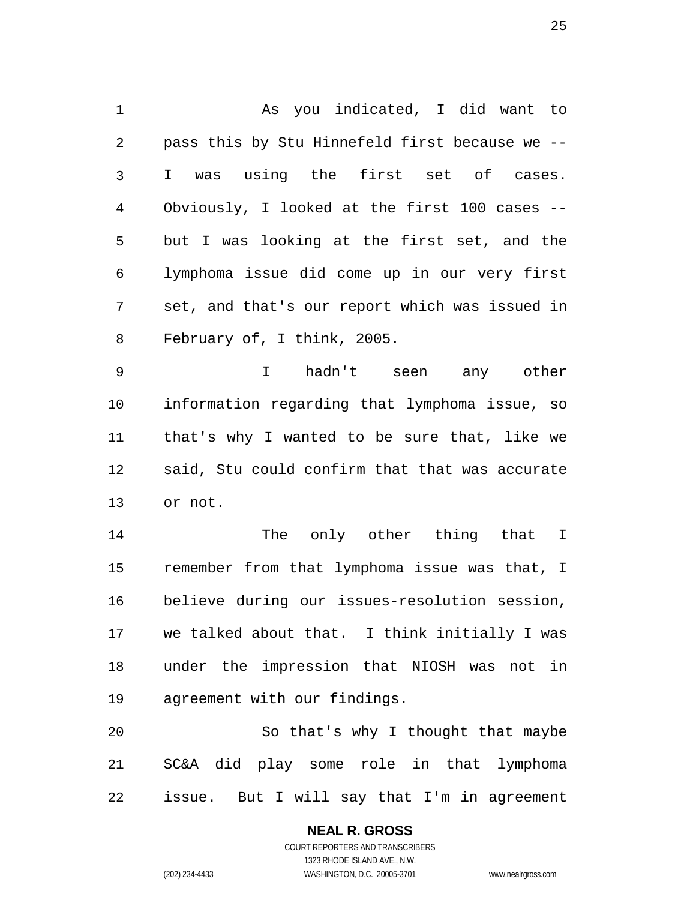As you indicated, I did want to pass this by Stu Hinnefeld first because we -- I was using the first set of cases. Obviously, I looked at the first 100 cases -- but I was looking at the first set, and the lymphoma issue did come up in our very first set, and that's our report which was issued in February of, I think, 2005.

I hadn't seen any other information regarding that lymphoma issue, so that's why I wanted to be sure that, like we said, Stu could confirm that that was accurate or not.

The only other thing that I remember from that lymphoma issue was that, I believe during our issues-resolution session, we talked about that. I think initially I was under the impression that NIOSH was not in agreement with our findings.

So that's why I thought that maybe SC&A did play some role in that lymphoma issue. But I will say that I'm in agreement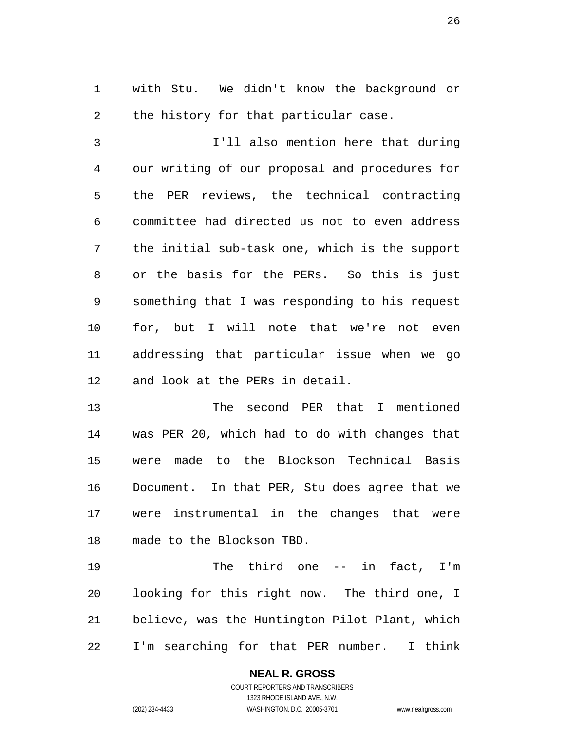with Stu. We didn't know the background or the history for that particular case.

I'll also mention here that during our writing of our proposal and procedures for the PER reviews, the technical contracting committee had directed us not to even address the initial sub-task one, which is the support or the basis for the PERs. So this is just something that I was responding to his request for, but I will note that we're not even addressing that particular issue when we go and look at the PERs in detail.

The second PER that I mentioned was PER 20, which had to do with changes that were made to the Blockson Technical Basis Document. In that PER, Stu does agree that we were instrumental in the changes that were made to the Blockson TBD.

The third one -- in fact, I'm looking for this right now. The third one, I believe, was the Huntington Pilot Plant, which I'm searching for that PER number. I think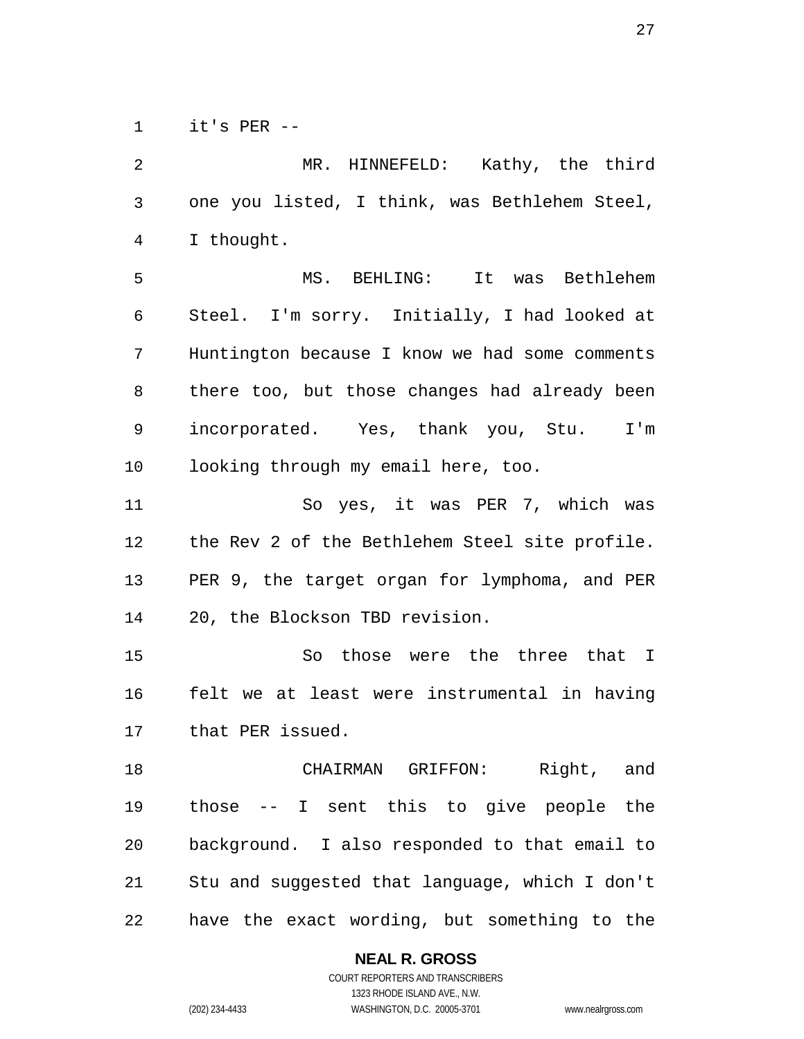it's PER --

MR. HINNEFELD: Kathy, the third one you listed, I think, was Bethlehem Steel, I thought.

MS. BEHLING: It was Bethlehem Steel. I'm sorry. Initially, I had looked at Huntington because I know we had some comments there too, but those changes had already been incorporated. Yes, thank you, Stu. I'm looking through my email here, too.

So yes, it was PER 7, which was the Rev 2 of the Bethlehem Steel site profile. PER 9, the target organ for lymphoma, and PER 20, the Blockson TBD revision.

So those were the three that I felt we at least were instrumental in having that PER issued.

CHAIRMAN GRIFFON: Right, and those -- I sent this to give people the background. I also responded to that email to Stu and suggested that language, which I don't have the exact wording, but something to the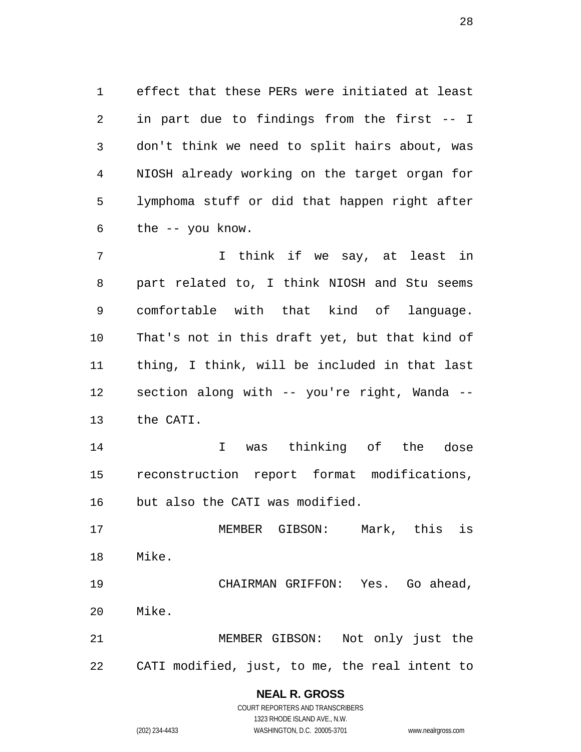effect that these PERs were initiated at least in part due to findings from the first -- I don't think we need to split hairs about, was NIOSH already working on the target organ for lymphoma stuff or did that happen right after the -- you know.

I think if we say, at least in part related to, I think NIOSH and Stu seems comfortable with that kind of language. That's not in this draft yet, but that kind of thing, I think, will be included in that last section along with -- you're right, Wanda -- the CATI.

I was thinking of the dose reconstruction report format modifications, but also the CATI was modified.

MEMBER GIBSON: Mark, this is Mike.

CHAIRMAN GRIFFON: Yes. Go ahead, Mike.

MEMBER GIBSON: Not only just the CATI modified, just, to me, the real intent to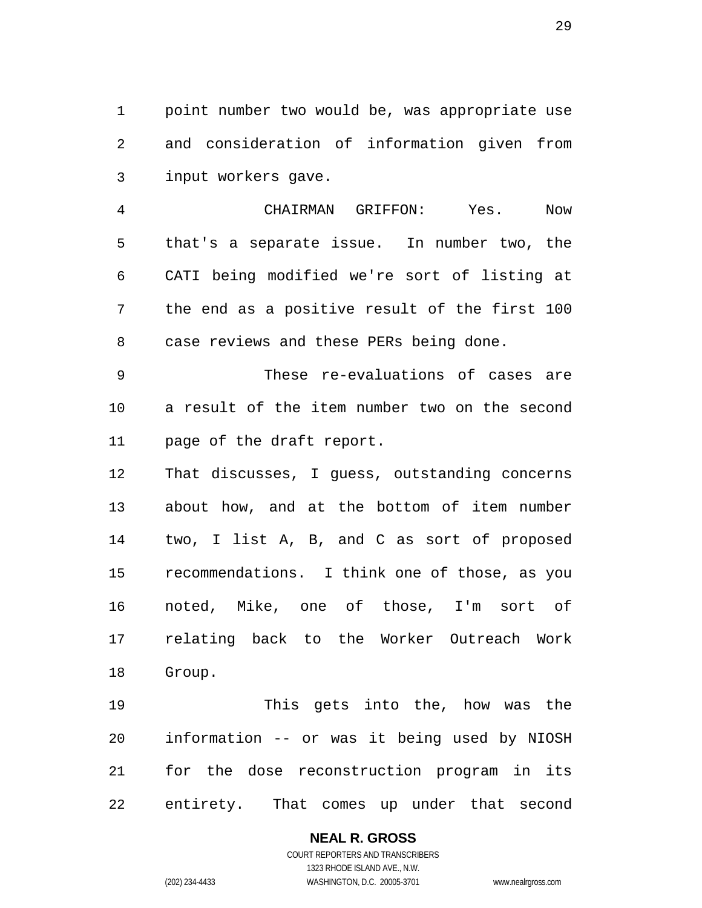point number two would be, was appropriate use and consideration of information given from input workers gave.

CHAIRMAN GRIFFON: Yes. Now that's a separate issue. In number two, the CATI being modified we're sort of listing at the end as a positive result of the first 100 case reviews and these PERs being done.

These re-evaluations of cases are a result of the item number two on the second page of the draft report.

That discusses, I guess, outstanding concerns about how, and at the bottom of item number two, I list A, B, and C as sort of proposed recommendations. I think one of those, as you noted, Mike, one of those, I'm sort of relating back to the Worker Outreach Work Group.

This gets into the, how was the information -- or was it being used by NIOSH for the dose reconstruction program in its entirety. That comes up under that second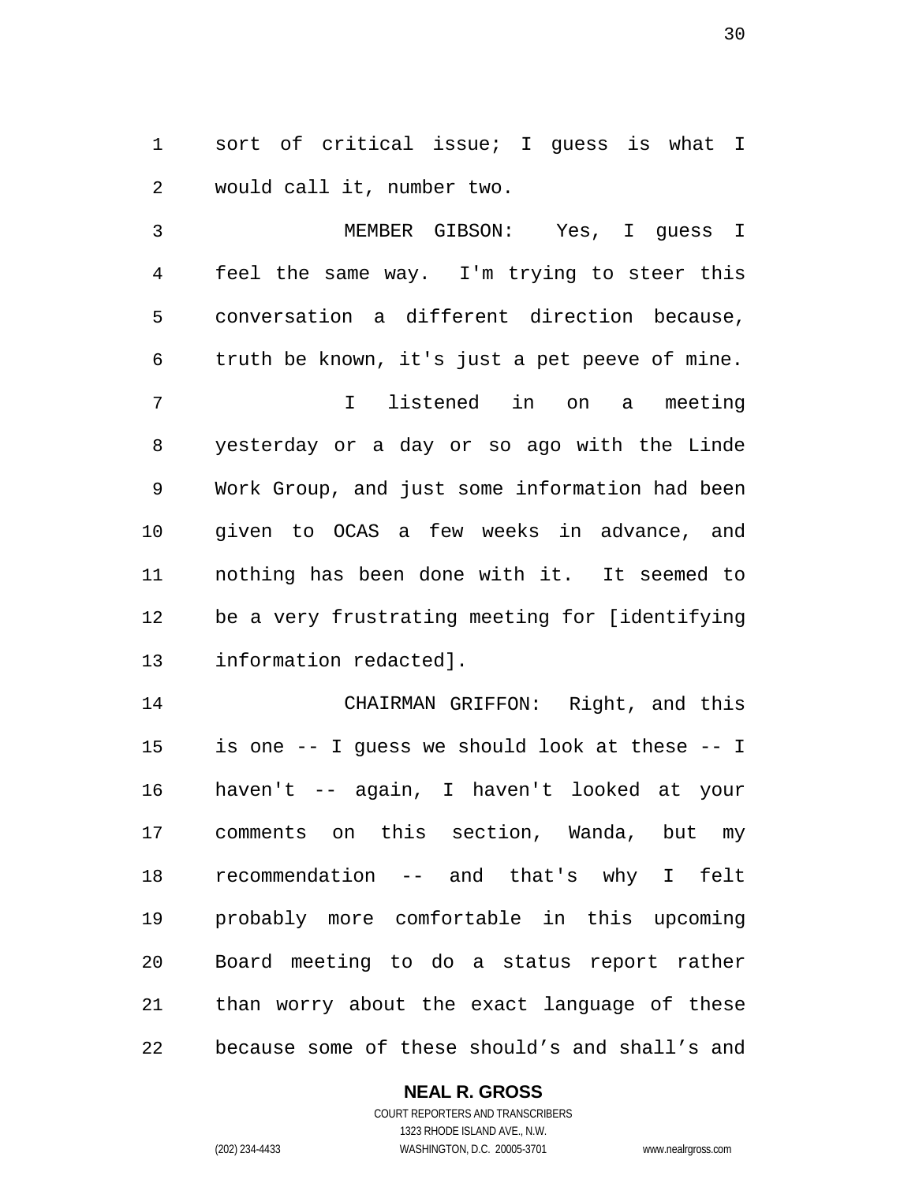sort of critical issue; I guess is what I would call it, number two.

MEMBER GIBSON: Yes, I guess I feel the same way. I'm trying to steer this conversation a different direction because, truth be known, it's just a pet peeve of mine.

I listened in on a meeting yesterday or a day or so ago with the Linde Work Group, and just some information had been given to OCAS a few weeks in advance, and nothing has been done with it. It seemed to be a very frustrating meeting for [identifying information redacted].

CHAIRMAN GRIFFON: Right, and this is one -- I guess we should look at these -- I haven't -- again, I haven't looked at your comments on this section, Wanda, but my recommendation -- and that's why I felt probably more comfortable in this upcoming Board meeting to do a status report rather than worry about the exact language of these because some of these should's and shall's and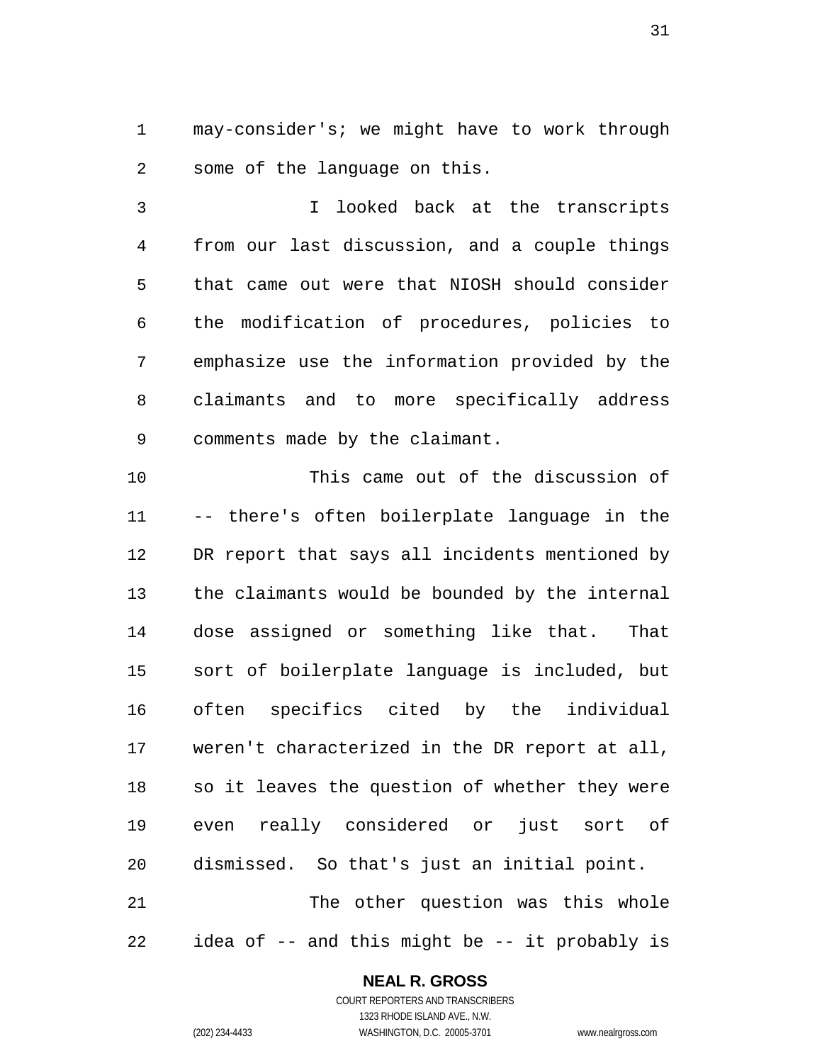may-consider's; we might have to work through some of the language on this.

I looked back at the transcripts from our last discussion, and a couple things that came out were that NIOSH should consider the modification of procedures, policies to emphasize use the information provided by the claimants and to more specifically address comments made by the claimant.

This came out of the discussion of -- there's often boilerplate language in the DR report that says all incidents mentioned by the claimants would be bounded by the internal dose assigned or something like that. That sort of boilerplate language is included, but often specifics cited by the individual weren't characterized in the DR report at all, so it leaves the question of whether they were even really considered or just sort of dismissed. So that's just an initial point.

The other question was this whole idea of -- and this might be -- it probably is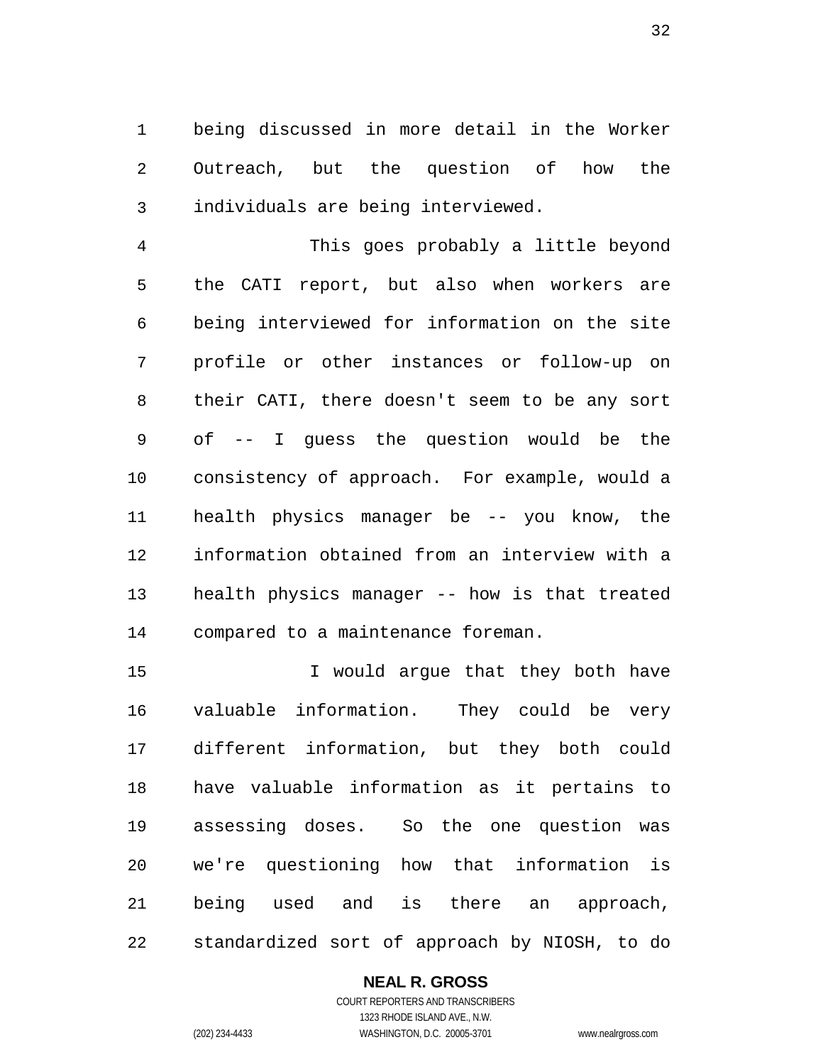being discussed in more detail in the Worker Outreach, but the question of how the individuals are being interviewed.

This goes probably a little beyond the CATI report, but also when workers are being interviewed for information on the site profile or other instances or follow-up on their CATI, there doesn't seem to be any sort of -- I guess the question would be the consistency of approach. For example, would a health physics manager be -- you know, the information obtained from an interview with a health physics manager -- how is that treated compared to a maintenance foreman.

I would argue that they both have valuable information. They could be very different information, but they both could have valuable information as it pertains to assessing doses. So the one question was we're questioning how that information is being used and is there an approach, standardized sort of approach by NIOSH, to do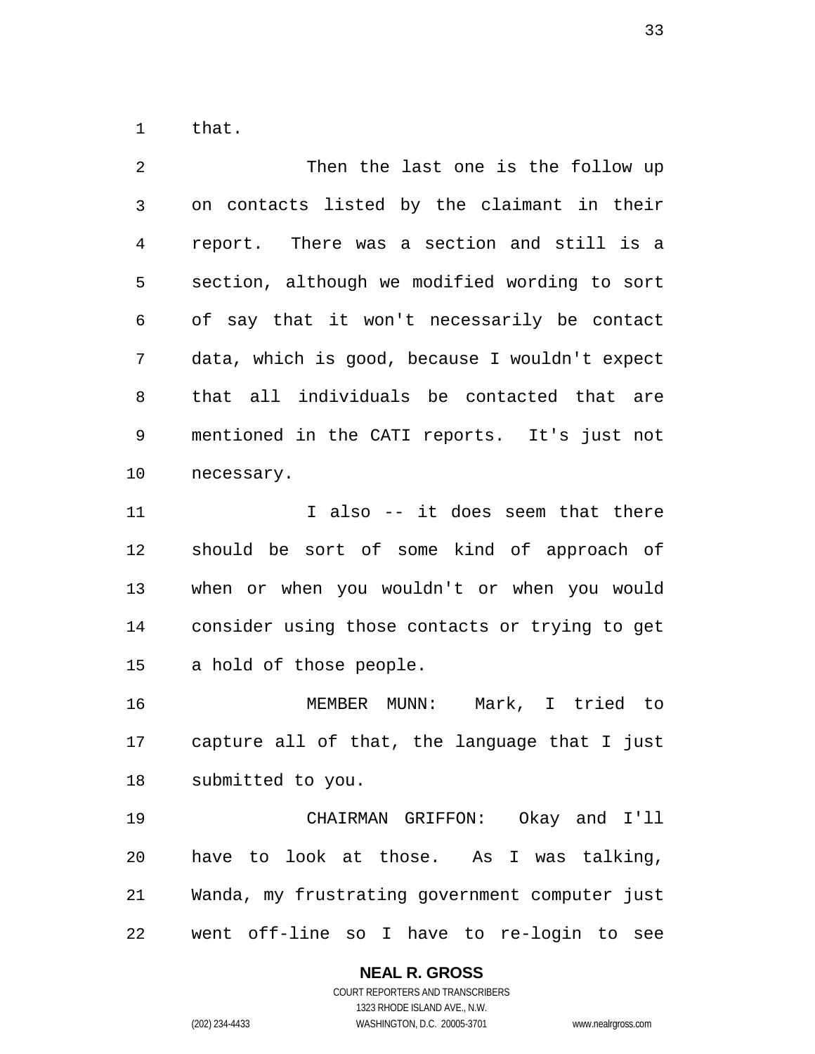that.

Then the last one is the follow up on contacts listed by the claimant in their report. There was a section and still is a section, although we modified wording to sort of say that it won't necessarily be contact data, which is good, because I wouldn't expect that all individuals be contacted that are mentioned in the CATI reports. It's just not necessary.

I also -- it does seem that there should be sort of some kind of approach of when or when you wouldn't or when you would consider using those contacts or trying to get a hold of those people.

MEMBER MUNN: Mark, I tried to capture all of that, the language that I just submitted to you.

CHAIRMAN GRIFFON: Okay and I'll have to look at those. As I was talking, Wanda, my frustrating government computer just went off-line so I have to re-login to see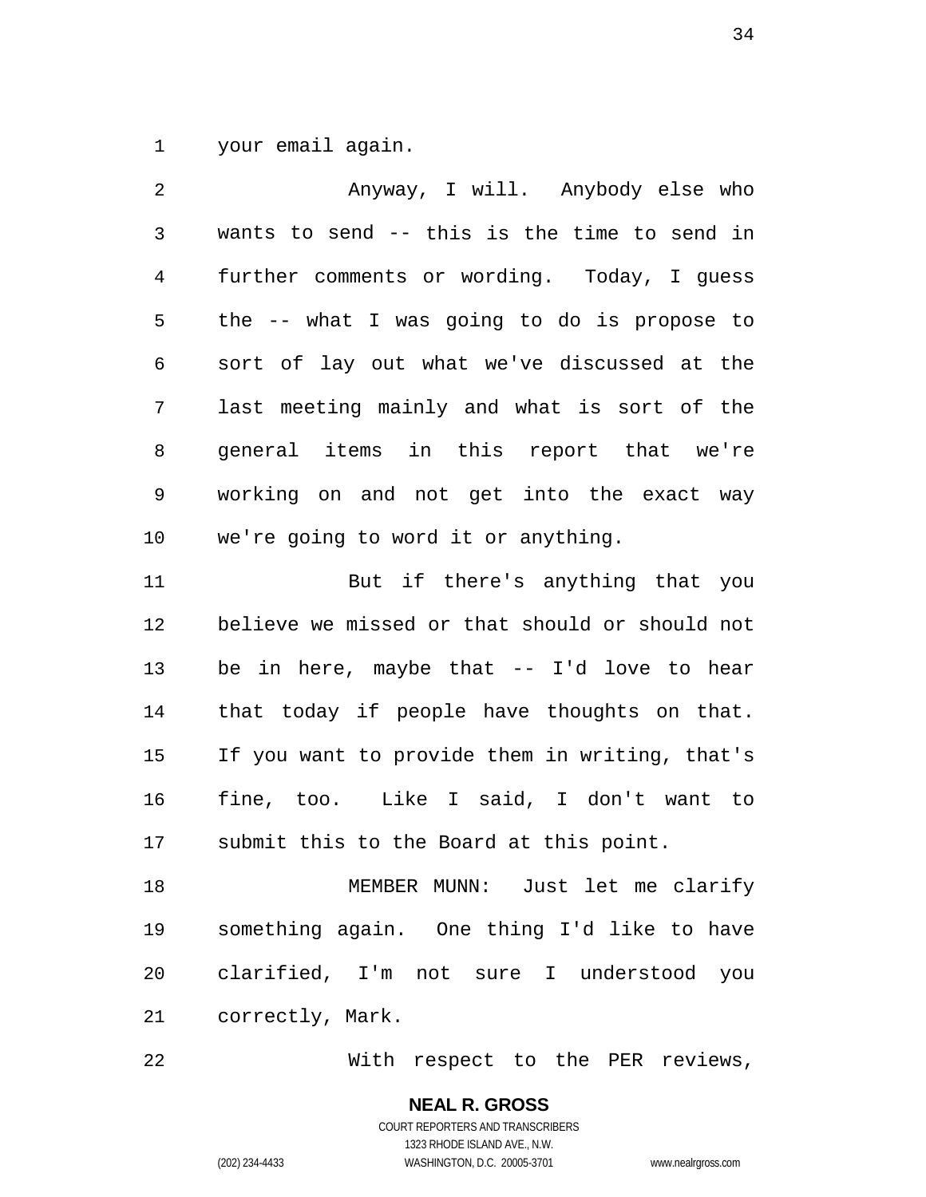your email again.

Anyway, I will. Anybody else who wants to send -- this is the time to send in further comments or wording. Today, I guess the -- what I was going to do is propose to sort of lay out what we've discussed at the last meeting mainly and what is sort of the general items in this report that we're working on and not get into the exact way we're going to word it or anything.

But if there's anything that you believe we missed or that should or should not be in here, maybe that -- I'd love to hear that today if people have thoughts on that. If you want to provide them in writing, that's fine, too. Like I said, I don't want to submit this to the Board at this point.

MEMBER MUNN: Just let me clarify something again. One thing I'd like to have clarified, I'm not sure I understood you correctly, Mark.

With respect to the PER reviews,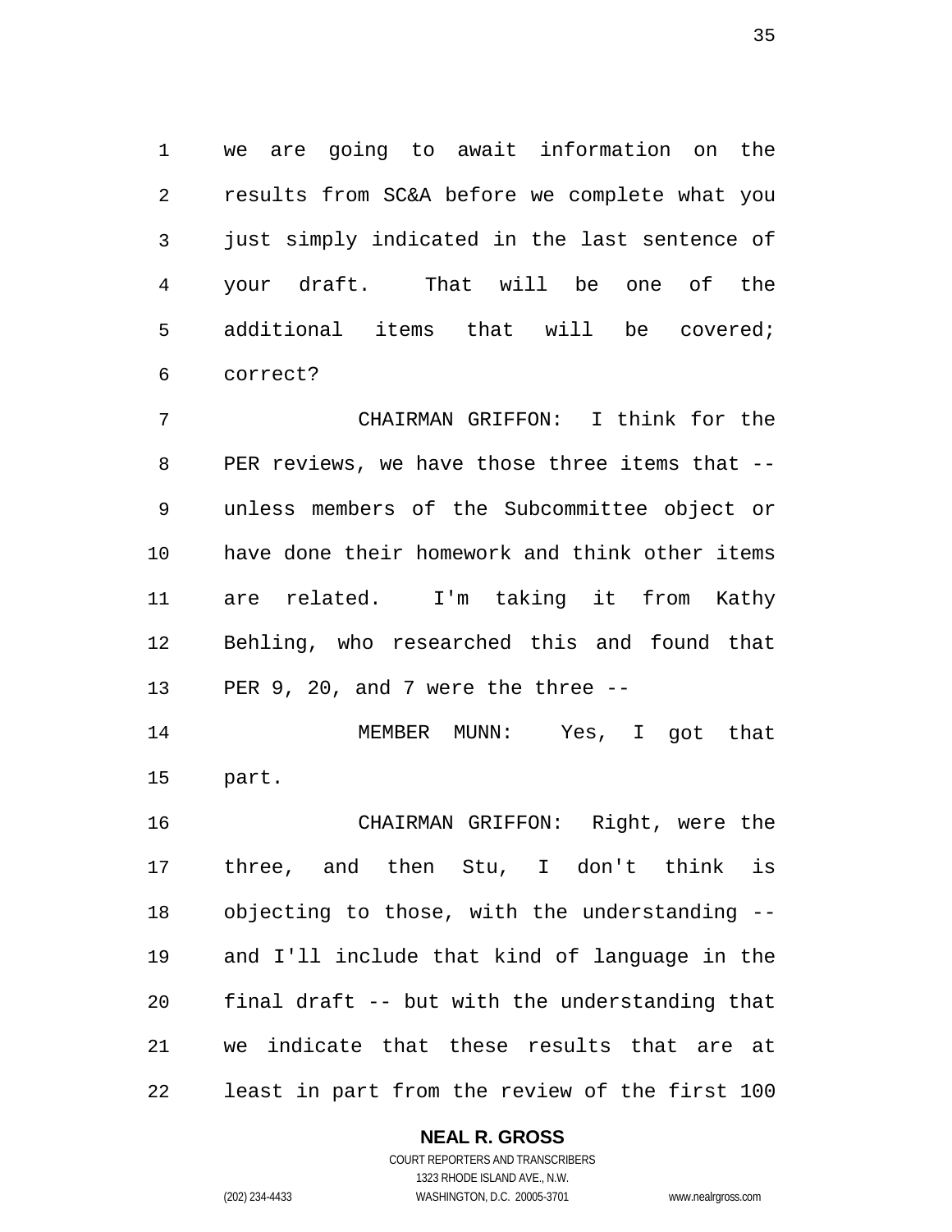we are going to await information on the results from SC&A before we complete what you just simply indicated in the last sentence of your draft. That will be one of the additional items that will be covered; correct?

CHAIRMAN GRIFFON: I think for the PER reviews, we have those three items that -- unless members of the Subcommittee object or have done their homework and think other items are related. I'm taking it from Kathy Behling, who researched this and found that PER 9, 20, and 7 were the three --

MEMBER MUNN: Yes, I got that part.

CHAIRMAN GRIFFON: Right, were the three, and then Stu, I don't think is objecting to those, with the understanding -- and I'll include that kind of language in the final draft -- but with the understanding that we indicate that these results that are at least in part from the review of the first 100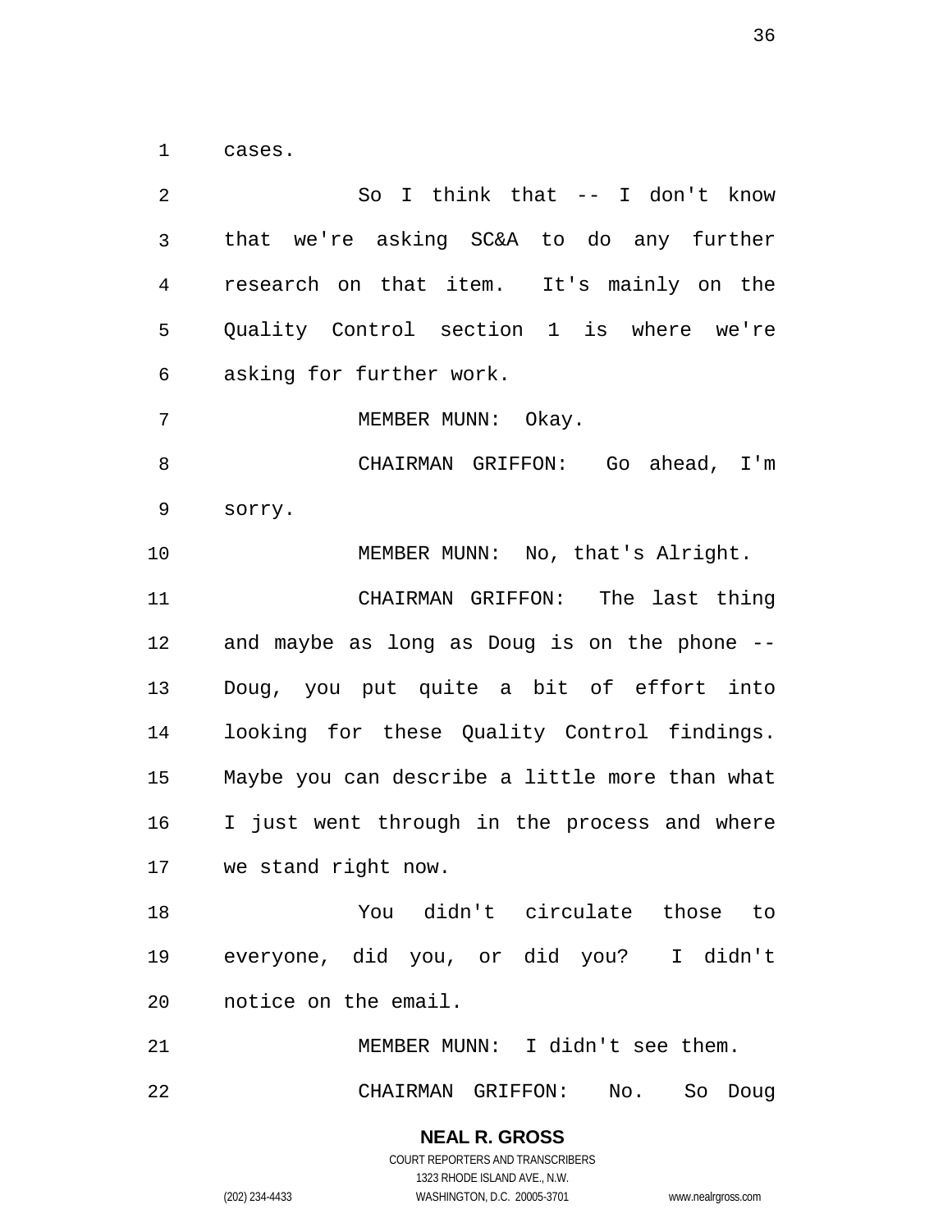cases.

So I think that -- I don't know that we're asking SC&A to do any further research on that item. It's mainly on the Quality Control section 1 is where we're asking for further work.

MEMBER MUNN: Okay.

CHAIRMAN GRIFFON: Go ahead, I'm sorry.

MEMBER MUNN: No, that's Alright.

CHAIRMAN GRIFFON: The last thing and maybe as long as Doug is on the phone -- Doug, you put quite a bit of effort into looking for these Quality Control findings. Maybe you can describe a little more than what I just went through in the process and where we stand right now.

You didn't circulate those to everyone, did you, or did you? I didn't notice on the email.

MEMBER MUNN: I didn't see them.

CHAIRMAN GRIFFON: No. So Doug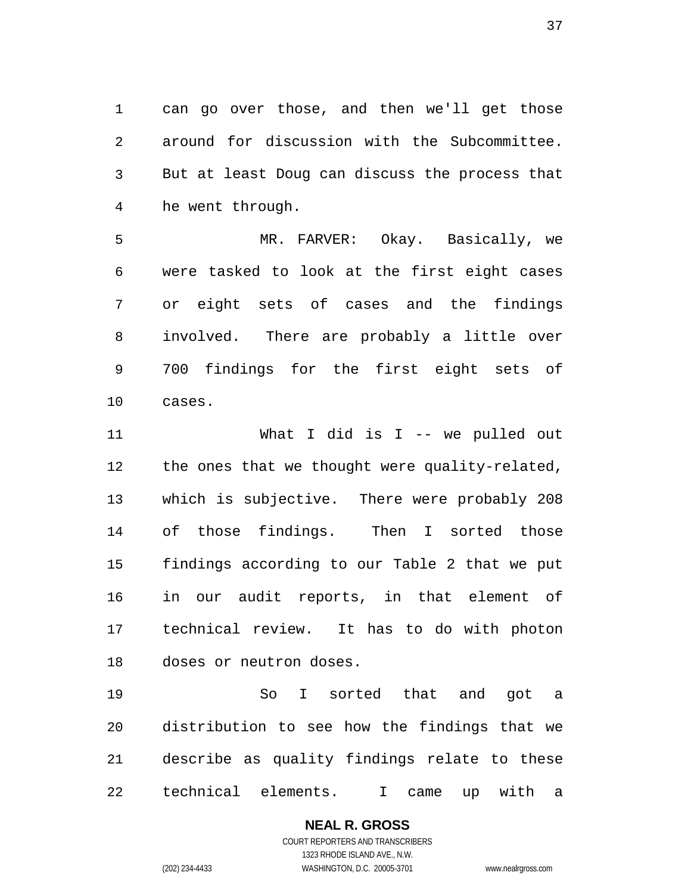can go over those, and then we'll get those around for discussion with the Subcommittee. But at least Doug can discuss the process that he went through.

MR. FARVER: Okay. Basically, we were tasked to look at the first eight cases or eight sets of cases and the findings involved. There are probably a little over 700 findings for the first eight sets of cases.

What I did is I -- we pulled out the ones that we thought were quality-related, which is subjective. There were probably 208 of those findings. Then I sorted those findings according to our Table 2 that we put in our audit reports, in that element of technical review. It has to do with photon doses or neutron doses.

So I sorted that and got a distribution to see how the findings that we describe as quality findings relate to these technical elements. I came up with a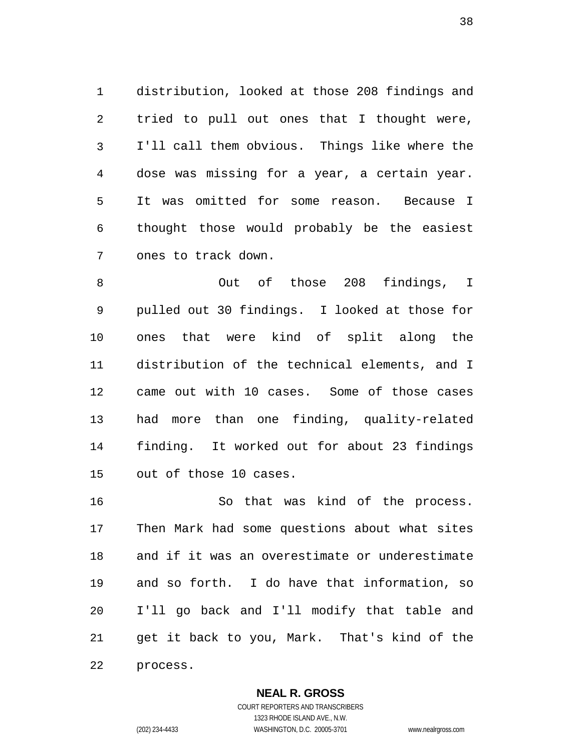distribution, looked at those 208 findings and tried to pull out ones that I thought were, I'll call them obvious. Things like where the dose was missing for a year, a certain year. It was omitted for some reason. Because I thought those would probably be the easiest ones to track down.

Out of those 208 findings, I pulled out 30 findings. I looked at those for ones that were kind of split along the distribution of the technical elements, and I came out with 10 cases. Some of those cases had more than one finding, quality-related finding. It worked out for about 23 findings out of those 10 cases.

So that was kind of the process. Then Mark had some questions about what sites and if it was an overestimate or underestimate and so forth. I do have that information, so I'll go back and I'll modify that table and get it back to you, Mark. That's kind of the process.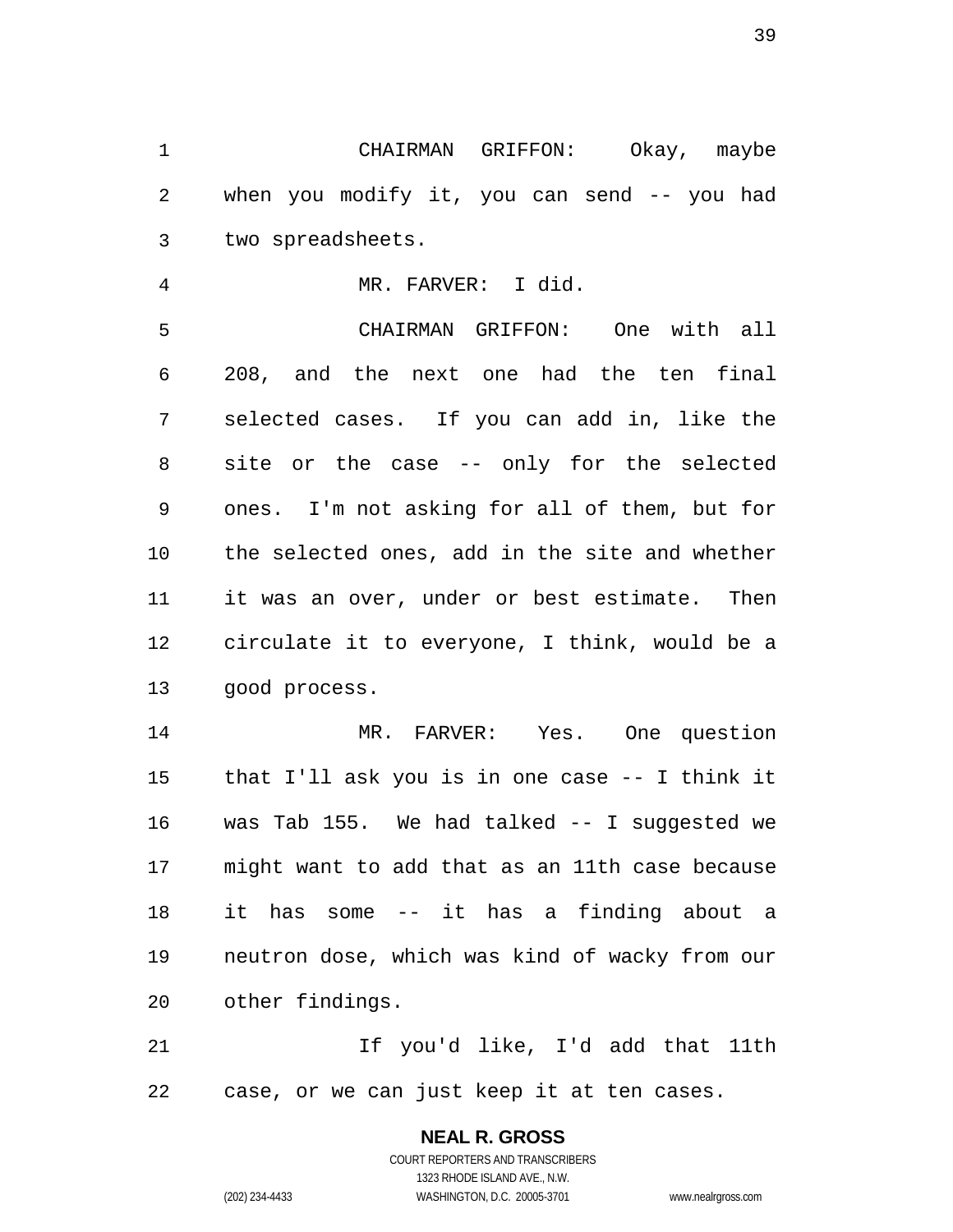CHAIRMAN GRIFFON: Okay, maybe when you modify it, you can send -- you had two spreadsheets.

MR. FARVER: I did.

CHAIRMAN GRIFFON: One with all 208, and the next one had the ten final selected cases. If you can add in, like the site or the case -- only for the selected ones. I'm not asking for all of them, but for the selected ones, add in the site and whether it was an over, under or best estimate. Then circulate it to everyone, I think, would be a good process.

MR. FARVER: Yes. One question that I'll ask you is in one case -- I think it was Tab 155. We had talked -- I suggested we might want to add that as an 11th case because it has some -- it has a finding about a neutron dose, which was kind of wacky from our other findings.

If you'd like, I'd add that 11th case, or we can just keep it at ten cases.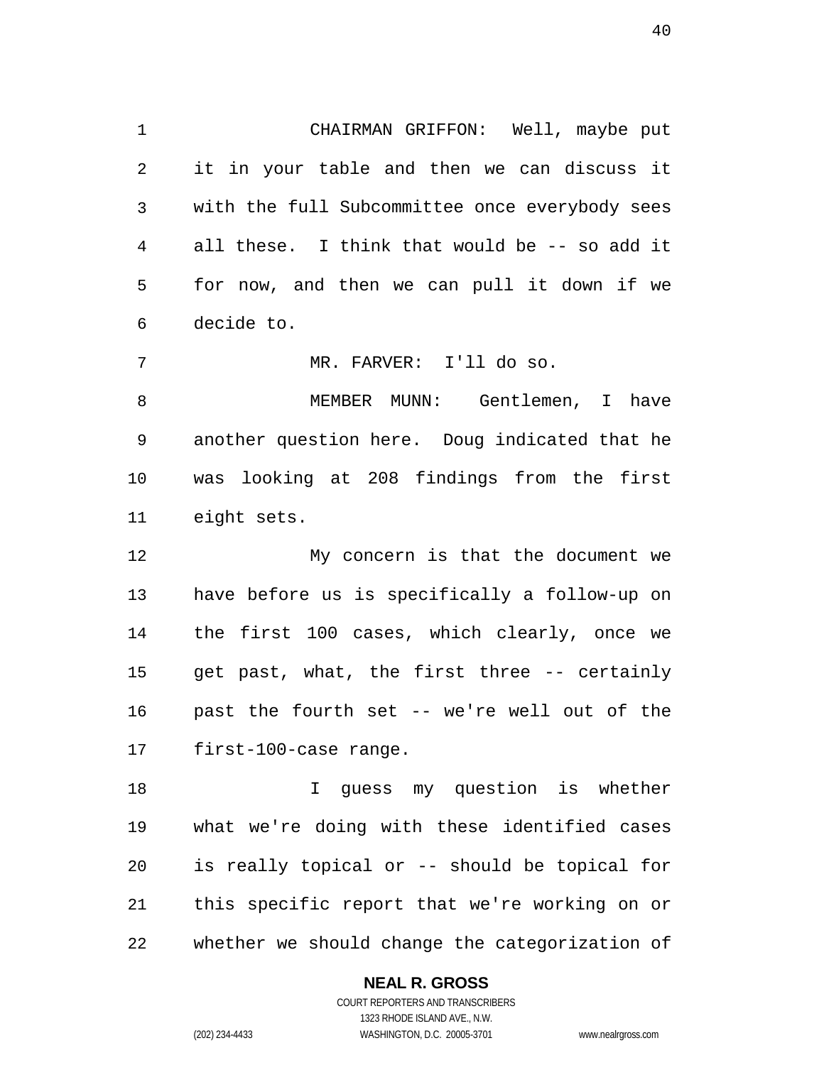CHAIRMAN GRIFFON: Well, maybe put it in your table and then we can discuss it with the full Subcommittee once everybody sees all these. I think that would be -- so add it for now, and then we can pull it down if we decide to.

MR. FARVER: I'll do so.

MEMBER MUNN: Gentlemen, I have another question here. Doug indicated that he was looking at 208 findings from the first eight sets.

My concern is that the document we have before us is specifically a follow-up on the first 100 cases, which clearly, once we get past, what, the first three -- certainly past the fourth set -- we're well out of the first-100-case range.

I guess my question is whether what we're doing with these identified cases is really topical or -- should be topical for this specific report that we're working on or whether we should change the categorization of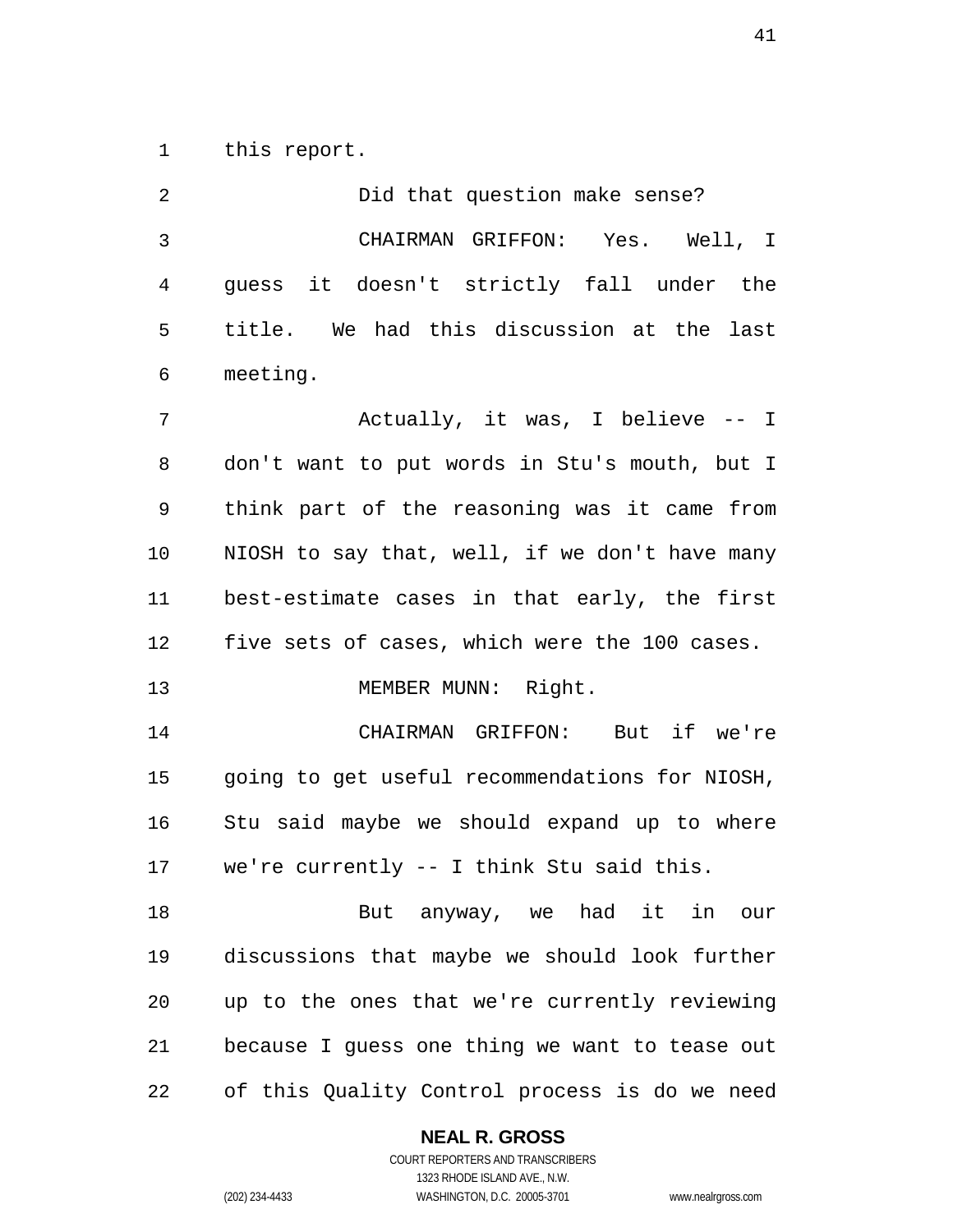this report.

Did that question make sense?

CHAIRMAN GRIFFON: Yes. Well, I guess it doesn't strictly fall under the title. We had this discussion at the last meeting.

Actually, it was, I believe -- I don't want to put words in Stu's mouth, but I think part of the reasoning was it came from NIOSH to say that, well, if we don't have many best-estimate cases in that early, the first five sets of cases, which were the 100 cases.

MEMBER MUNN: Right.

CHAIRMAN GRIFFON: But if we're going to get useful recommendations for NIOSH, Stu said maybe we should expand up to where we're currently -- I think Stu said this.

But anyway, we had it in our discussions that maybe we should look further up to the ones that we're currently reviewing because I guess one thing we want to tease out of this Quality Control process is do we need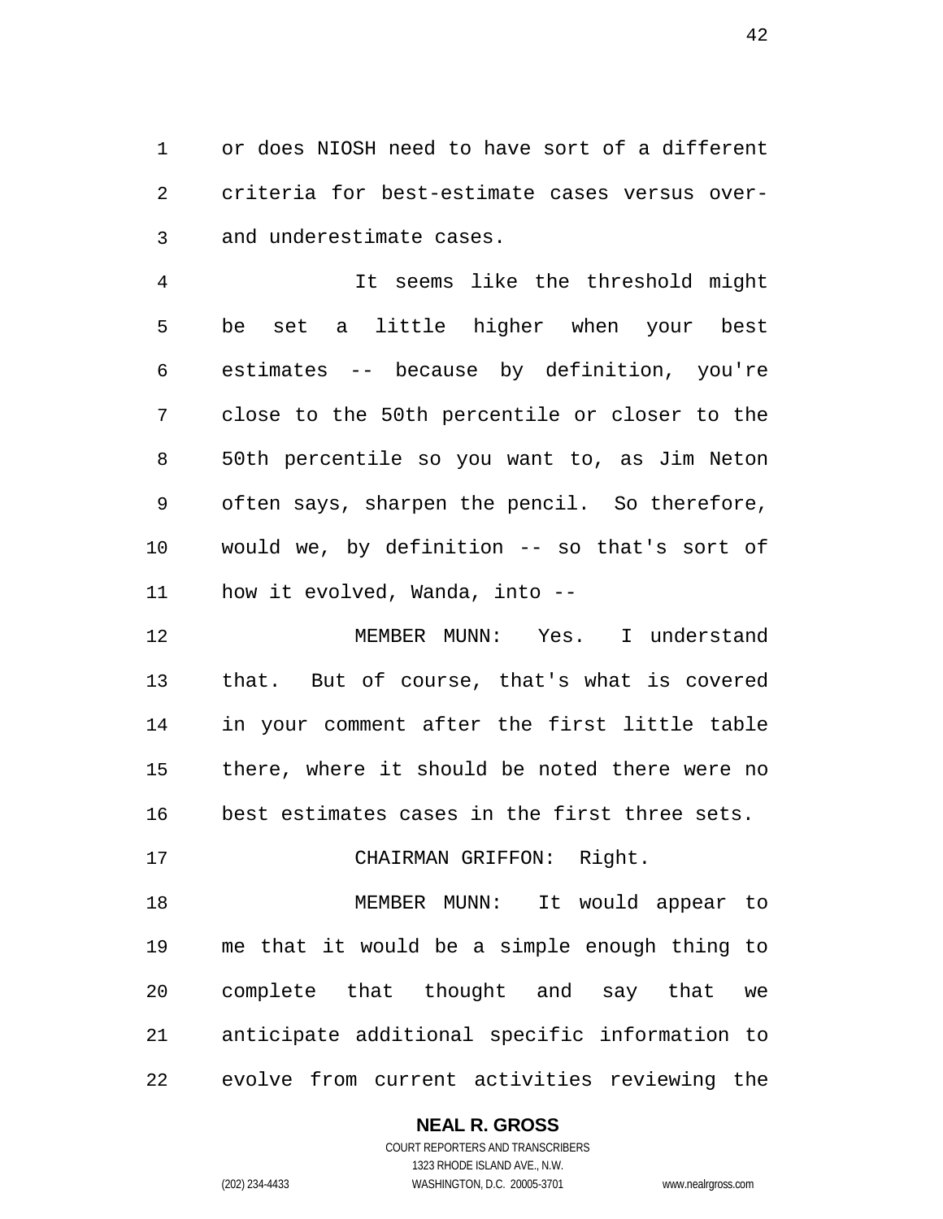or does NIOSH need to have sort of a different criteria for best-estimate cases versus over- and underestimate cases.

It seems like the threshold might be set a little higher when your best estimates -- because by definition, you're close to the 50th percentile or closer to the 50th percentile so you want to, as Jim Neton often says, sharpen the pencil. So therefore, would we, by definition -- so that's sort of how it evolved, Wanda, into --

MEMBER MUNN: Yes. I understand that. But of course, that's what is covered in your comment after the first little table there, where it should be noted there were no best estimates cases in the first three sets.

CHAIRMAN GRIFFON: Right.

MEMBER MUNN: It would appear to me that it would be a simple enough thing to complete that thought and say that we anticipate additional specific information to evolve from current activities reviewing the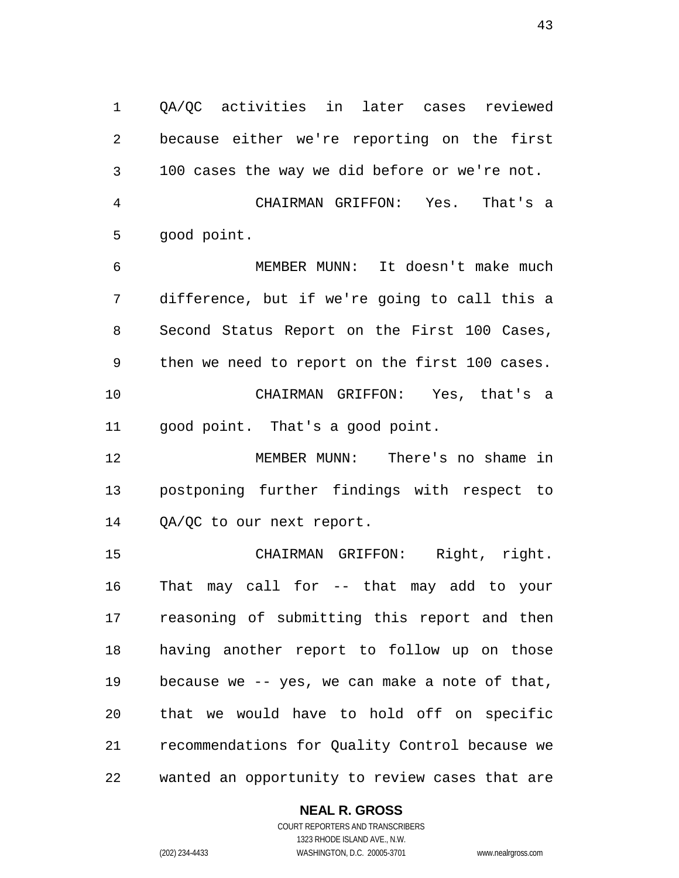QA/QC activities in later cases reviewed because either we're reporting on the first 100 cases the way we did before or we're not.

CHAIRMAN GRIFFON: Yes. That's a good point.

MEMBER MUNN: It doesn't make much difference, but if we're going to call this a Second Status Report on the First 100 Cases, then we need to report on the first 100 cases.

CHAIRMAN GRIFFON: Yes, that's a good point. That's a good point.

MEMBER MUNN: There's no shame in postponing further findings with respect to QA/QC to our next report.

CHAIRMAN GRIFFON: Right, right. That may call for -- that may add to your reasoning of submitting this report and then having another report to follow up on those because we -- yes, we can make a note of that, that we would have to hold off on specific recommendations for Quality Control because we wanted an opportunity to review cases that are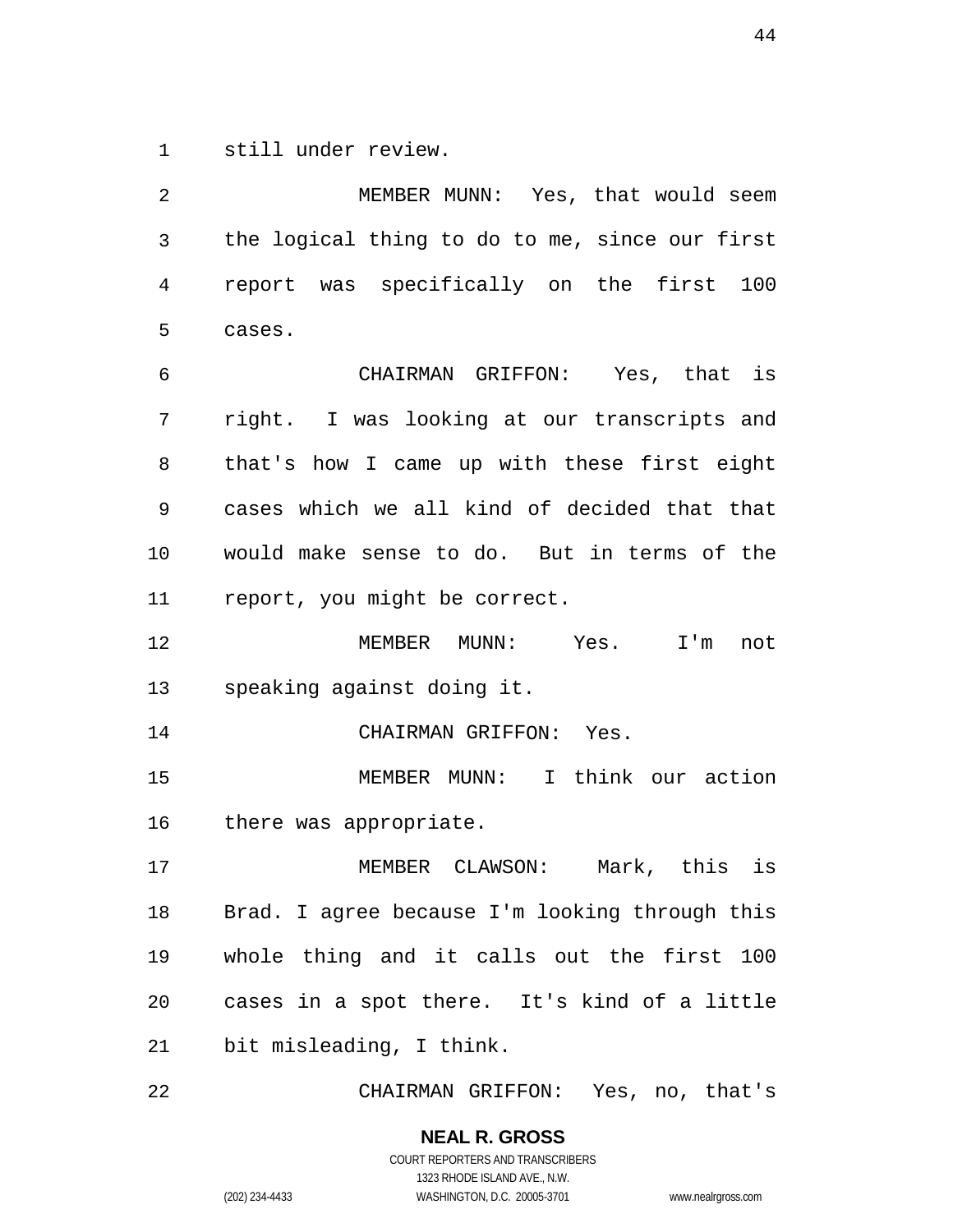still under review.

MEMBER MUNN: Yes, that would seem the logical thing to do to me, since our first report was specifically on the first 100 cases.

CHAIRMAN GRIFFON: Yes, that is right. I was looking at our transcripts and that's how I came up with these first eight cases which we all kind of decided that that would make sense to do. But in terms of the report, you might be correct.

MEMBER MUNN: Yes. I'm not speaking against doing it.

CHAIRMAN GRIFFON: Yes.

MEMBER MUNN: I think our action there was appropriate.

MEMBER CLAWSON: Mark, this is Brad. I agree because I'm looking through this whole thing and it calls out the first 100 cases in a spot there. It's kind of a little bit misleading, I think.

CHAIRMAN GRIFFON: Yes, no, that's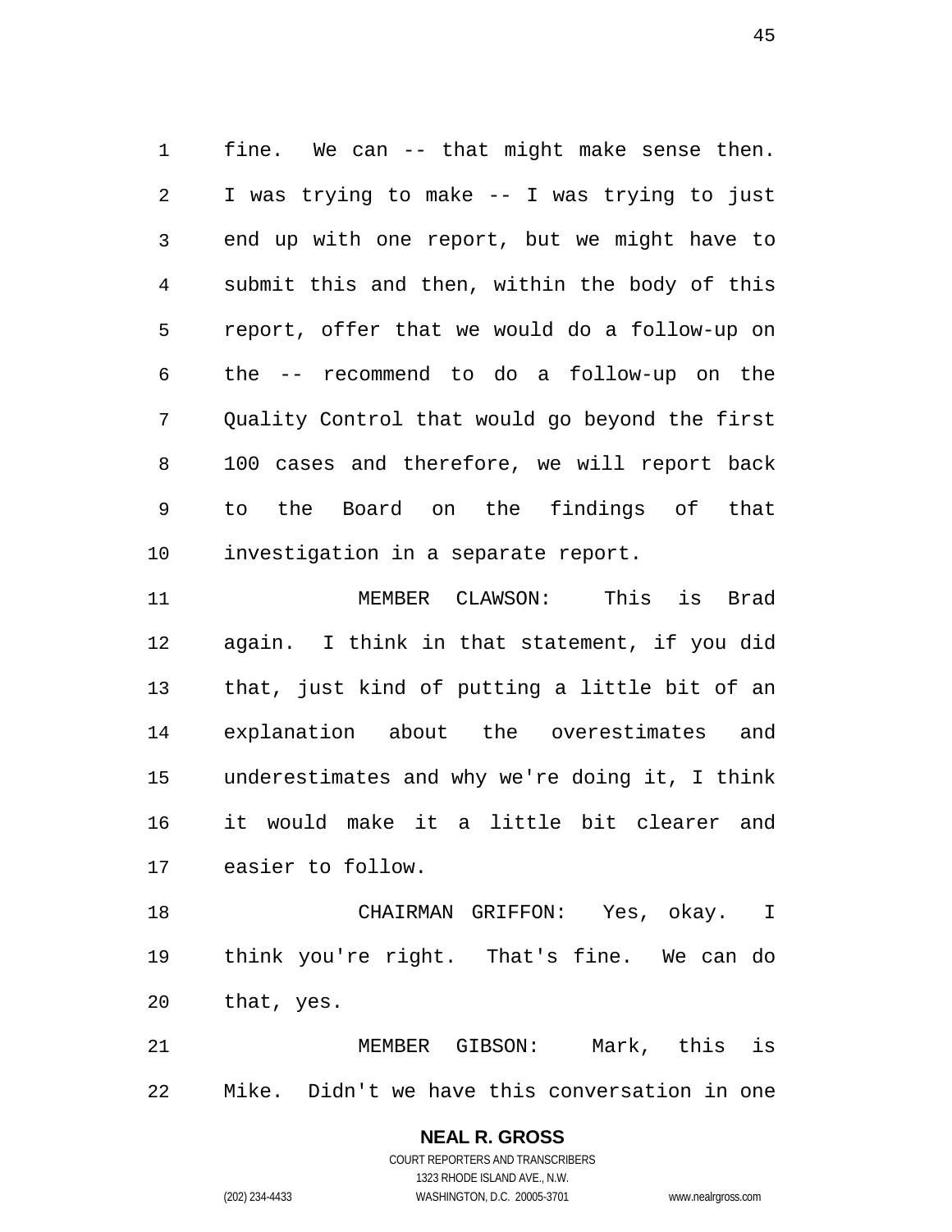fine. We can -- that might make sense then. I was trying to make -- I was trying to just end up with one report, but we might have to submit this and then, within the body of this report, offer that we would do a follow-up on the -- recommend to do a follow-up on the Quality Control that would go beyond the first 100 cases and therefore, we will report back to the Board on the findings of that investigation in a separate report.

MEMBER CLAWSON: This is Brad again. I think in that statement, if you did that, just kind of putting a little bit of an explanation about the overestimates and underestimates and why we're doing it, I think it would make it a little bit clearer and easier to follow.

CHAIRMAN GRIFFON: Yes, okay. I think you're right. That's fine. We can do that, yes.

MEMBER GIBSON: Mark, this is Mike. Didn't we have this conversation in one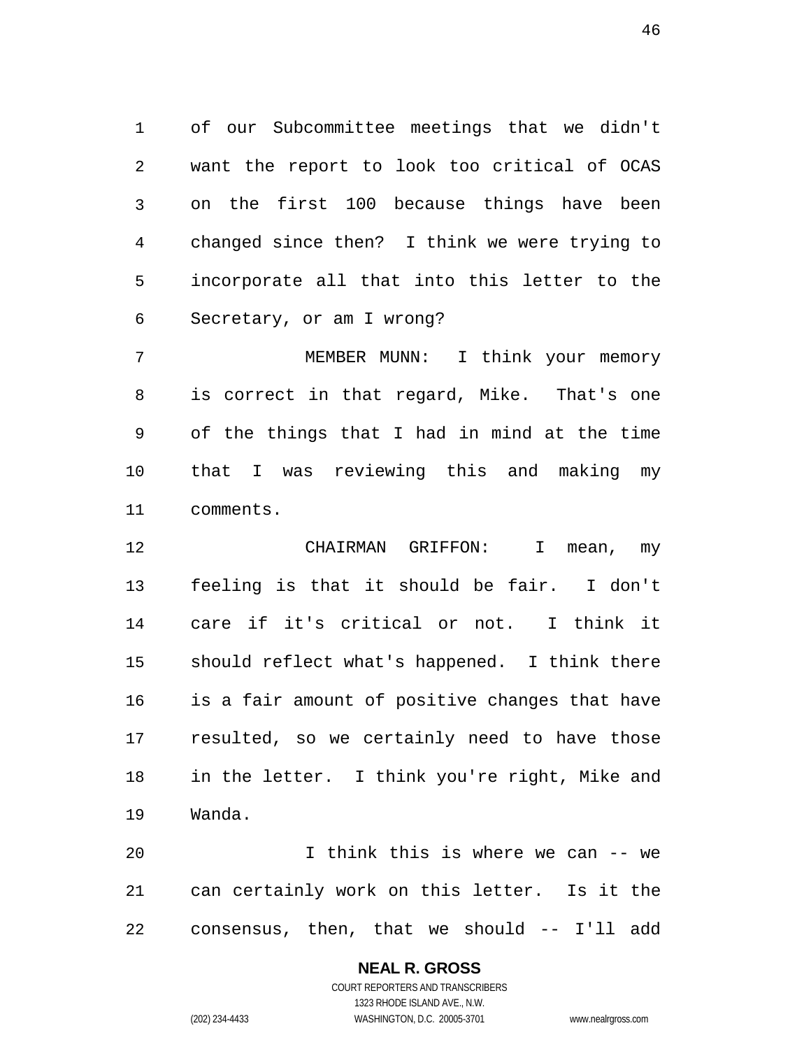of our Subcommittee meetings that we didn't want the report to look too critical of OCAS on the first 100 because things have been changed since then? I think we were trying to incorporate all that into this letter to the Secretary, or am I wrong?

MEMBER MUNN: I think your memory is correct in that regard, Mike. That's one of the things that I had in mind at the time that I was reviewing this and making my comments.

CHAIRMAN GRIFFON: I mean, my feeling is that it should be fair. I don't care if it's critical or not. I think it should reflect what's happened. I think there is a fair amount of positive changes that have resulted, so we certainly need to have those in the letter. I think you're right, Mike and Wanda.

I think this is where we can -- we can certainly work on this letter. Is it the consensus, then, that we should -- I'll add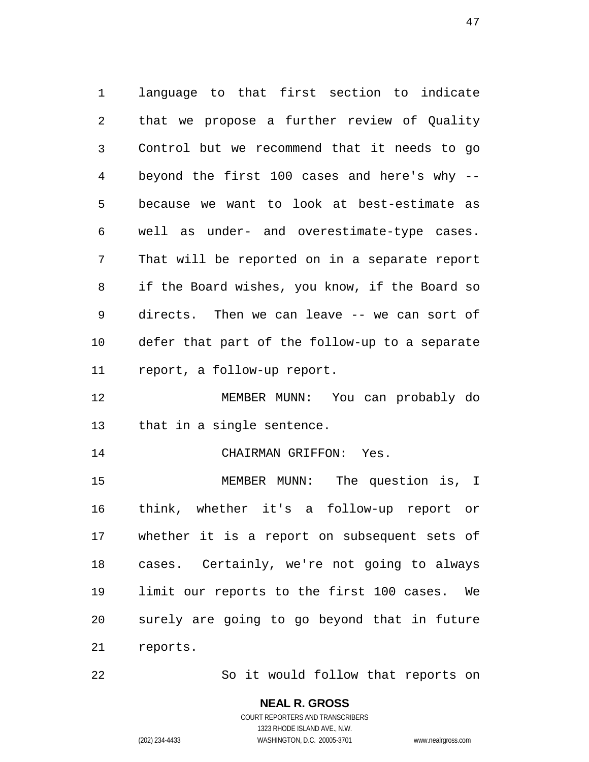language to that first section to indicate that we propose a further review of Quality Control but we recommend that it needs to go beyond the first 100 cases and here's why -- because we want to look at best-estimate as well as under- and overestimate-type cases. That will be reported on in a separate report if the Board wishes, you know, if the Board so directs. Then we can leave -- we can sort of defer that part of the follow-up to a separate report, a follow-up report.

MEMBER MUNN: You can probably do that in a single sentence.

CHAIRMAN GRIFFON: Yes.

MEMBER MUNN: The question is, I think, whether it's a follow-up report or whether it is a report on subsequent sets of cases. Certainly, we're not going to always limit our reports to the first 100 cases. We surely are going to go beyond that in future reports.

So it would follow that reports on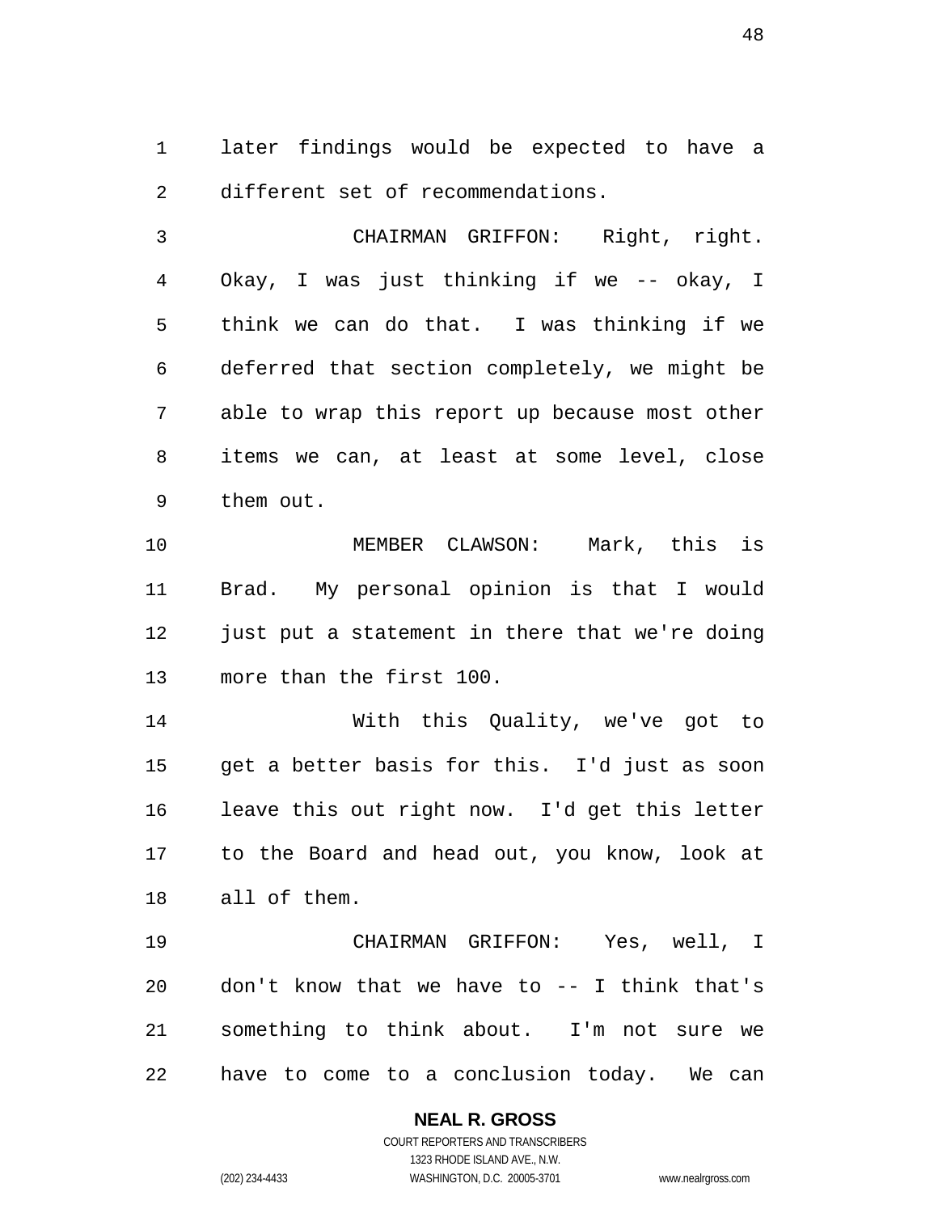later findings would be expected to have a different set of recommendations.

CHAIRMAN GRIFFON: Right, right. Okay, I was just thinking if we -- okay, I think we can do that. I was thinking if we deferred that section completely, we might be able to wrap this report up because most other items we can, at least at some level, close them out.

MEMBER CLAWSON: Mark, this is Brad. My personal opinion is that I would just put a statement in there that we're doing more than the first 100.

With this Quality, we've got to get a better basis for this. I'd just as soon leave this out right now. I'd get this letter to the Board and head out, you know, look at all of them.

CHAIRMAN GRIFFON: Yes, well, I don't know that we have to -- I think that's something to think about. I'm not sure we have to come to a conclusion today. We can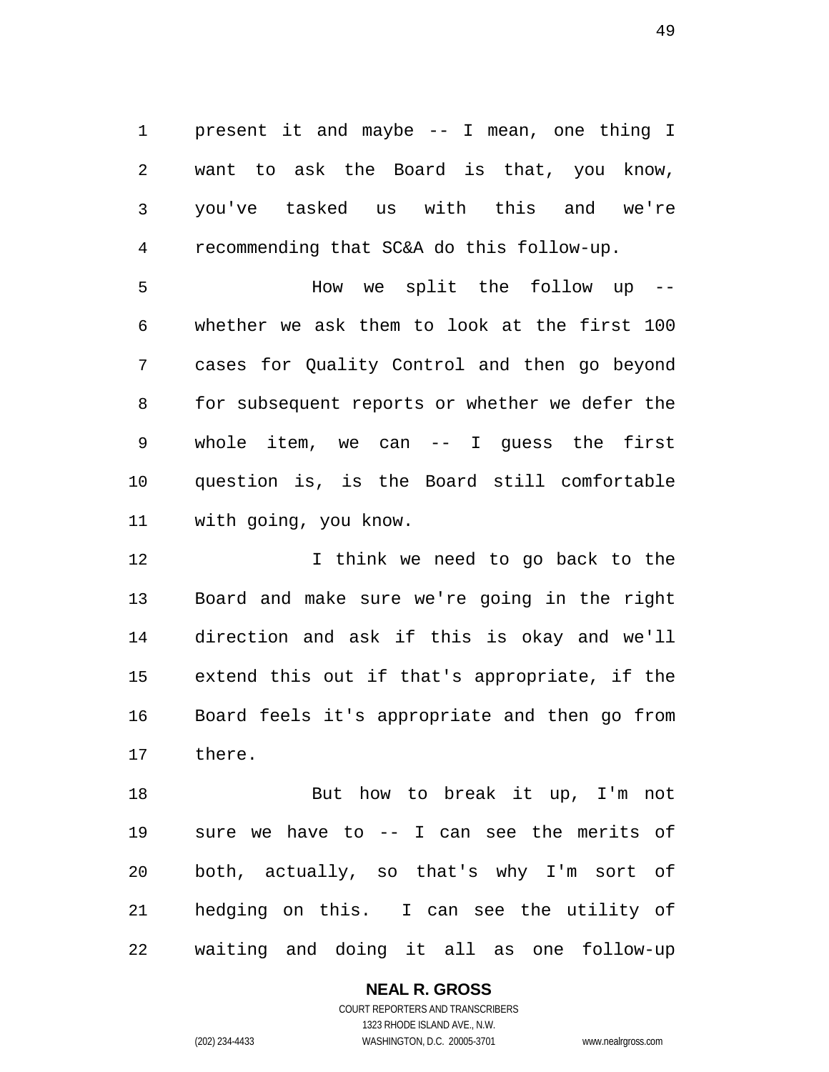present it and maybe -- I mean, one thing I want to ask the Board is that, you know, you've tasked us with this and we're recommending that SC&A do this follow-up.

How we split the follow up -- whether we ask them to look at the first 100 cases for Quality Control and then go beyond for subsequent reports or whether we defer the whole item, we can -- I guess the first question is, is the Board still comfortable with going, you know.

I think we need to go back to the Board and make sure we're going in the right direction and ask if this is okay and we'll extend this out if that's appropriate, if the Board feels it's appropriate and then go from there.

But how to break it up, I'm not sure we have to -- I can see the merits of both, actually, so that's why I'm sort of hedging on this. I can see the utility of waiting and doing it all as one follow-up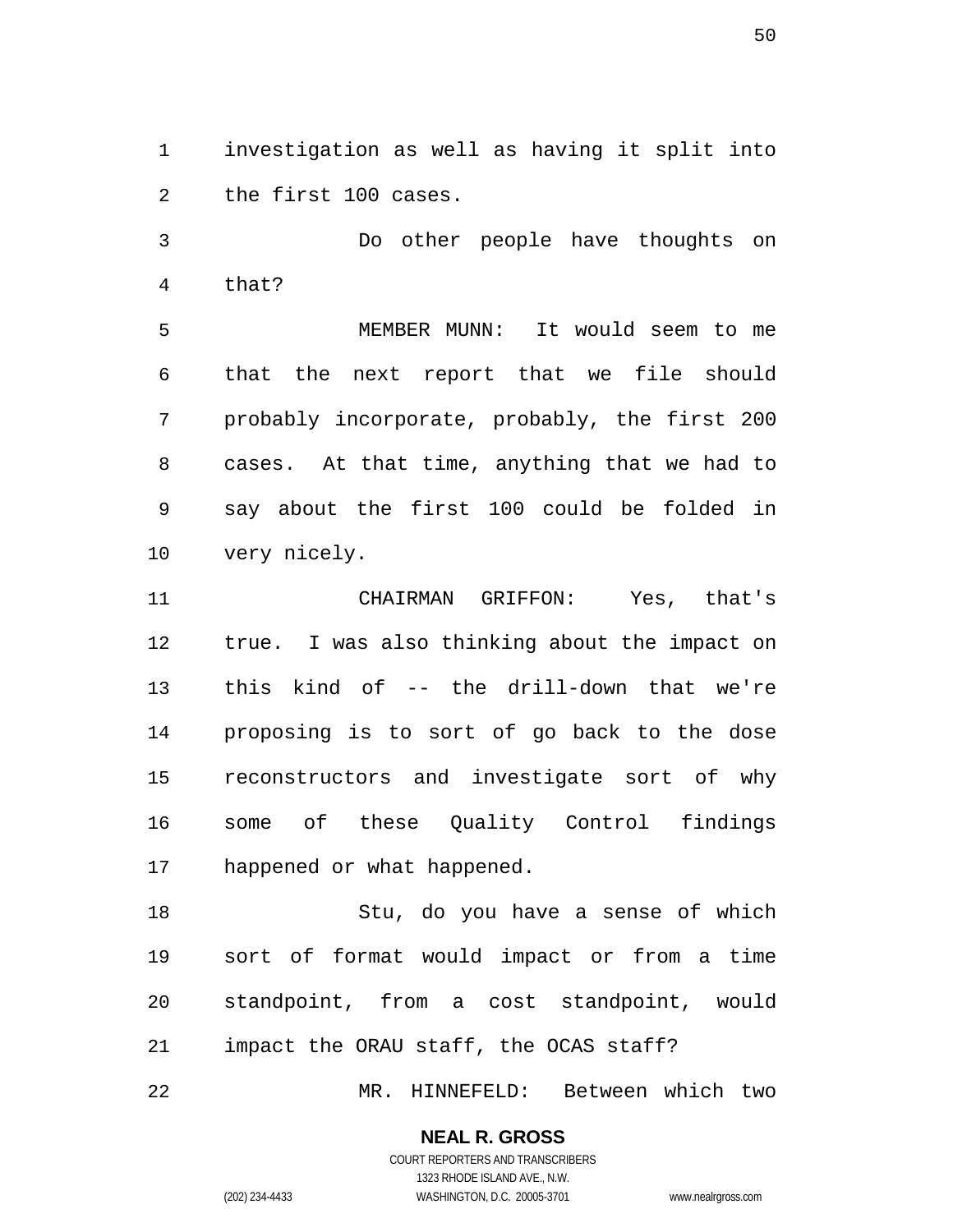investigation as well as having it split into the first 100 cases.

Do other people have thoughts on that?

MEMBER MUNN: It would seem to me that the next report that we file should probably incorporate, probably, the first 200 cases. At that time, anything that we had to say about the first 100 could be folded in very nicely.

CHAIRMAN GRIFFON: Yes, that's true. I was also thinking about the impact on this kind of -- the drill-down that we're proposing is to sort of go back to the dose reconstructors and investigate sort of why some of these Quality Control findings happened or what happened.

Stu, do you have a sense of which sort of format would impact or from a time standpoint, from a cost standpoint, would impact the ORAU staff, the OCAS staff?

MR. HINNEFELD: Between which two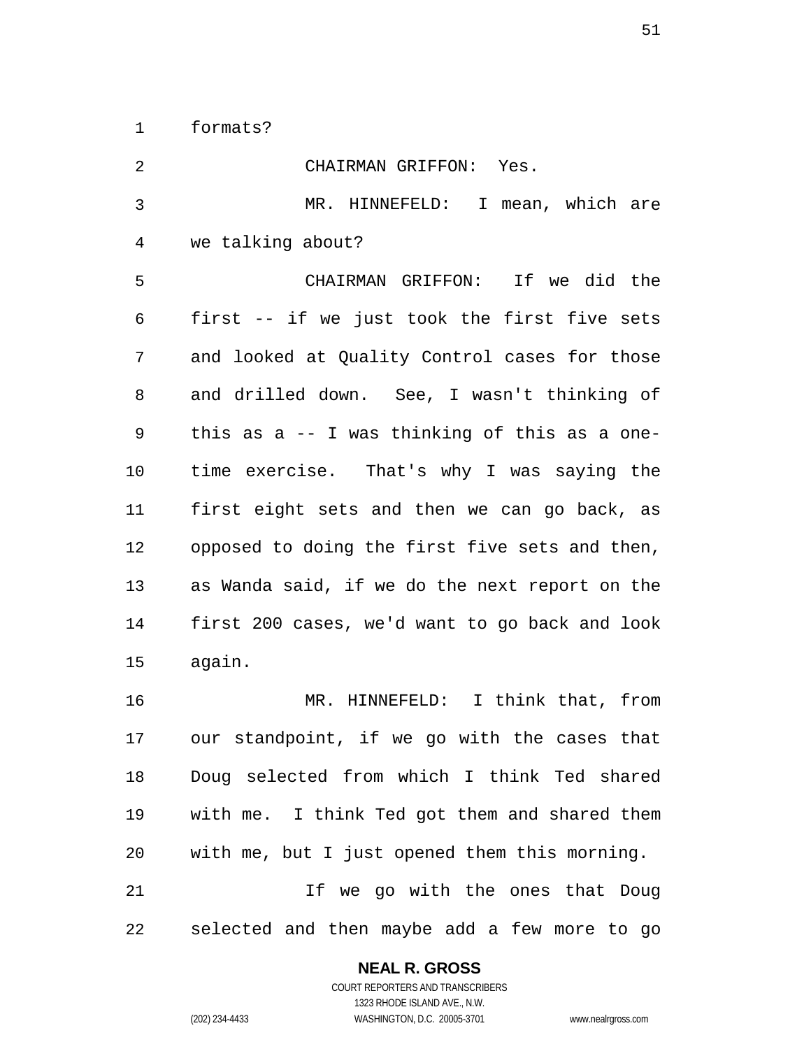formats?

CHAIRMAN GRIFFON: Yes.

MR. HINNEFELD: I mean, which are we talking about?

CHAIRMAN GRIFFON: If we did the first -- if we just took the first five sets and looked at Quality Control cases for those and drilled down. See, I wasn't thinking of this as a -- I was thinking of this as a one-time exercise. That's why I was saying the first eight sets and then we can go back, as opposed to doing the first five sets and then, as Wanda said, if we do the next report on the first 200 cases, we'd want to go back and look again.

MR. HINNEFELD: I think that, from our standpoint, if we go with the cases that Doug selected from which I think Ted shared with me. I think Ted got them and shared them with me, but I just opened them this morning.

If we go with the ones that Doug selected and then maybe add a few more to go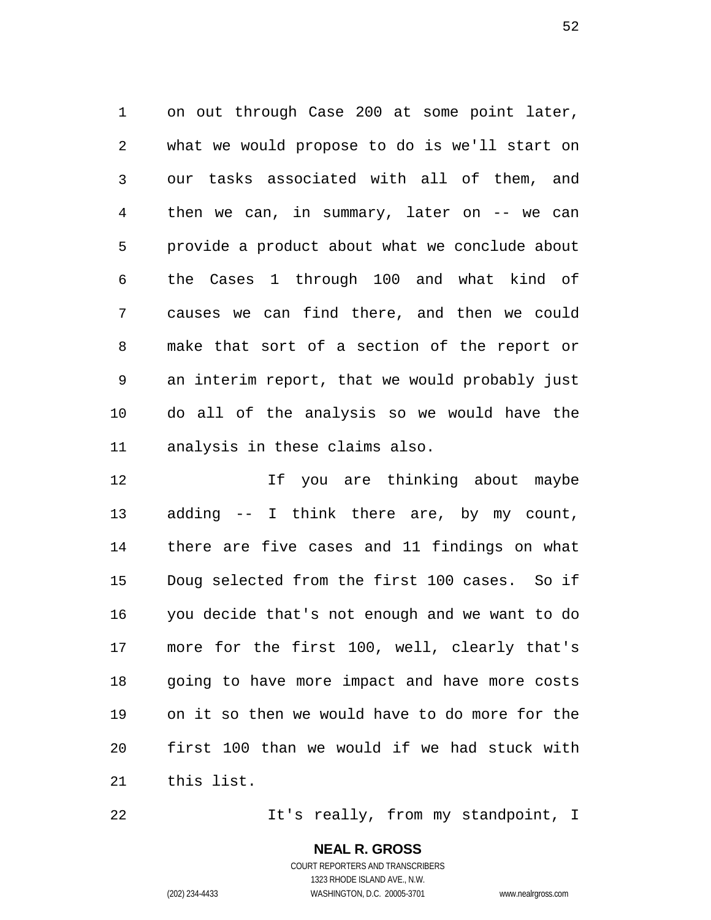on out through Case 200 at some point later, what we would propose to do is we'll start on our tasks associated with all of them, and then we can, in summary, later on -- we can provide a product about what we conclude about the Cases 1 through 100 and what kind of causes we can find there, and then we could make that sort of a section of the report or an interim report, that we would probably just do all of the analysis so we would have the analysis in these claims also.

If you are thinking about maybe adding -- I think there are, by my count, there are five cases and 11 findings on what Doug selected from the first 100 cases. So if you decide that's not enough and we want to do more for the first 100, well, clearly that's going to have more impact and have more costs on it so then we would have to do more for the first 100 than we would if we had stuck with this list.

It's really, from my standpoint, I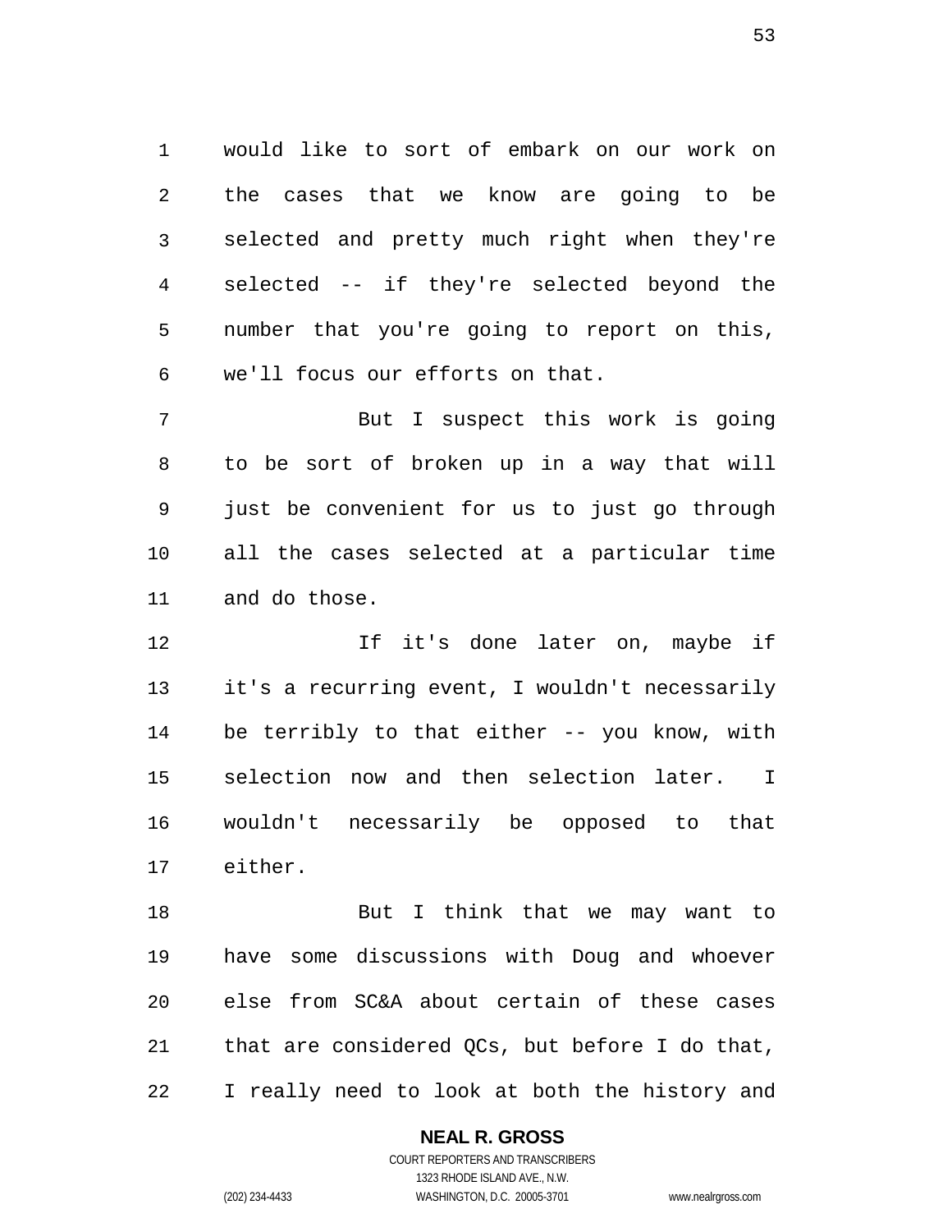would like to sort of embark on our work on the cases that we know are going to be selected and pretty much right when they're selected -- if they're selected beyond the number that you're going to report on this, we'll focus our efforts on that.

But I suspect this work is going to be sort of broken up in a way that will just be convenient for us to just go through all the cases selected at a particular time and do those.

If it's done later on, maybe if it's a recurring event, I wouldn't necessarily be terribly to that either -- you know, with selection now and then selection later. I wouldn't necessarily be opposed to that either.

But I think that we may want to have some discussions with Doug and whoever else from SC&A about certain of these cases that are considered QCs, but before I do that, I really need to look at both the history and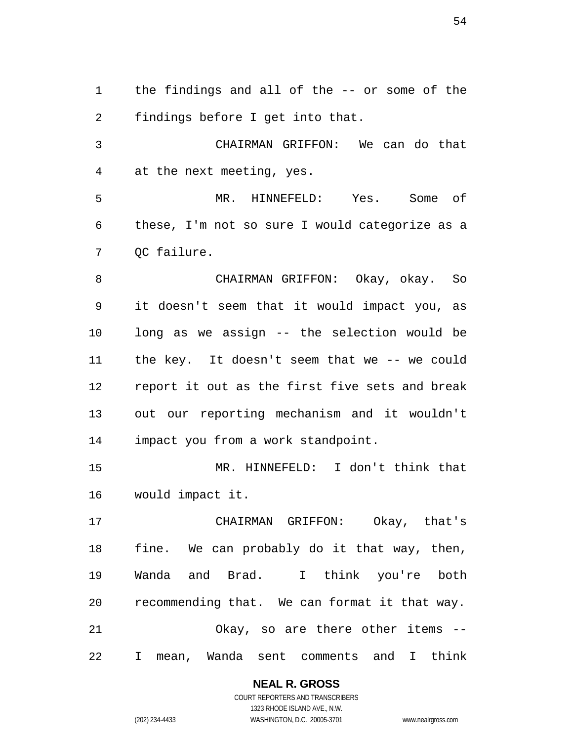the findings and all of the -- or some of the findings before I get into that.

CHAIRMAN GRIFFON: We can do that at the next meeting, yes.

MR. HINNEFELD: Yes. Some of these, I'm not so sure I would categorize as a QC failure.

CHAIRMAN GRIFFON: Okay, okay. So it doesn't seem that it would impact you, as long as we assign -- the selection would be the key. It doesn't seem that we -- we could report it out as the first five sets and break out our reporting mechanism and it wouldn't impact you from a work standpoint.

MR. HINNEFELD: I don't think that would impact it.

CHAIRMAN GRIFFON: Okay, that's fine. We can probably do it that way, then, Wanda and Brad. I think you're both recommending that. We can format it that way.

Okay, so are there other items -- I mean, Wanda sent comments and I think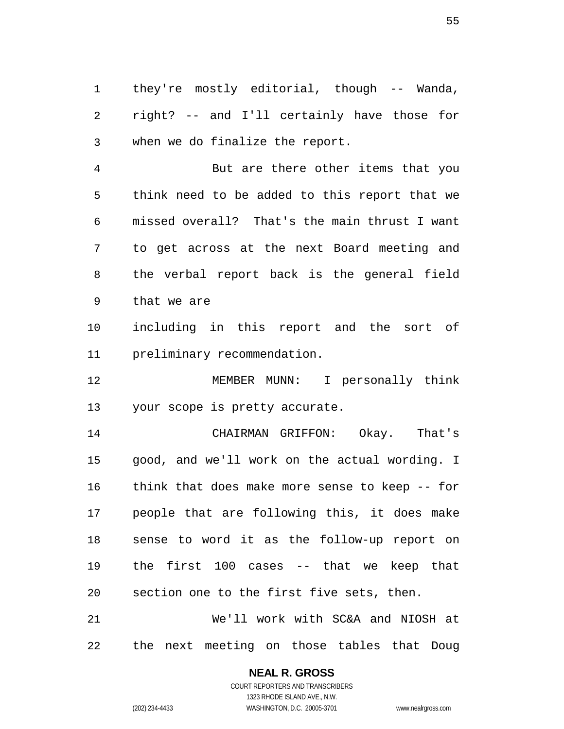they're mostly editorial, though -- Wanda, right? -- and I'll certainly have those for when we do finalize the report.

But are there other items that you think need to be added to this report that we missed overall? That's the main thrust I want to get across at the next Board meeting and the verbal report back is the general field that we are including in this report and the sort of preliminary recommendation.

MEMBER MUNN: I personally think your scope is pretty accurate.

CHAIRMAN GRIFFON: Okay. That's good, and we'll work on the actual wording. I think that does make more sense to keep -- for people that are following this, it does make sense to word it as the follow-up report on the first 100 cases -- that we keep that section one to the first five sets, then.

We'll work with SC&A and NIOSH at the next meeting on those tables that Doug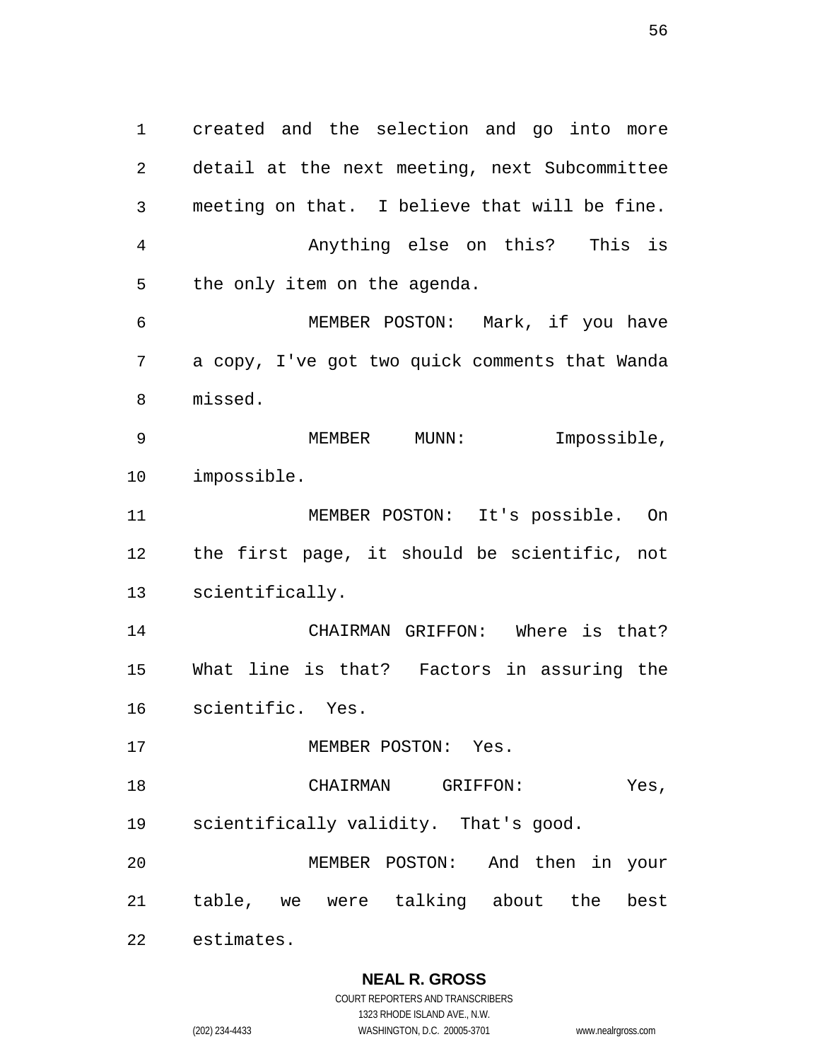created and the selection and go into more detail at the next meeting, next Subcommittee meeting on that. I believe that will be fine.

Anything else on this? This is the only item on the agenda.

MEMBER POSTON: Mark, if you have a copy, I've got two quick comments that Wanda missed.

MEMBER MUNN: Impossible, impossible.

MEMBER POSTON: It's possible. On the first page, it should be scientific, not scientifically.

CHAIRMAN GRIFFON: Where is that? What line is that? Factors in assuring the scientific. Yes.

MEMBER POSTON: Yes.

CHAIRMAN GRIFFON: Yes, scientifically validity. That's good.

MEMBER POSTON: And then in your table, we were talking about the best estimates.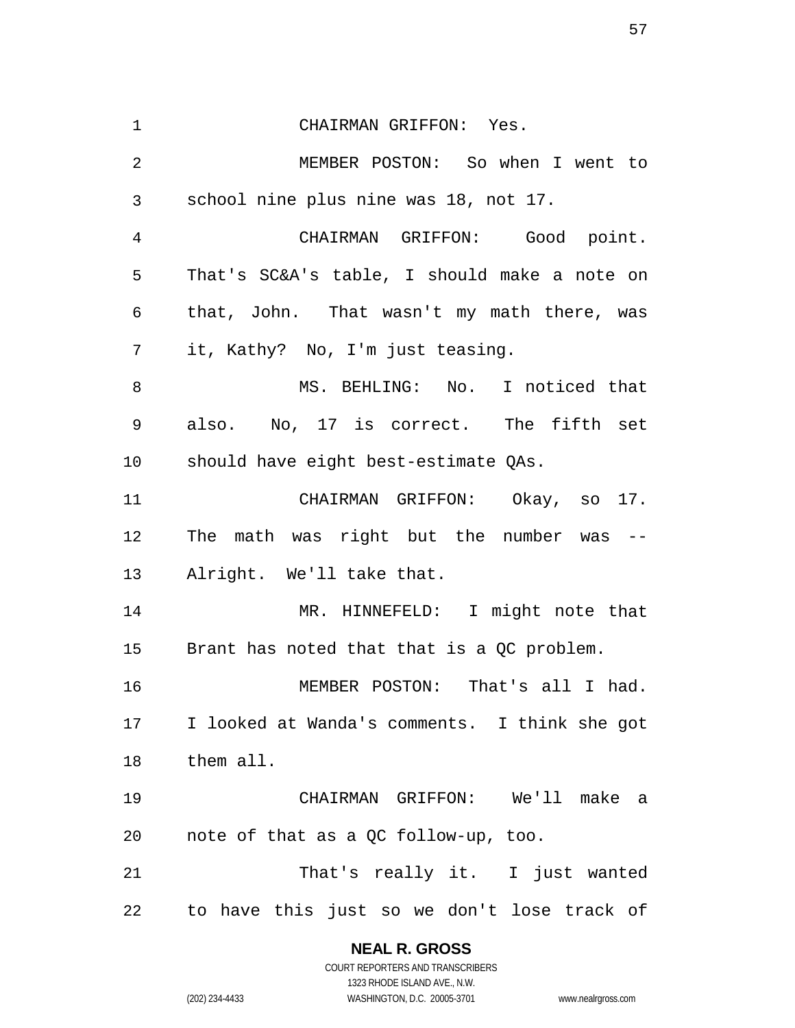CHAIRMAN GRIFFON: Yes.

MEMBER POSTON: So when I went to school nine plus nine was 18, not 17.

CHAIRMAN GRIFFON: Good point. That's SC&A's table, I should make a note on that, John. That wasn't my math there, was it, Kathy? No, I'm just teasing.

MS. BEHLING: No. I noticed that also. No, 17 is correct. The fifth set should have eight best-estimate QAs.

CHAIRMAN GRIFFON: Okay, so 17. The math was right but the number was -- Alright. We'll take that.

MR. HINNEFELD: I might note that Brant has noted that that is a QC problem.

MEMBER POSTON: That's all I had. I looked at Wanda's comments. I think she got them all.

CHAIRMAN GRIFFON: We'll make a note of that as a QC follow-up, too.

That's really it. I just wanted to have this just so we don't lose track of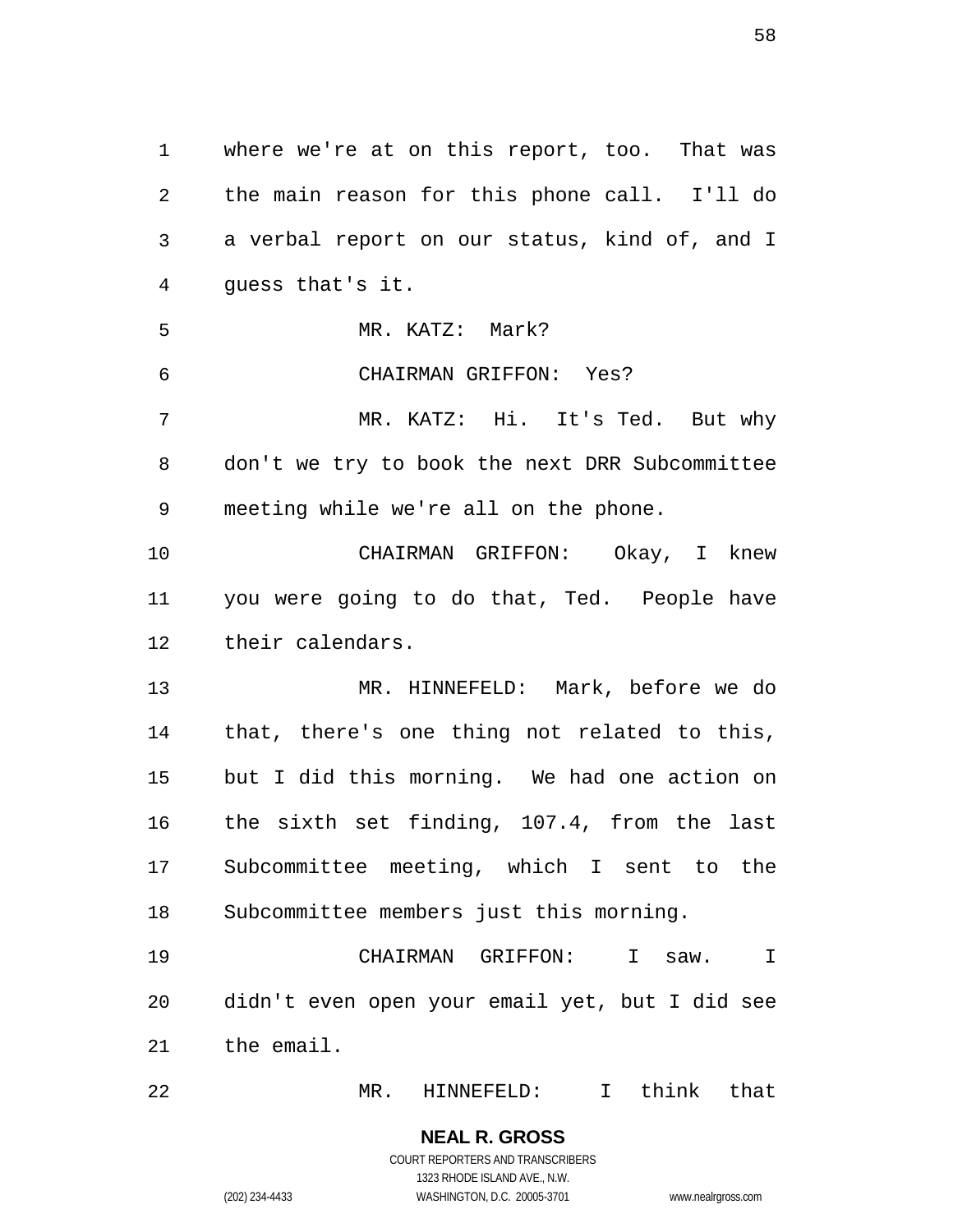where we're at on this report, too. That was the main reason for this phone call. I'll do a verbal report on our status, kind of, and I guess that's it.

MR. KATZ: Mark?

CHAIRMAN GRIFFON: Yes?

MR. KATZ: Hi. It's Ted. But why don't we try to book the next DRR Subcommittee meeting while we're all on the phone.

CHAIRMAN GRIFFON: Okay, I knew you were going to do that, Ted. People have their calendars.

MR. HINNEFELD: Mark, before we do that, there's one thing not related to this, but I did this morning. We had one action on the sixth set finding, 107.4, from the last Subcommittee meeting, which I sent to the Subcommittee members just this morning.

CHAIRMAN GRIFFON: I saw. I didn't even open your email yet, but I did see the email.

MR. HINNEFELD: I think that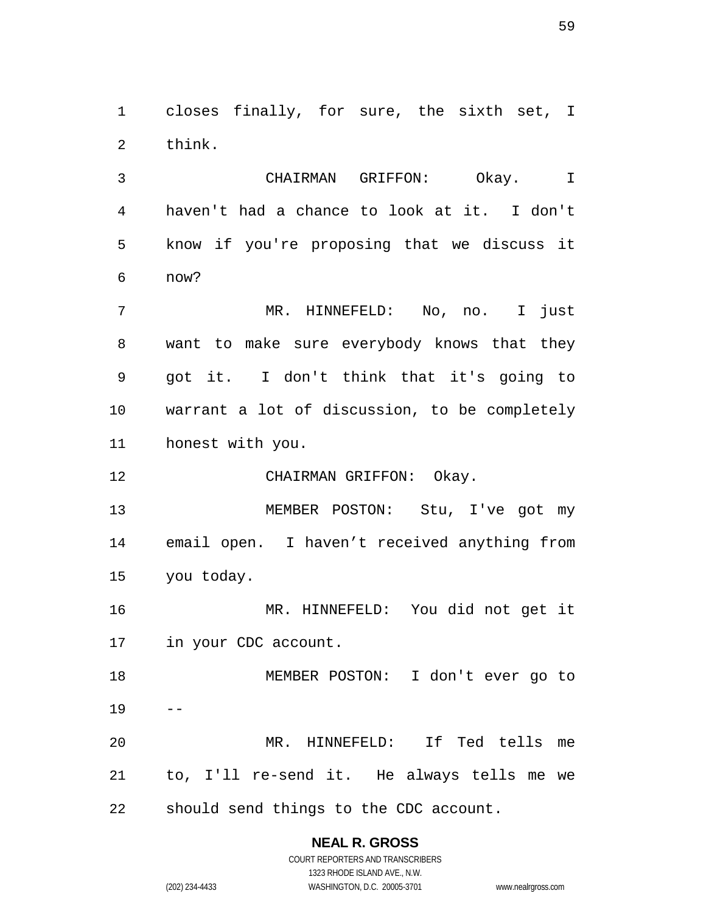closes finally, for sure, the sixth set, I think.

CHAIRMAN GRIFFON: Okay. I haven't had a chance to look at it. I don't know if you're proposing that we discuss it now?

MR. HINNEFELD: No, no. I just want to make sure everybody knows that they got it. I don't think that it's going to warrant a lot of discussion, to be completely honest with you.

CHAIRMAN GRIFFON: Okay.

MEMBER POSTON: Stu, I've got my email open. I haven't received anything from you today.

MR. HINNEFELD: You did not get it in your CDC account.

MEMBER POSTON: I don't ever go to --

MR. HINNEFELD: If Ted tells me to, I'll re-send it. He always tells me we should send things to the CDC account.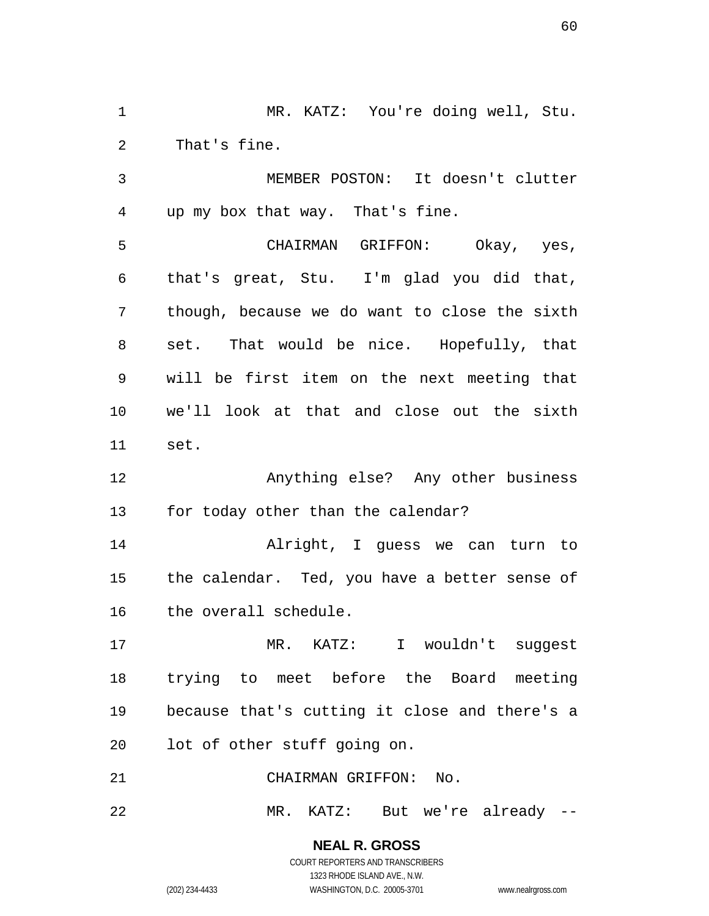MR. KATZ: You're doing well, Stu. That's fine.

MEMBER POSTON: It doesn't clutter up my box that way. That's fine.

CHAIRMAN GRIFFON: Okay, yes, that's great, Stu. I'm glad you did that, though, because we do want to close the sixth set. That would be nice. Hopefully, that will be first item on the next meeting that we'll look at that and close out the sixth set.

Anything else? Any other business for today other than the calendar?

Alright, I guess we can turn to the calendar. Ted, you have a better sense of the overall schedule.

MR. KATZ: I wouldn't suggest trying to meet before the Board meeting because that's cutting it close and there's a lot of other stuff going on.

CHAIRMAN GRIFFON: No.

MR. KATZ: But we're already --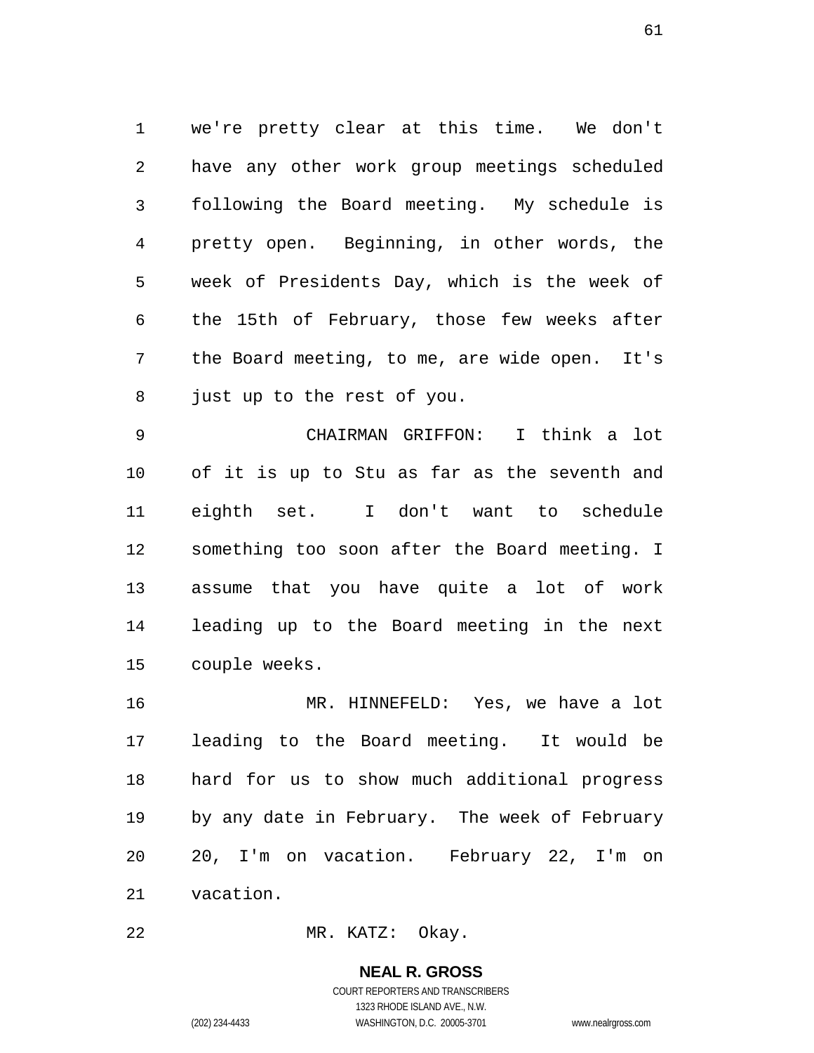we're pretty clear at this time. We don't have any other work group meetings scheduled following the Board meeting. My schedule is pretty open. Beginning, in other words, the week of Presidents Day, which is the week of the 15th of February, those few weeks after the Board meeting, to me, are wide open. It's just up to the rest of you.

CHAIRMAN GRIFFON: I think a lot of it is up to Stu as far as the seventh and eighth set. I don't want to schedule something too soon after the Board meeting. I assume that you have quite a lot of work leading up to the Board meeting in the next couple weeks.

MR. HINNEFELD: Yes, we have a lot leading to the Board meeting. It would be hard for us to show much additional progress by any date in February. The week of February 20, I'm on vacation. February 22, I'm on vacation.

MR. KATZ: Okay.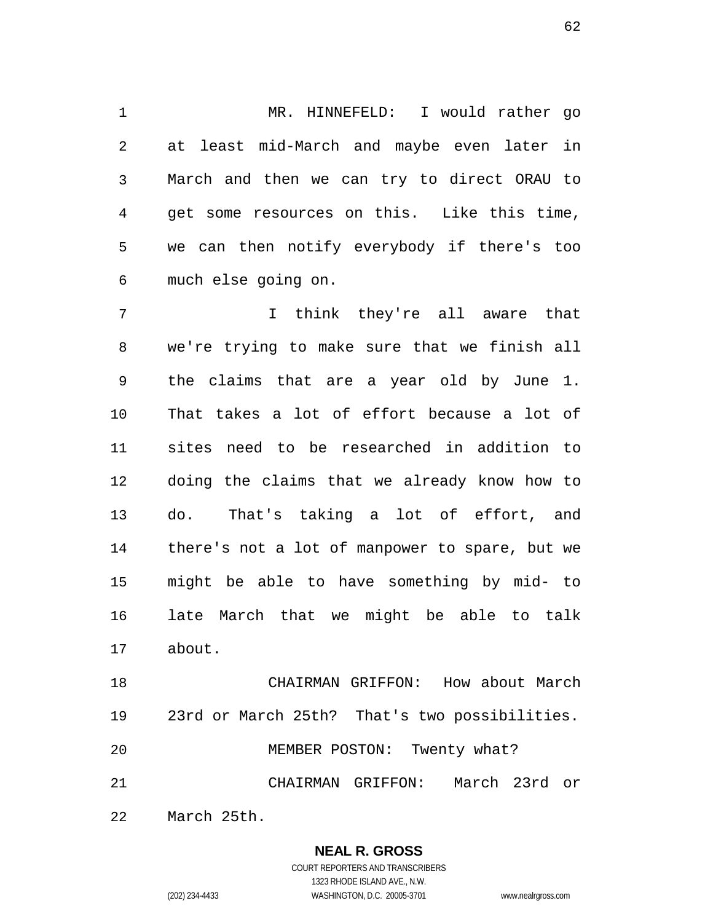MR. HINNEFELD: I would rather go at least mid-March and maybe even later in March and then we can try to direct ORAU to get some resources on this. Like this time, we can then notify everybody if there's too much else going on.

I think they're all aware that we're trying to make sure that we finish all the claims that are a year old by June 1. That takes a lot of effort because a lot of sites need to be researched in addition to doing the claims that we already know how to do. That's taking a lot of effort, and there's not a lot of manpower to spare, but we might be able to have something by mid- to late March that we might be able to talk about.

CHAIRMAN GRIFFON: How about March 23rd or March 25th? That's two possibilities.

MEMBER POSTON: Twenty what?

CHAIRMAN GRIFFON: March 23rd or March 25th.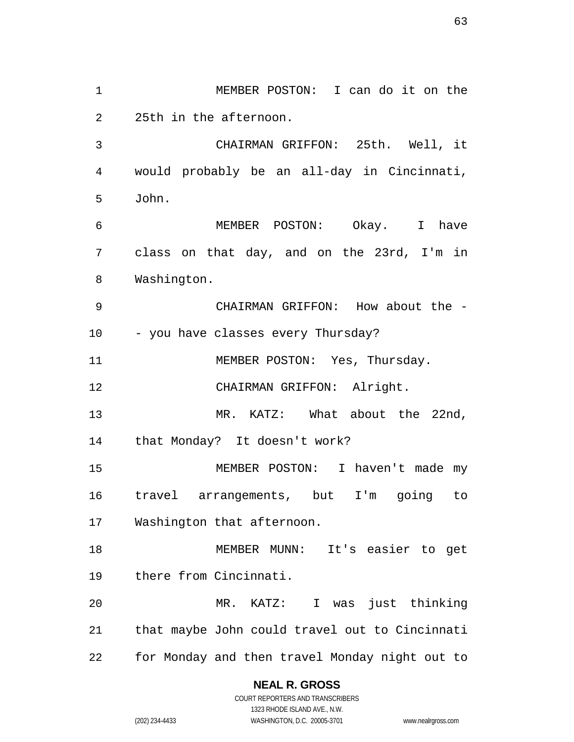MEMBER POSTON: I can do it on the 25th in the afternoon.

CHAIRMAN GRIFFON: 25th. Well, it would probably be an all-day in Cincinnati, John.

MEMBER POSTON: Okay. I have class on that day, and on the 23rd, I'm in Washington.

CHAIRMAN GRIFFON: How about the -- you have classes every Thursday?

MEMBER POSTON: Yes, Thursday.

CHAIRMAN GRIFFON: Alright.

MR. KATZ: What about the 22nd, that Monday? It doesn't work?

MEMBER POSTON: I haven't made my travel arrangements, but I'm going to Washington that afternoon.

MEMBER MUNN: It's easier to get there from Cincinnati.

MR. KATZ: I was just thinking that maybe John could travel out to Cincinnati for Monday and then travel Monday night out to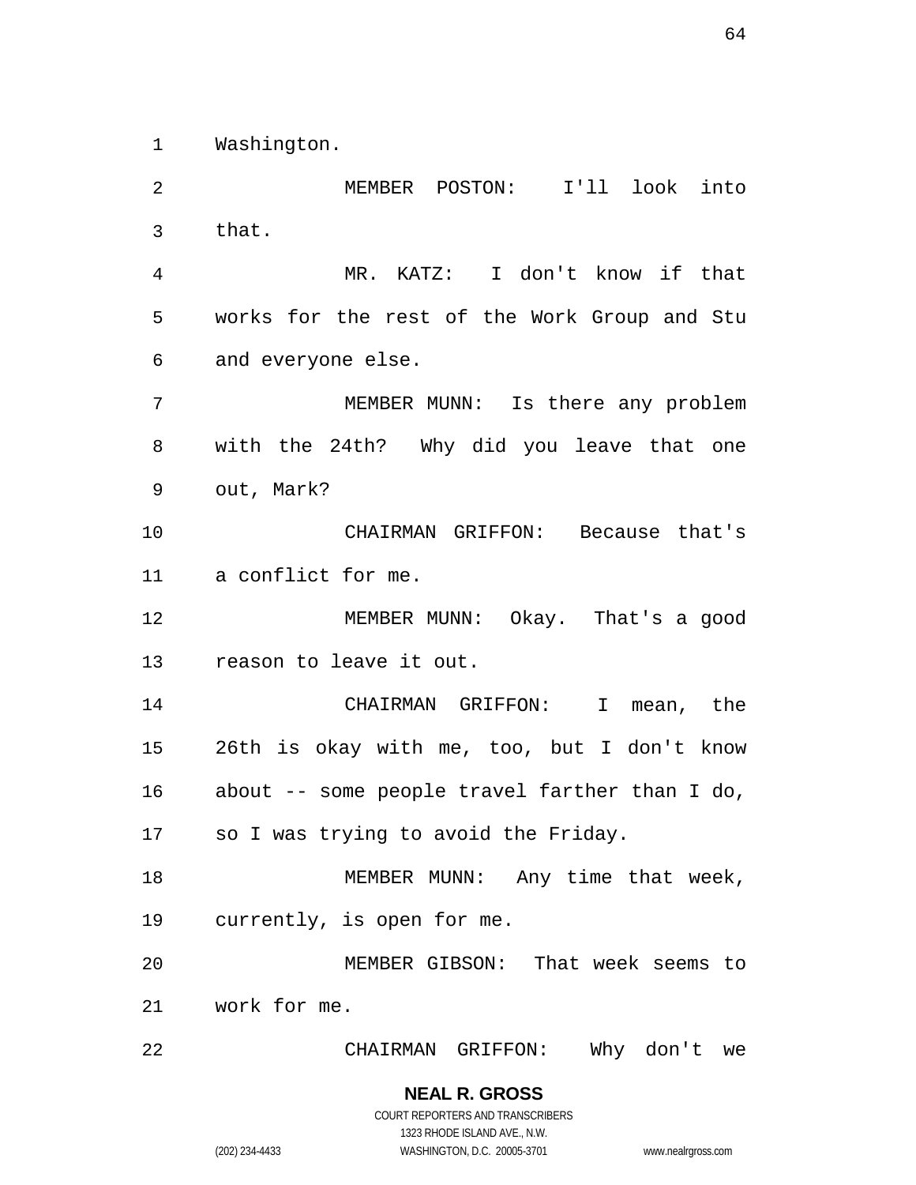Washington.

MEMBER POSTON: I'll look into that.

MR. KATZ: I don't know if that works for the rest of the Work Group and Stu and everyone else.

MEMBER MUNN: Is there any problem with the 24th? Why did you leave that one out, Mark?

CHAIRMAN GRIFFON: Because that's a conflict for me.

MEMBER MUNN: Okay. That's a good reason to leave it out.

CHAIRMAN GRIFFON: I mean, the 26th is okay with me, too, but I don't know about -- some people travel farther than I do, so I was trying to avoid the Friday.

MEMBER MUNN: Any time that week, currently, is open for me.

MEMBER GIBSON: That week seems to work for me.

CHAIRMAN GRIFFON: Why don't we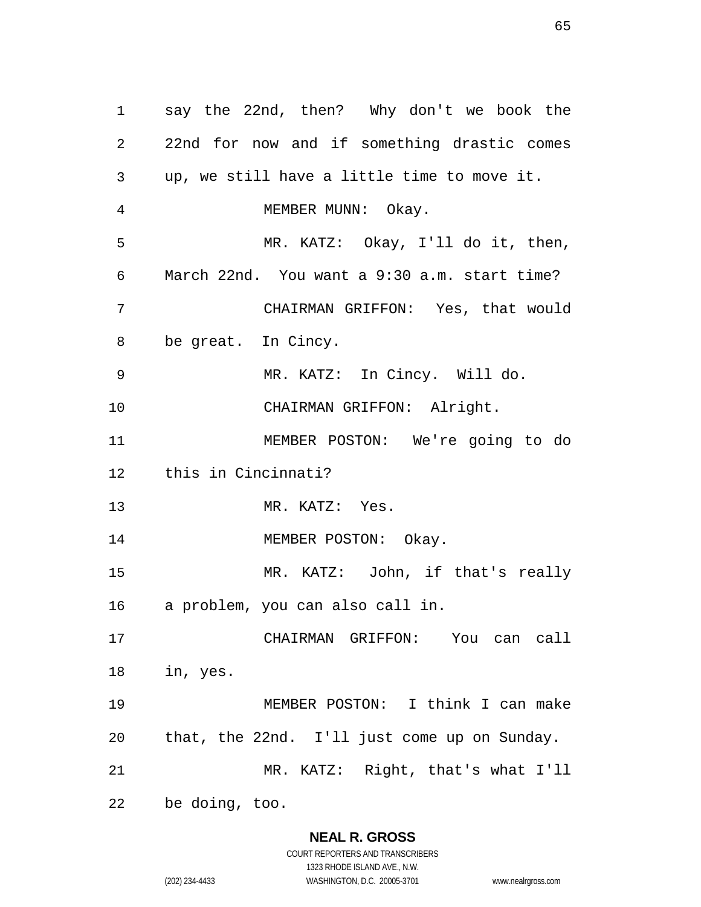say the 22nd, then? Why don't we book the 22nd for now and if something drastic comes up, we still have a little time to move it.

MEMBER MUNN: Okay.

MR. KATZ: Okay, I'll do it, then, March 22nd. You want a 9:30 a.m. start time?

CHAIRMAN GRIFFON: Yes, that would be great. In Cincy.

MR. KATZ: In Cincy. Will do.

CHAIRMAN GRIFFON: Alright.

MEMBER POSTON: We're going to do this in Cincinnati?

MR. KATZ: Yes.

MEMBER POSTON: Okay.

MR. KATZ: John, if that's really a problem, you can also call in.

CHAIRMAN GRIFFON: You can call in, yes.

MEMBER POSTON: I think I can make that, the 22nd. I'll just come up on Sunday.

MR. KATZ: Right, that's what I'll be doing, too.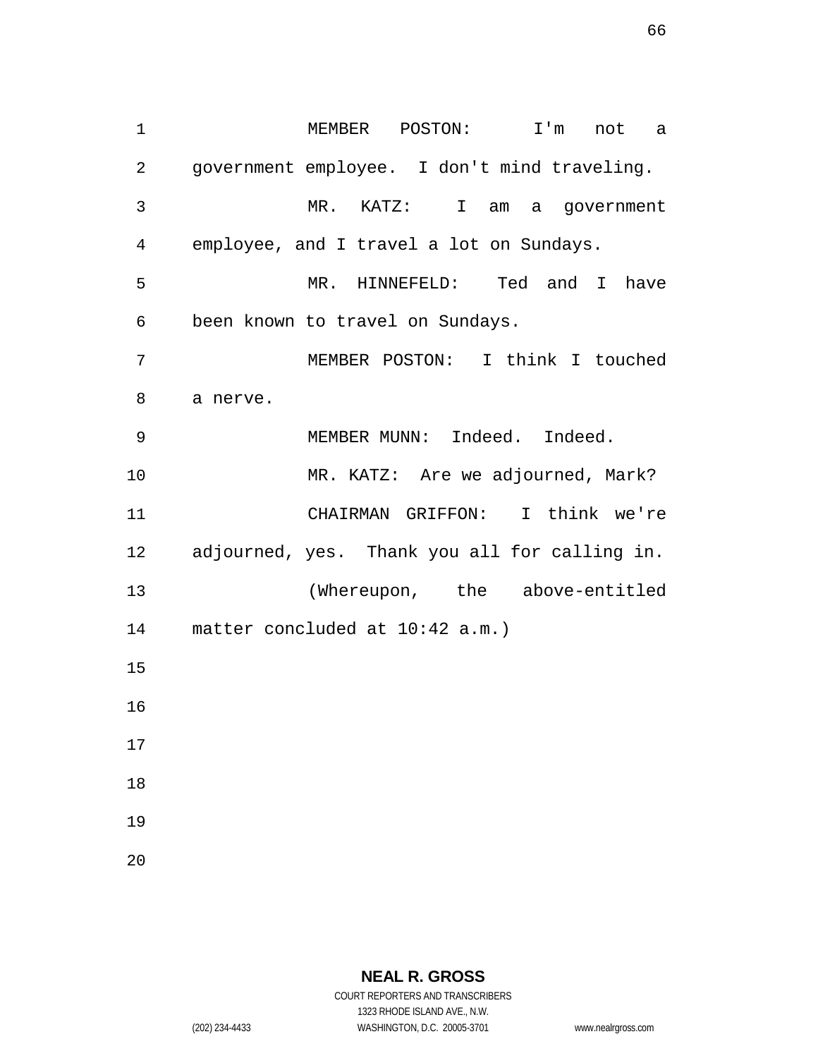MEMBER POSTON: I'm not a government employee. I don't mind traveling.

MR. KATZ: I am a government employee, and I travel a lot on Sundays.

MR. HINNEFELD: Ted and I have been known to travel on Sundays.

MEMBER POSTON: I think I touched a nerve.

MEMBER MUNN: Indeed. Indeed.

MR. KATZ: Are we adjourned, Mark?

CHAIRMAN GRIFFON: I think we're adjourned, yes. Thank you all for calling in.

(Whereupon, the above-entitled matter concluded at 10:42 a.m.)